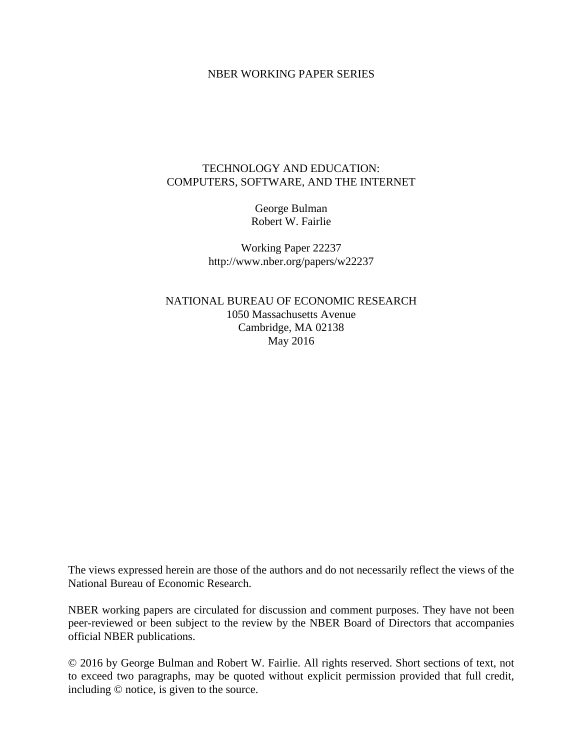NBER WORKING PAPER SERIES

# TECHNOLOGY AND EDUCATION: COMPUTERS, SOFTWARE, AND THE INTERNET

George Bulman
Robert W. Fairlie

Working Paper 22237
http://www.nber.org/papers/w22237

NATIONAL BUREAU OF ECONOMIC RESEARCH
1050 Massachusetts Avenue
Cambridge, MA 02138
May 2016

The views expressed herein are those of the authors and do not necessarily reflect the views of the National Bureau of Economic Research.

NBER working papers are circulated for discussion and comment purposes. They have not been peer-reviewed or been subject to the review by the NBER Board of Directors that accompanies official NBER publications.

© 2016 by George Bulman and Robert W. Fairlie. All rights reserved. Short sections of text, not to exceed two paragraphs, may be quoted without explicit permission provided that full credit, including © notice, is given to the source.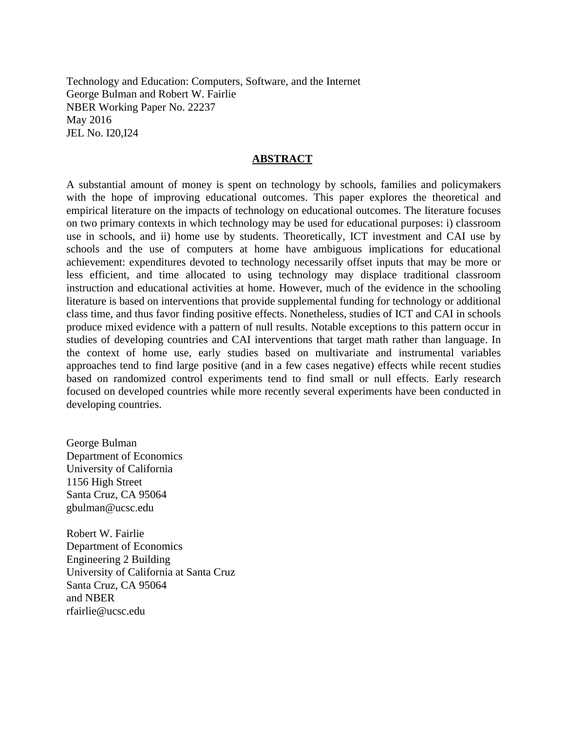Technology and Education: Computers, Software, and the Internet
George Bulman and Robert W. Fairlie
NBER Working Paper No. 22237
May 2016
JEL No. I20,I24

## ABSTRACT

A substantial amount of money is spent on technology by schools, families and policymakers with the hope of improving educational outcomes. This paper explores the theoretical and empirical literature on the impacts of technology on educational outcomes. The literature focuses on two primary contexts in which technology may be used for educational purposes: i) classroom use in schools, and ii) home use by students. Theoretically, ICT investment and CAI use by schools and the use of computers at home have ambiguous implications for educational achievement: expenditures devoted to technology necessarily offset inputs that may be more or less efficient, and time allocated to using technology may displace traditional classroom instruction and educational activities at home. However, much of the evidence in the schooling literature is based on interventions that provide supplemental funding for technology or additional class time, and thus favor finding positive effects. Nonetheless, studies of ICT and CAI in schools produce mixed evidence with a pattern of null results. Notable exceptions to this pattern occur in studies of developing countries and CAI interventions that target math rather than language. In the context of home use, early studies based on multivariate and instrumental variables approaches tend to find large positive (and in a few cases negative) effects while recent studies based on randomized control experiments tend to find small or null effects. Early research focused on developed countries while more recently several experiments have been conducted in developing countries.

George Bulman
Department of Economics
University of California
1156 High Street
Santa Cruz, CA 95064
gbulman@ucsc.edu

Robert W. Fairlie
Department of Economics
Engineering 2 Building
University of California at Santa Cruz
Santa Cruz, CA 95064
and NBER
rfairlie@ucsc.edu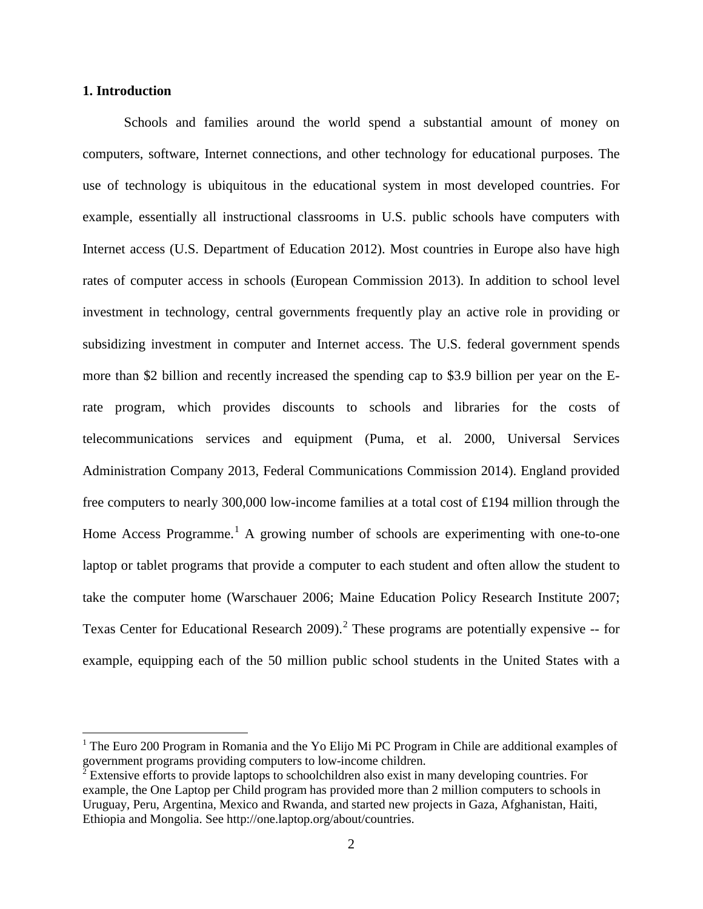## 1. Introduction

Schools and families around the world spend a substantial amount of money on computers, software, Internet connections, and other technology for educational purposes. The use of technology is ubiquitous in the educational system in most developed countries. For example, essentially all instructional classrooms in U.S. public schools have computers with Internet access (U.S. Department of Education 2012). Most countries in Europe also have high rates of computer access in schools (European Commission 2013). In addition to school level investment in technology, central governments frequently play an active role in providing or subsidizing investment in computer and Internet access. The U.S. federal government spends more than $2 billion and recently increased the spending cap to $3.9 billion per year on the E-rate program, which provides discounts to schools and libraries for the costs of telecommunications services and equipment (Puma, et al. 2000, Universal Services Administration Company 2013, Federal Communications Commission 2014). England provided free computers to nearly 300,000 low-income families at a total cost of £194 million through the Home Access Programme.[1] A growing number of schools are experimenting with one-to-one laptop or tablet programs that provide a computer to each student and often allow the student to take the computer home (Warschauer 2006; Maine Education Policy Research Institute 2007; Texas Center for Educational Research 2009).[2] These programs are potentially expensive -- for example, equipping each of the 50 million public school students in the United States with a

---

[1] The Euro 200 Program in Romania and the Yo Elijo Mi PC Program in Chile are additional examples of government programs providing computers to low-income children.

[2] Extensive efforts to provide laptops to schoolchildren also exist in many developing countries. For example, the One Laptop per Child program has provided more than 2 million computers to schools in Uruguay, Peru, Argentina, Mexico and Rwanda, and started new projects in Gaza, Afghanistan, Haiti, Ethiopia and Mongolia. See http://one.laptop.org/about/countries.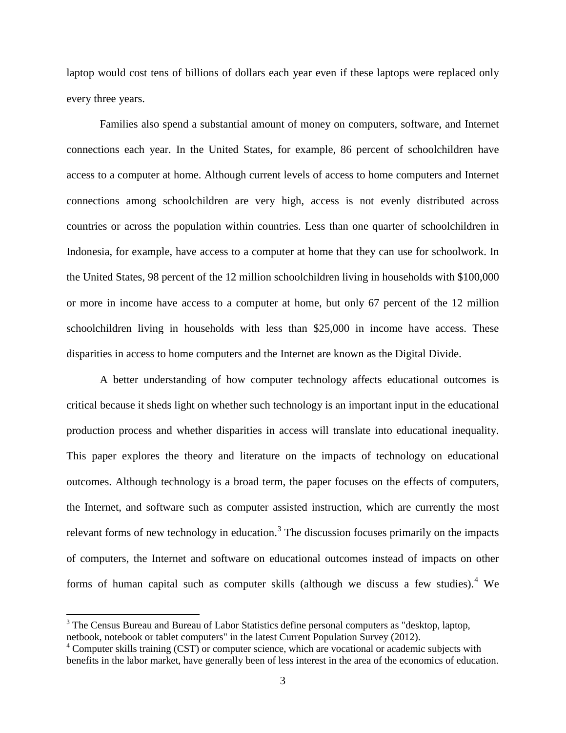laptop would cost tens of billions of dollars each year even if these laptops were replaced only every three years.

Families also spend a substantial amount of money on computers, software, and Internet connections each year. In the United States, for example, 86 percent of schoolchildren have access to a computer at home. Although current levels of access to home computers and Internet connections among schoolchildren are very high, access is not evenly distributed across countries or across the population within countries. Less than one quarter of schoolchildren in Indonesia, for example, have access to a computer at home that they can use for schoolwork. In the United States, 98 percent of the 12 million schoolchildren living in households with $100,000 or more in income have access to a computer at home, but only 67 percent of the 12 million schoolchildren living in households with less than $25,000 in income have access. These disparities in access to home computers and the Internet are known as the Digital Divide.

A better understanding of how computer technology affects educational outcomes is critical because it sheds light on whether such technology is an important input in the educational production process and whether disparities in access will translate into educational inequality. This paper explores the theory and literature on the impacts of technology on educational outcomes. Although technology is a broad term, the paper focuses on the effects of computers, the Internet, and software such as computer assisted instruction, which are currently the most relevant forms of new technology in education.[3] The discussion focuses primarily on the impacts of computers, the Internet and software on educational outcomes instead of impacts on other forms of human capital such as computer skills (although we discuss a few studies).[4] We

---

[3] The Census Bureau and Bureau of Labor Statistics define personal computers as "desktop, laptop, netbook, notebook or tablet computers" in the latest Current Population Survey (2012).

[4] Computer skills training (CST) or computer science, which are vocational or academic subjects with benefits in the labor market, have generally been of less interest in the area of the economics of education.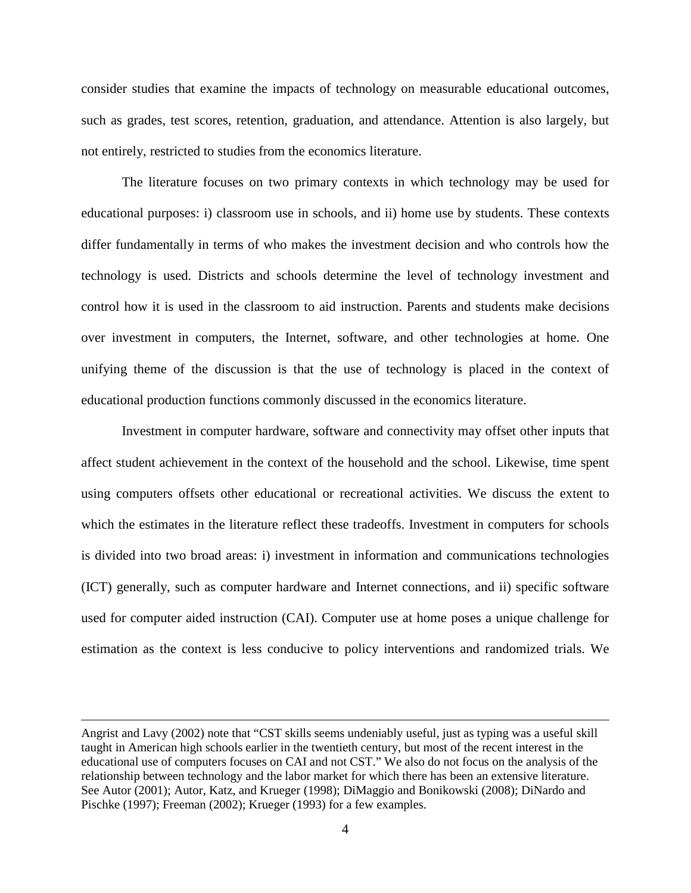consider studies that examine the impacts of technology on measurable educational outcomes, such as grades, test scores, retention, graduation, and attendance. Attention is also largely, but not entirely, restricted to studies from the economics literature.

The literature focuses on two primary contexts in which technology may be used for educational purposes: i) classroom use in schools, and ii) home use by students. These contexts differ fundamentally in terms of who makes the investment decision and who controls how the technology is used. Districts and schools determine the level of technology investment and control how it is used in the classroom to aid instruction. Parents and students make decisions over investment in computers, the Internet, software, and other technologies at home. One unifying theme of the discussion is that the use of technology is placed in the context of educational production functions commonly discussed in the economics literature.

Investment in computer hardware, software and connectivity may offset other inputs that affect student achievement in the context of the household and the school. Likewise, time spent using computers offsets other educational or recreational activities. We discuss the extent to which the estimates in the literature reflect these tradeoffs. Investment in computers for schools is divided into two broad areas: i) investment in information and communications technologies (ICT) generally, such as computer hardware and Internet connections, and ii) specific software used for computer aided instruction (CAI). Computer use at home poses a unique challenge for estimation as the context is less conducive to policy interventions and randomized trials. We

---

Angrist and Lavy (2002) note that "CST skills seems undeniably useful, just as typing was a useful skill taught in American high schools earlier in the twentieth century, but most of the recent interest in the educational use of computers focuses on CAI and not CST." We also do not focus on the analysis of the relationship between technology and the labor market for which there has been an extensive literature. See Autor (2001); Autor, Katz, and Krueger (1998); DiMaggio and Bonikowski (2008); DiNardo and Pischke (1997); Freeman (2002); Krueger (1993) for a few examples.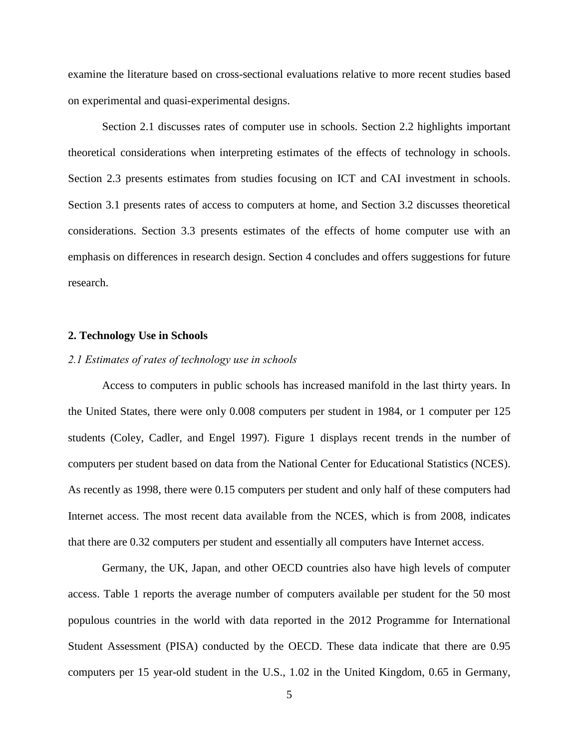examine the literature based on cross-sectional evaluations relative to more recent studies based on experimental and quasi-experimental designs.

Section 2.1 discusses rates of computer use in schools. Section 2.2 highlights important theoretical considerations when interpreting estimates of the effects of technology in schools. Section 2.3 presents estimates from studies focusing on ICT and CAI investment in schools. Section 3.1 presents rates of access to computers at home, and Section 3.2 discusses theoretical considerations. Section 3.3 presents estimates of the effects of home computer use with an emphasis on differences in research design. Section 4 concludes and offers suggestions for future research.

## 2. Technology Use in Schools

### *2.1 Estimates of rates of technology use in schools*

Access to computers in public schools has increased manifold in the last thirty years. In the United States, there were only 0.008 computers per student in 1984, or 1 computer per 125 students (Coley, Cadler, and Engel 1997). Figure 1 displays recent trends in the number of computers per student based on data from the National Center for Educational Statistics (NCES). As recently as 1998, there were 0.15 computers per student and only half of these computers had Internet access. The most recent data available from the NCES, which is from 2008, indicates that there are 0.32 computers per student and essentially all computers have Internet access.

Germany, the UK, Japan, and other OECD countries also have high levels of computer access. Table 1 reports the average number of computers available per student for the 50 most populous countries in the world with data reported in the 2012 Programme for International Student Assessment (PISA) conducted by the OECD. These data indicate that there are 0.95 computers per 15 year-old student in the U.S., 1.02 in the United Kingdom, 0.65 in Germany,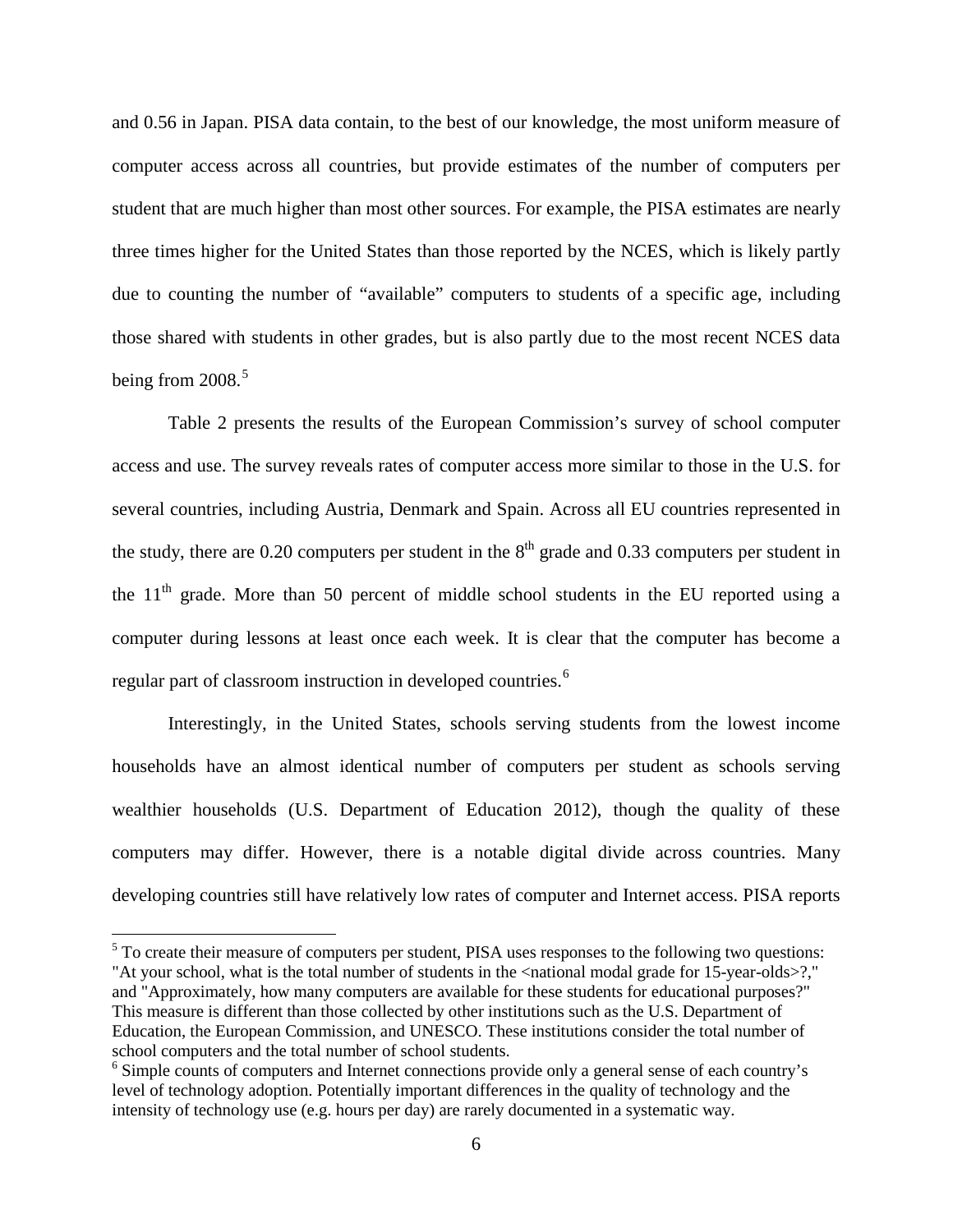and 0.56 in Japan. PISA data contain, to the best of our knowledge, the most uniform measure of computer access across all countries, but provide estimates of the number of computers per student that are much higher than most other sources. For example, the PISA estimates are nearly three times higher for the United States than those reported by the NCES, which is likely partly due to counting the number of "available" computers to students of a specific age, including those shared with students in other grades, but is also partly due to the most recent NCES data being from 2008.[5]

Table 2 presents the results of the European Commission's survey of school computer access and use. The survey reveals rates of computer access more similar to those in the U.S. for several countries, including Austria, Denmark and Spain. Across all EU countries represented in the study, there are 0.20 computers per student in the 8th grade and 0.33 computers per student in the 11th grade. More than 50 percent of middle school students in the EU reported using a computer during lessons at least once each week. It is clear that the computer has become a regular part of classroom instruction in developed countries.[6]

Interestingly, in the United States, schools serving students from the lowest income households have an almost identical number of computers per student as schools serving wealthier households (U.S. Department of Education 2012), though the quality of these computers may differ. However, there is a notable digital divide across countries. Many developing countries still have relatively low rates of computer and Internet access. PISA reports

---

[5] To create their measure of computers per student, PISA uses responses to the following two questions: "At your school, what is the total number of students in the <national modal grade for 15-year-olds>?," and "Approximately, how many computers are available for these students for educational purposes?" This measure is different than those collected by other institutions such as the U.S. Department of Education, the European Commission, and UNESCO. These institutions consider the total number of school computers and the total number of school students.

[6] Simple counts of computers and Internet connections provide only a general sense of each country's level of technology adoption. Potentially important differences in the quality of technology and the intensity of technology use (e.g. hours per day) are rarely documented in a systematic way.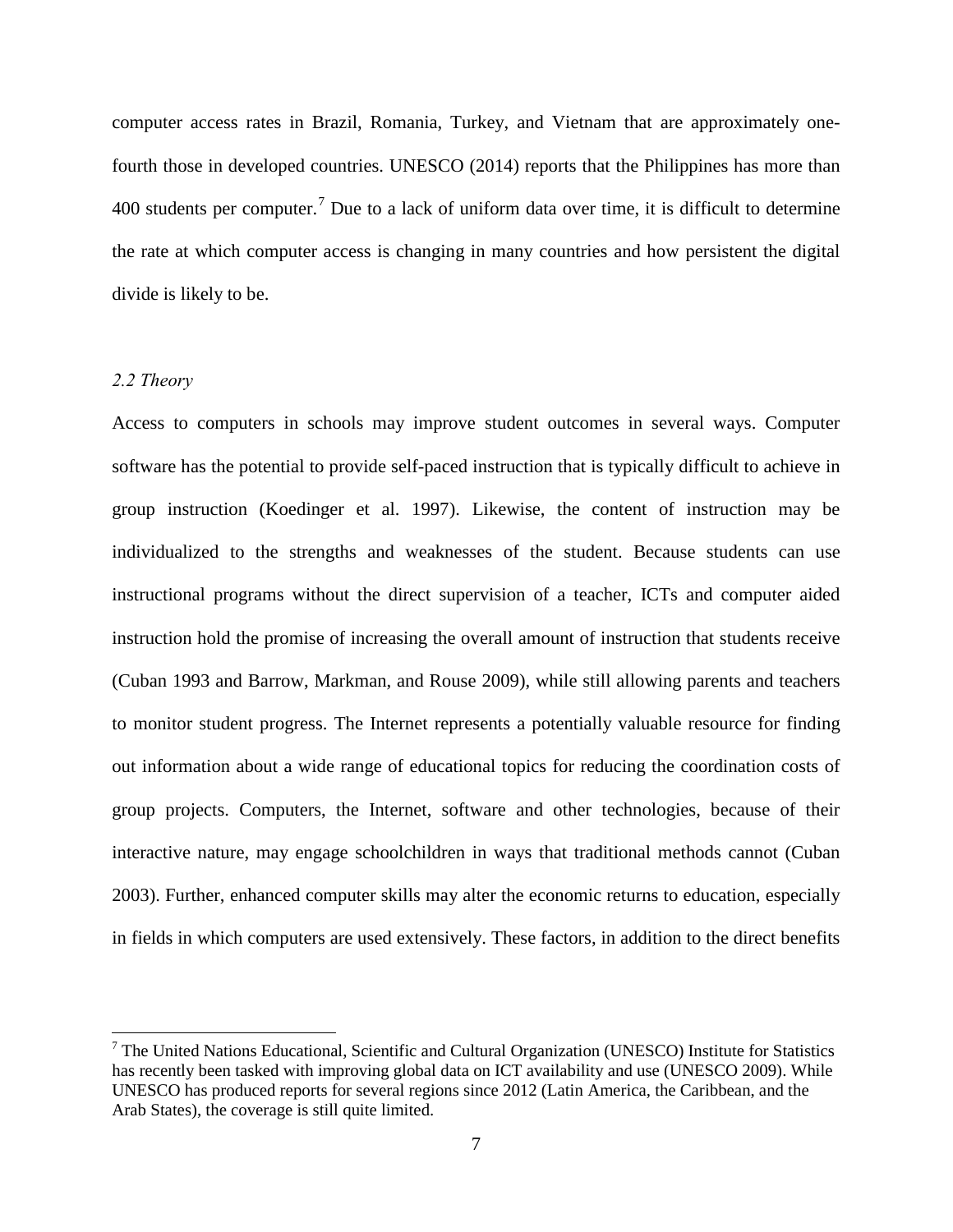computer access rates in Brazil, Romania, Turkey, and Vietnam that are approximately one-fourth those in developed countries. UNESCO (2014) reports that the Philippines has more than 400 students per computer.[7] Due to a lack of uniform data over time, it is difficult to determine the rate at which computer access is changing in many countries and how persistent the digital divide is likely to be.

### *2.2 Theory*

Access to computers in schools may improve student outcomes in several ways. Computer software has the potential to provide self-paced instruction that is typically difficult to achieve in group instruction (Koedinger et al. 1997). Likewise, the content of instruction may be individualized to the strengths and weaknesses of the student. Because students can use instructional programs without the direct supervision of a teacher, ICTs and computer aided instruction hold the promise of increasing the overall amount of instruction that students receive (Cuban 1993 and Barrow, Markman, and Rouse 2009), while still allowing parents and teachers to monitor student progress. The Internet represents a potentially valuable resource for finding out information about a wide range of educational topics for reducing the coordination costs of group projects. Computers, the Internet, software and other technologies, because of their interactive nature, may engage schoolchildren in ways that traditional methods cannot (Cuban 2003). Further, enhanced computer skills may alter the economic returns to education, especially in fields in which computers are used extensively. These factors, in addition to the direct benefits

[7] The United Nations Educational, Scientific and Cultural Organization (UNESCO) Institute for Statistics has recently been tasked with improving global data on ICT availability and use (UNESCO 2009). While UNESCO has produced reports for several regions since 2012 (Latin America, the Caribbean, and the Arab States), the coverage is still quite limited.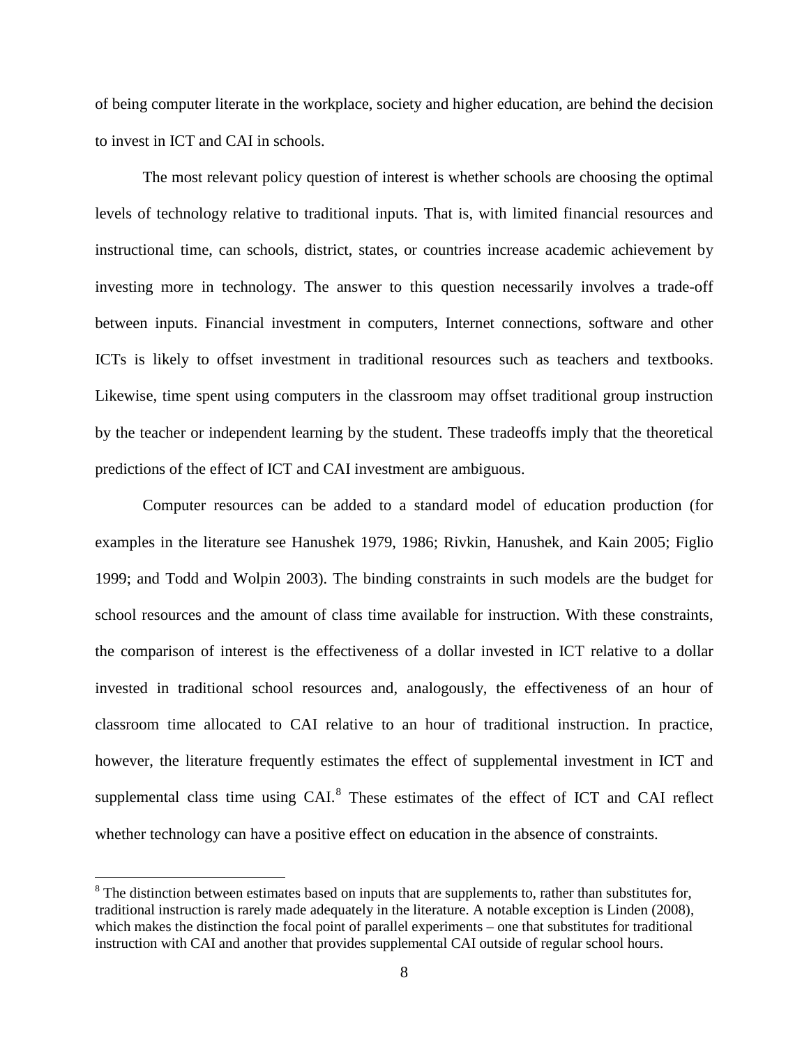of being computer literate in the workplace, society and higher education, are behind the decision to invest in ICT and CAI in schools.

The most relevant policy question of interest is whether schools are choosing the optimal levels of technology relative to traditional inputs. That is, with limited financial resources and instructional time, can schools, district, states, or countries increase academic achievement by investing more in technology. The answer to this question necessarily involves a trade-off between inputs. Financial investment in computers, Internet connections, software and other ICTs is likely to offset investment in traditional resources such as teachers and textbooks. Likewise, time spent using computers in the classroom may offset traditional group instruction by the teacher or independent learning by the student. These tradeoffs imply that the theoretical predictions of the effect of ICT and CAI investment are ambiguous.

Computer resources can be added to a standard model of education production (for examples in the literature see Hanushek 1979, 1986; Rivkin, Hanushek, and Kain 2005; Figlio 1999; and Todd and Wolpin 2003). The binding constraints in such models are the budget for school resources and the amount of class time available for instruction. With these constraints, the comparison of interest is the effectiveness of a dollar invested in ICT relative to a dollar invested in traditional school resources and, analogously, the effectiveness of an hour of classroom time allocated to CAI relative to an hour of traditional instruction. In practice, however, the literature frequently estimates the effect of supplemental investment in ICT and supplemental class time using CAI.[8] These estimates of the effect of ICT and CAI reflect whether technology can have a positive effect on education in the absence of constraints.

[8] The distinction between estimates based on inputs that are supplements to, rather than substitutes for, traditional instruction is rarely made adequately in the literature. A notable exception is Linden (2008), which makes the distinction the focal point of parallel experiments – one that substitutes for traditional instruction with CAI and another that provides supplemental CAI outside of regular school hours.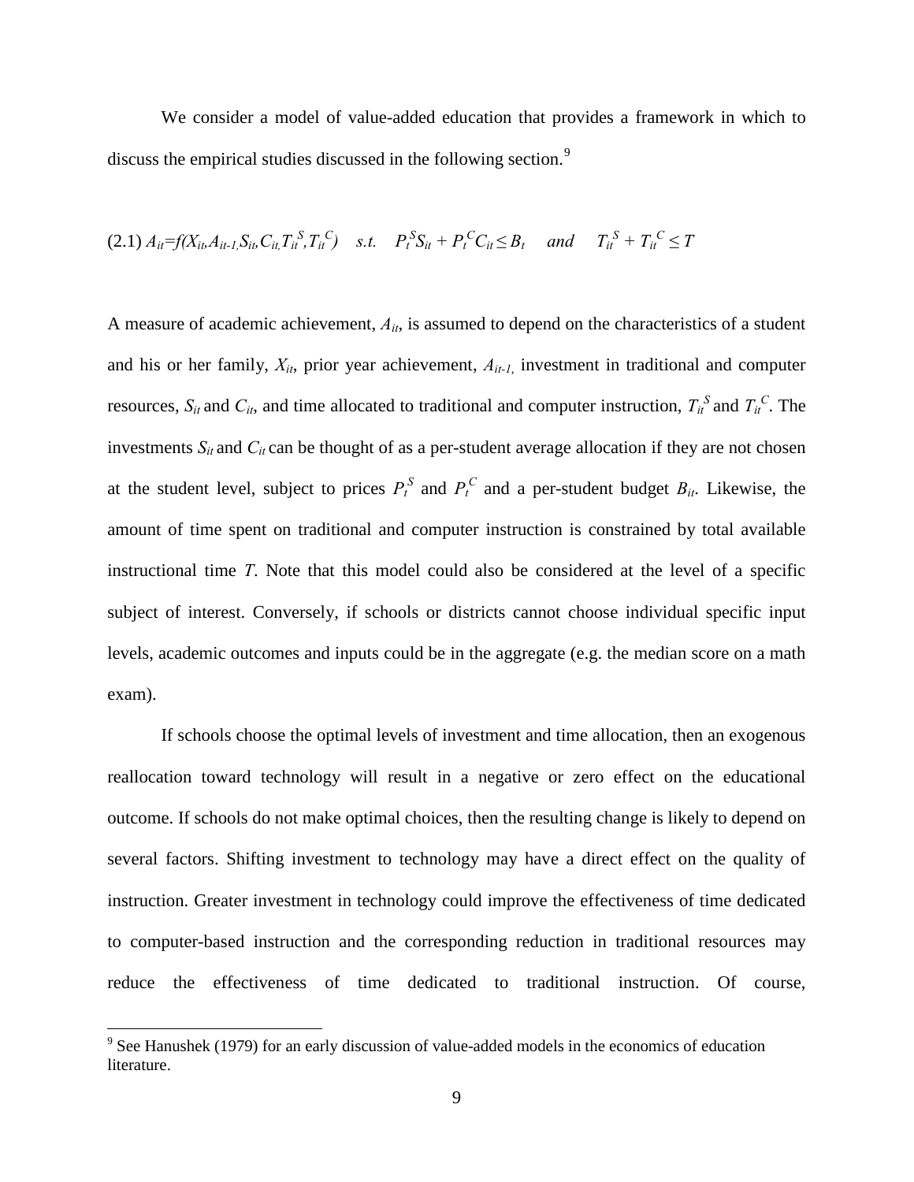We consider a model of value-added education that provides a framework in which to discuss the empirical studies discussed in the following section.[9]

$$(2.1)\ A_{it}=f(X_{it},A_{it-1},S_{it},C_{it},T_{it}^{S},T_{it}^{C}) \quad s.t. \quad P_t^S S_{it} + P_t^C C_{it} \leq B_t \quad and \quad T_{it}^{S} + T_{it}^{C} \leq T$$

A measure of academic achievement, $A_{it}$, is assumed to depend on the characteristics of a student and his or her family, $X_{it}$, prior year achievement, $A_{it-1,}$ investment in traditional and computer resources, $S_{it}$ and $C_{it}$, and time allocated to traditional and computer instruction, $T_{it}^{S}$ and $T_{it}^{C}$. The investments $S_{it}$ and $C_{it}$ can be thought of as a per-student average allocation if they are not chosen at the student level, subject to prices $P_t^S$ and $P_t^C$ and a per-student budget $B_{it}$. Likewise, the amount of time spent on traditional and computer instruction is constrained by total available instructional time $T$. Note that this model could also be considered at the level of a specific subject of interest. Conversely, if schools or districts cannot choose individual specific input levels, academic outcomes and inputs could be in the aggregate (e.g. the median score on a math exam).

If schools choose the optimal levels of investment and time allocation, then an exogenous reallocation toward technology will result in a negative or zero effect on the educational outcome. If schools do not make optimal choices, then the resulting change is likely to depend on several factors. Shifting investment to technology may have a direct effect on the quality of instruction. Greater investment in technology could improve the effectiveness of time dedicated to computer-based instruction and the corresponding reduction in traditional resources may reduce the effectiveness of time dedicated to traditional instruction. Of course,

[9] See Hanushek (1979) for an early discussion of value-added models in the economics of education literature.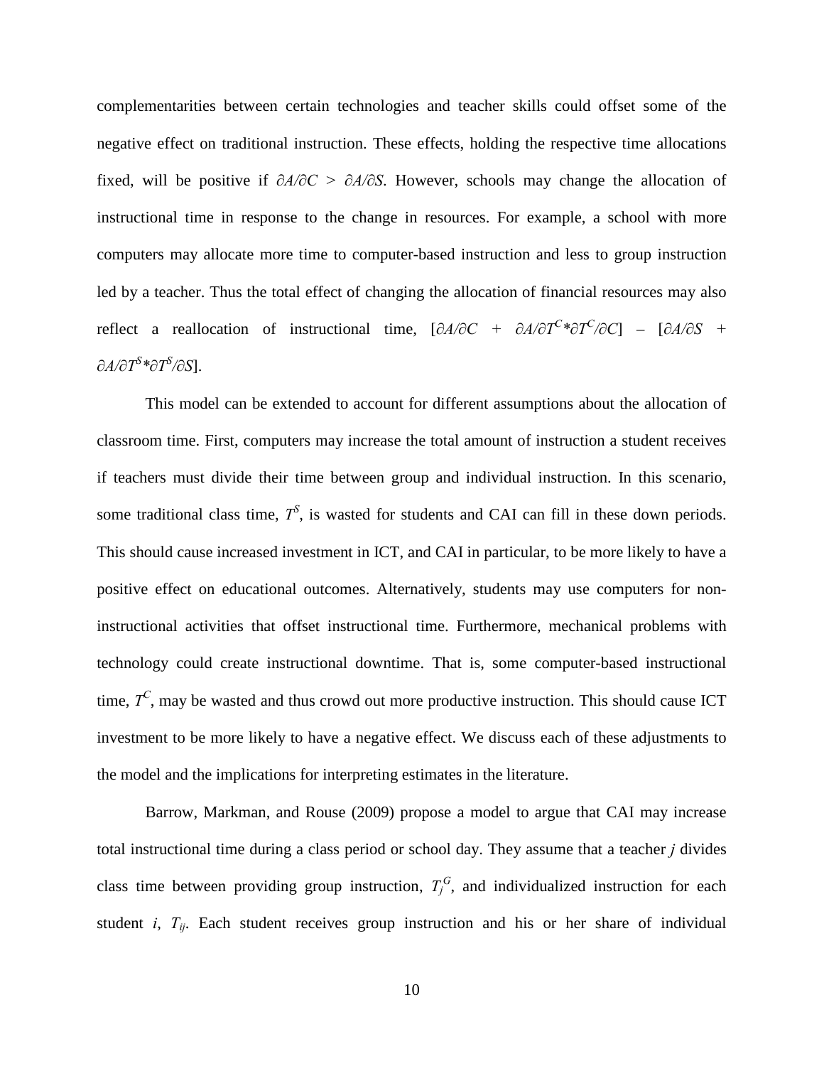complementarities between certain technologies and teacher skills could offset some of the negative effect on traditional instruction. These effects, holding the respective time allocations fixed, will be positive if $\partial A/\partial C > \partial A/\partial S$. However, schools may change the allocation of instructional time in response to the change in resources. For example, a school with more computers may allocate more time to computer-based instruction and less to group instruction led by a teacher. Thus the total effect of changing the allocation of financial resources may also reflect a reallocation of instructional time, $[\partial A/\partial C + \partial A/\partial T^C * \partial T^C/\partial C] - [\partial A/\partial S + \partial A/\partial T^S * \partial T^S/\partial S]$.

This model can be extended to account for different assumptions about the allocation of classroom time. First, computers may increase the total amount of instruction a student receives if teachers must divide their time between group and individual instruction. In this scenario, some traditional class time, $T^S$, is wasted for students and CAI can fill in these down periods. This should cause increased investment in ICT, and CAI in particular, to be more likely to have a positive effect on educational outcomes. Alternatively, students may use computers for non-instructional activities that offset instructional time. Furthermore, mechanical problems with technology could create instructional downtime. That is, some computer-based instructional time, $T^C$, may be wasted and thus crowd out more productive instruction. This should cause ICT investment to be more likely to have a negative effect. We discuss each of these adjustments to the model and the implications for interpreting estimates in the literature.

Barrow, Markman, and Rouse (2009) propose a model to argue that CAI may increase total instructional time during a class period or school day. They assume that a teacher *j* divides class time between providing group instruction, $T_j^G$, and individualized instruction for each student *i*, $T_{ij}$. Each student receives group instruction and his or her share of individual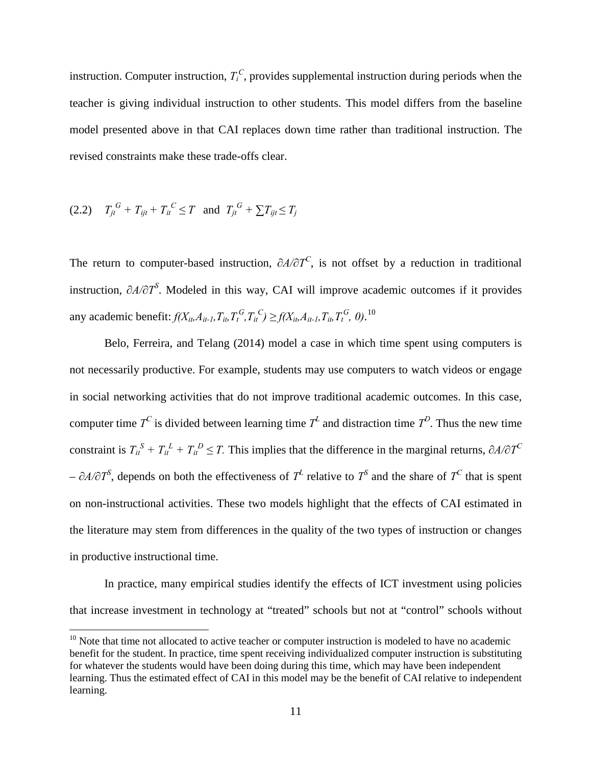instruction. Computer instruction, $T_i^C$, provides supplemental instruction during periods when the teacher is giving individual instruction to other students. This model differs from the baseline model presented above in that CAI replaces down time rather than traditional instruction. The revised constraints make these trade-offs clear.

$$(2.2) \quad T_{jt}^G + T_{ijt} + T_{it}^C \leq T \;\; \text{and} \;\; T_{jt}^G + \sum T_{ijt} \leq T_j$$

The return to computer-based instruction, $\partial A/\partial T^C$, is not offset by a reduction in traditional instruction, $\partial A/\partial T^S$. Modeled in this way, CAI will improve academic outcomes if it provides any academic benefit: $f(X_{it}, A_{it-1}, T_{it}, T_t^G, T_{it}^C) \geq f(X_{it}, A_{it-1}, T_{it}, T_t^G, 0)$.[10]

Belo, Ferreira, and Telang (2014) model a case in which time spent using computers is not necessarily productive. For example, students may use computers to watch videos or engage in social networking activities that do not improve traditional academic outcomes. In this case, computer time $T^C$ is divided between learning time $T^L$ and distraction time $T^D$. Thus the new time constraint is $T_{it}^S + T_{it}^L + T_{it}^D \leq T$. This implies that the difference in the marginal returns, $\partial A/\partial T^C - \partial A/\partial T^S$, depends on both the effectiveness of $T^L$ relative to $T^S$ and the share of $T^C$ that is spent on non-instructional activities. These two models highlight that the effects of CAI estimated in the literature may stem from differences in the quality of the two types of instruction or changes in productive instructional time.

In practice, many empirical studies identify the effects of ICT investment using policies that increase investment in technology at "treated" schools but not at "control" schools without

[10] Note that time not allocated to active teacher or computer instruction is modeled to have no academic benefit for the student. In practice, time spent receiving individualized computer instruction is substituting for whatever the students would have been doing during this time, which may have been independent learning. Thus the estimated effect of CAI in this model may be the benefit of CAI relative to independent learning.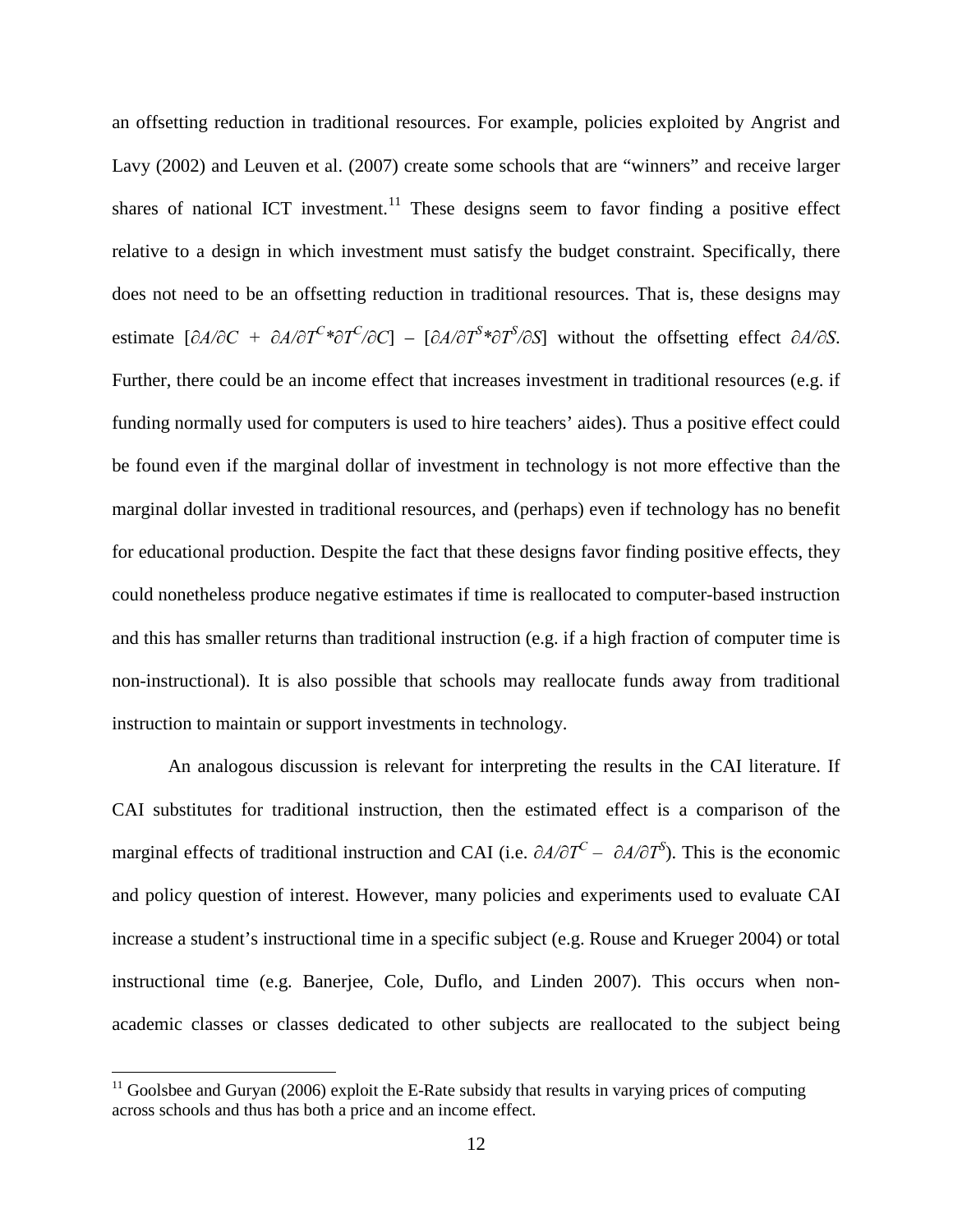an offsetting reduction in traditional resources. For example, policies exploited by Angrist and Lavy (2002) and Leuven et al. (2007) create some schools that are "winners" and receive larger shares of national ICT investment.[11] These designs seem to favor finding a positive effect relative to a design in which investment must satisfy the budget constraint. Specifically, there does not need to be an offsetting reduction in traditional resources. That is, these designs may estimate $[\partial A/\partial C + \partial A/\partial T^C * \partial T^C/\partial C] - [\partial A/\partial T^S * \partial T^S/\partial S]$ without the offsetting effect $\partial A/\partial S$. Further, there could be an income effect that increases investment in traditional resources (e.g. if funding normally used for computers is used to hire teachers' aides). Thus a positive effect could be found even if the marginal dollar of investment in technology is not more effective than the marginal dollar invested in traditional resources, and (perhaps) even if technology has no benefit for educational production. Despite the fact that these designs favor finding positive effects, they could nonetheless produce negative estimates if time is reallocated to computer-based instruction and this has smaller returns than traditional instruction (e.g. if a high fraction of computer time is non-instructional). It is also possible that schools may reallocate funds away from traditional instruction to maintain or support investments in technology.

An analogous discussion is relevant for interpreting the results in the CAI literature. If CAI substitutes for traditional instruction, then the estimated effect is a comparison of the marginal effects of traditional instruction and CAI (i.e. $\partial A/\partial T^C - \partial A/\partial T^S$). This is the economic and policy question of interest. However, many policies and experiments used to evaluate CAI increase a student's instructional time in a specific subject (e.g. Rouse and Krueger 2004) or total instructional time (e.g. Banerjee, Cole, Duflo, and Linden 2007). This occurs when non-academic classes or classes dedicated to other subjects are reallocated to the subject being

[11] Goolsbee and Guryan (2006) exploit the E-Rate subsidy that results in varying prices of computing across schools and thus has both a price and an income effect.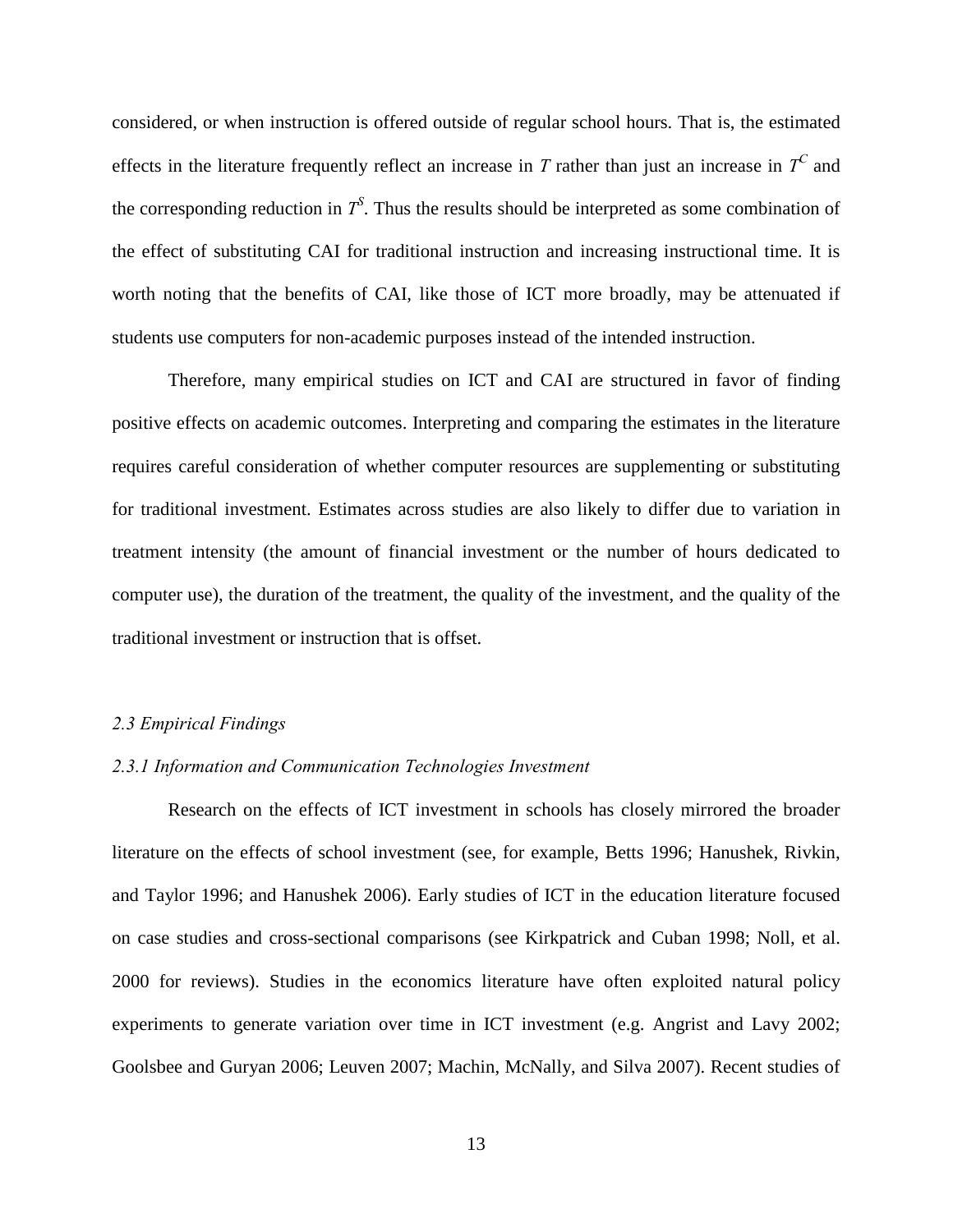considered, or when instruction is offered outside of regular school hours. That is, the estimated effects in the literature frequently reflect an increase in $T$ rather than just an increase in $T^C$ and the corresponding reduction in $T^S$. Thus the results should be interpreted as some combination of the effect of substituting CAI for traditional instruction and increasing instructional time. It is worth noting that the benefits of CAI, like those of ICT more broadly, may be attenuated if students use computers for non-academic purposes instead of the intended instruction.

Therefore, many empirical studies on ICT and CAI are structured in favor of finding positive effects on academic outcomes. Interpreting and comparing the estimates in the literature requires careful consideration of whether computer resources are supplementing or substituting for traditional investment. Estimates across studies are also likely to differ due to variation in treatment intensity (the amount of financial investment or the number of hours dedicated to computer use), the duration of the treatment, the quality of the investment, and the quality of the traditional investment or instruction that is offset.

### *2.3 Empirical Findings*

#### *2.3.1 Information and Communication Technologies Investment*

Research on the effects of ICT investment in schools has closely mirrored the broader literature on the effects of school investment (see, for example, Betts 1996; Hanushek, Rivkin, and Taylor 1996; and Hanushek 2006). Early studies of ICT in the education literature focused on case studies and cross-sectional comparisons (see Kirkpatrick and Cuban 1998; Noll, et al. 2000 for reviews). Studies in the economics literature have often exploited natural policy experiments to generate variation over time in ICT investment (e.g. Angrist and Lavy 2002; Goolsbee and Guryan 2006; Leuven 2007; Machin, McNally, and Silva 2007). Recent studies of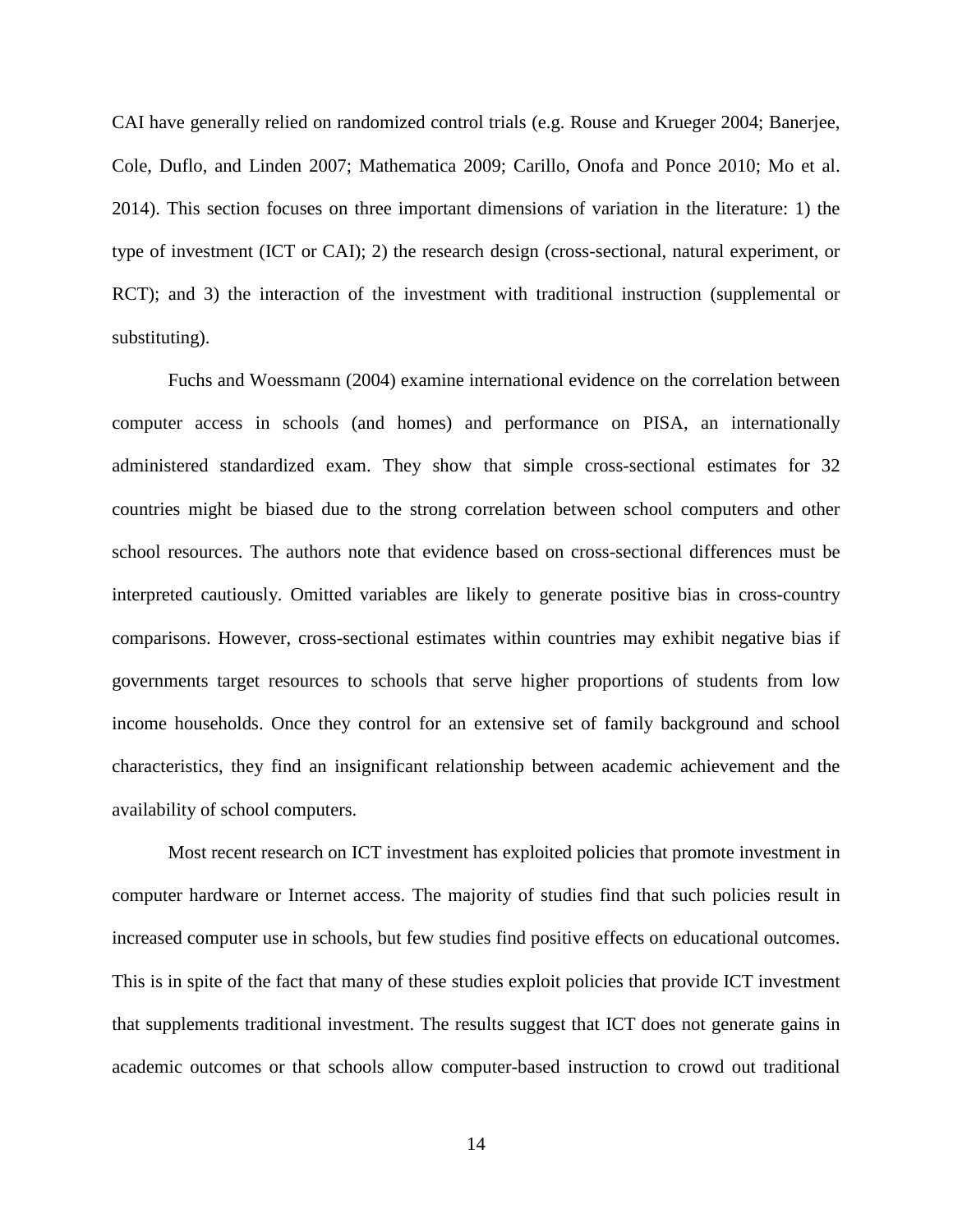CAI have generally relied on randomized control trials (e.g. Rouse and Krueger 2004; Banerjee, Cole, Duflo, and Linden 2007; Mathematica 2009; Carillo, Onofa and Ponce 2010; Mo et al. 2014). This section focuses on three important dimensions of variation in the literature: 1) the type of investment (ICT or CAI); 2) the research design (cross-sectional, natural experiment, or RCT); and 3) the interaction of the investment with traditional instruction (supplemental or substituting).

Fuchs and Woessmann (2004) examine international evidence on the correlation between computer access in schools (and homes) and performance on PISA, an internationally administered standardized exam. They show that simple cross-sectional estimates for 32 countries might be biased due to the strong correlation between school computers and other school resources. The authors note that evidence based on cross-sectional differences must be interpreted cautiously. Omitted variables are likely to generate positive bias in cross-country comparisons. However, cross-sectional estimates within countries may exhibit negative bias if governments target resources to schools that serve higher proportions of students from low income households. Once they control for an extensive set of family background and school characteristics, they find an insignificant relationship between academic achievement and the availability of school computers.

Most recent research on ICT investment has exploited policies that promote investment in computer hardware or Internet access. The majority of studies find that such policies result in increased computer use in schools, but few studies find positive effects on educational outcomes. This is in spite of the fact that many of these studies exploit policies that provide ICT investment that supplements traditional investment. The results suggest that ICT does not generate gains in academic outcomes or that schools allow computer-based instruction to crowd out traditional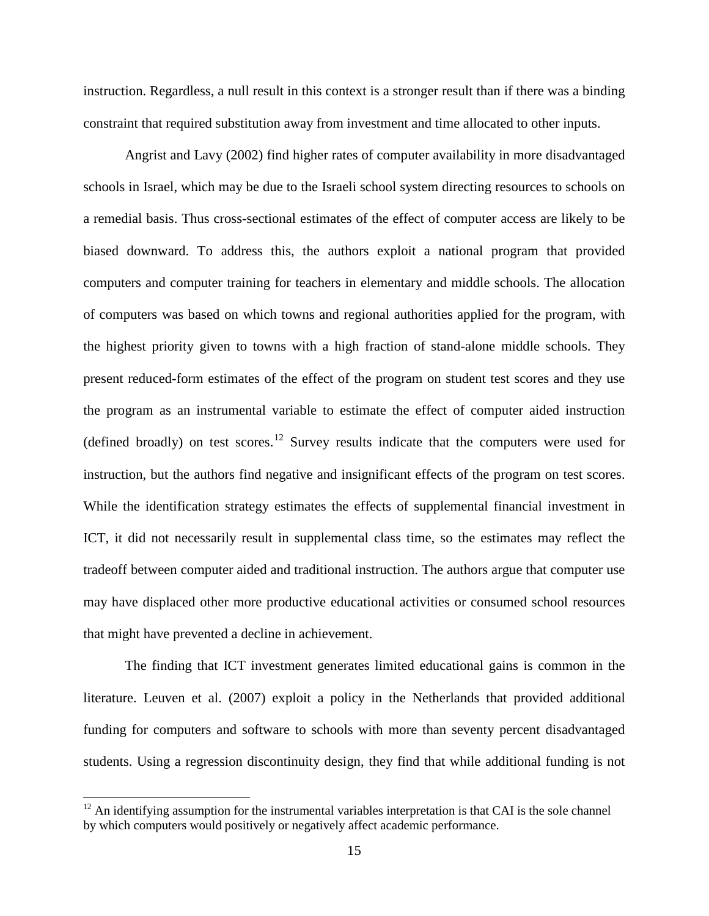instruction. Regardless, a null result in this context is a stronger result than if there was a binding constraint that required substitution away from investment and time allocated to other inputs.

Angrist and Lavy (2002) find higher rates of computer availability in more disadvantaged schools in Israel, which may be due to the Israeli school system directing resources to schools on a remedial basis. Thus cross-sectional estimates of the effect of computer access are likely to be biased downward. To address this, the authors exploit a national program that provided computers and computer training for teachers in elementary and middle schools. The allocation of computers was based on which towns and regional authorities applied for the program, with the highest priority given to towns with a high fraction of stand-alone middle schools. They present reduced-form estimates of the effect of the program on student test scores and they use the program as an instrumental variable to estimate the effect of computer aided instruction (defined broadly) on test scores.[12] Survey results indicate that the computers were used for instruction, but the authors find negative and insignificant effects of the program on test scores. While the identification strategy estimates the effects of supplemental financial investment in ICT, it did not necessarily result in supplemental class time, so the estimates may reflect the tradeoff between computer aided and traditional instruction. The authors argue that computer use may have displaced other more productive educational activities or consumed school resources that might have prevented a decline in achievement.

The finding that ICT investment generates limited educational gains is common in the literature. Leuven et al. (2007) exploit a policy in the Netherlands that provided additional funding for computers and software to schools with more than seventy percent disadvantaged students. Using a regression discontinuity design, they find that while additional funding is not

[12] An identifying assumption for the instrumental variables interpretation is that CAI is the sole channel by which computers would positively or negatively affect academic performance.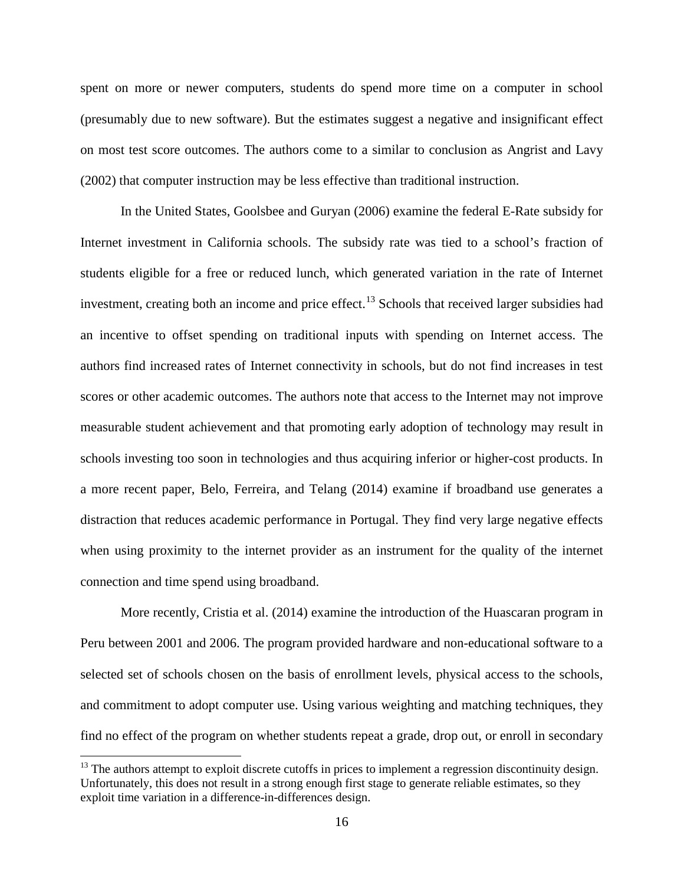spent on more or newer computers, students do spend more time on a computer in school (presumably due to new software). But the estimates suggest a negative and insignificant effect on most test score outcomes. The authors come to a similar to conclusion as Angrist and Lavy (2002) that computer instruction may be less effective than traditional instruction.

In the United States, Goolsbee and Guryan (2006) examine the federal E-Rate subsidy for Internet investment in California schools. The subsidy rate was tied to a school's fraction of students eligible for a free or reduced lunch, which generated variation in the rate of Internet investment, creating both an income and price effect.[13] Schools that received larger subsidies had an incentive to offset spending on traditional inputs with spending on Internet access. The authors find increased rates of Internet connectivity in schools, but do not find increases in test scores or other academic outcomes. The authors note that access to the Internet may not improve measurable student achievement and that promoting early adoption of technology may result in schools investing too soon in technologies and thus acquiring inferior or higher-cost products. In a more recent paper, Belo, Ferreira, and Telang (2014) examine if broadband use generates a distraction that reduces academic performance in Portugal. They find very large negative effects when using proximity to the internet provider as an instrument for the quality of the internet connection and time spend using broadband.

More recently, Cristia et al. (2014) examine the introduction of the Huascaran program in Peru between 2001 and 2006. The program provided hardware and non-educational software to a selected set of schools chosen on the basis of enrollment levels, physical access to the schools, and commitment to adopt computer use. Using various weighting and matching techniques, they find no effect of the program on whether students repeat a grade, drop out, or enroll in secondary

[13] The authors attempt to exploit discrete cutoffs in prices to implement a regression discontinuity design. Unfortunately, this does not result in a strong enough first stage to generate reliable estimates, so they exploit time variation in a difference-in-differences design.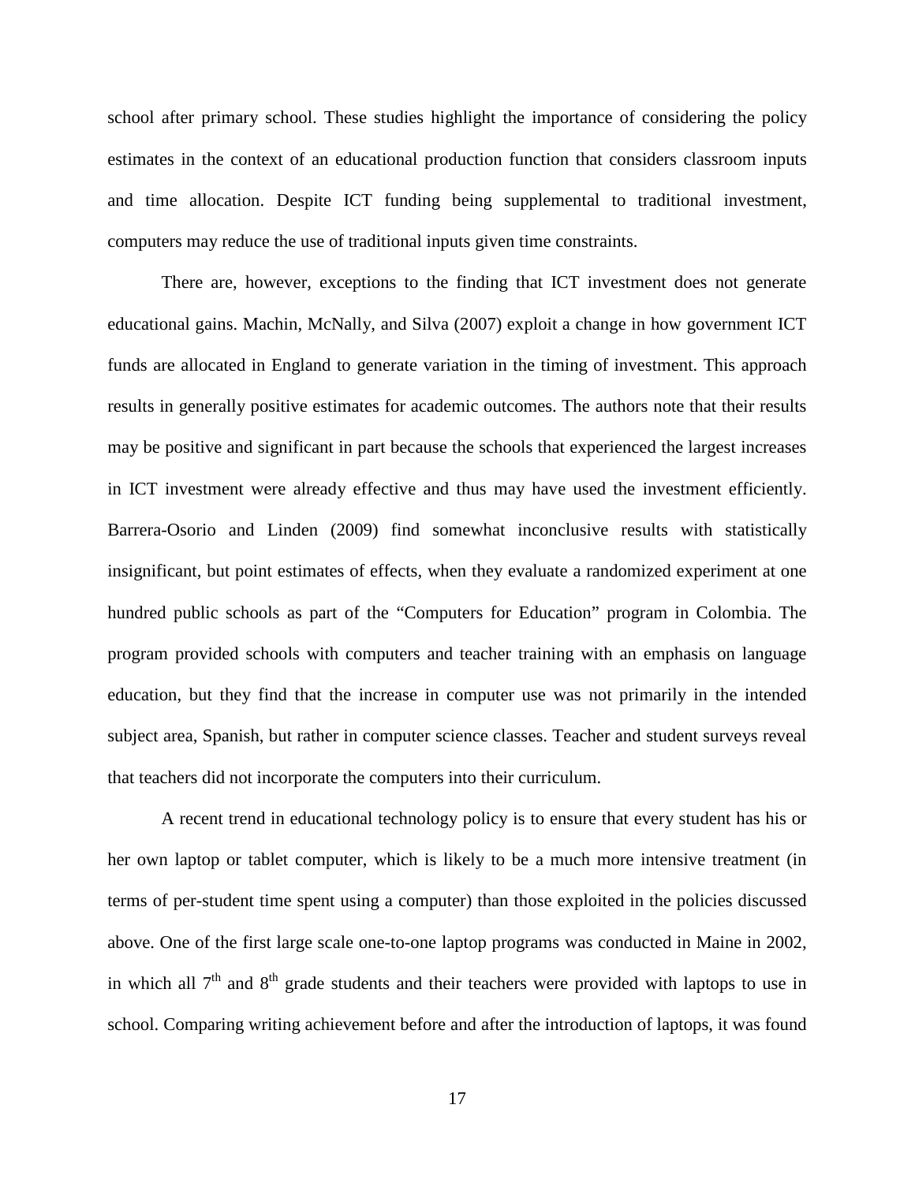school after primary school. These studies highlight the importance of considering the policy estimates in the context of an educational production function that considers classroom inputs and time allocation. Despite ICT funding being supplemental to traditional investment, computers may reduce the use of traditional inputs given time constraints.

There are, however, exceptions to the finding that ICT investment does not generate educational gains. Machin, McNally, and Silva (2007) exploit a change in how government ICT funds are allocated in England to generate variation in the timing of investment. This approach results in generally positive estimates for academic outcomes. The authors note that their results may be positive and significant in part because the schools that experienced the largest increases in ICT investment were already effective and thus may have used the investment efficiently. Barrera-Osorio and Linden (2009) find somewhat inconclusive results with statistically insignificant, but point estimates of effects, when they evaluate a randomized experiment at one hundred public schools as part of the "Computers for Education" program in Colombia. The program provided schools with computers and teacher training with an emphasis on language education, but they find that the increase in computer use was not primarily in the intended subject area, Spanish, but rather in computer science classes. Teacher and student surveys reveal that teachers did not incorporate the computers into their curriculum.

A recent trend in educational technology policy is to ensure that every student has his or her own laptop or tablet computer, which is likely to be a much more intensive treatment (in terms of per-student time spent using a computer) than those exploited in the policies discussed above. One of the first large scale one-to-one laptop programs was conducted in Maine in 2002, in which all 7th and 8th grade students and their teachers were provided with laptops to use in school. Comparing writing achievement before and after the introduction of laptops, it was found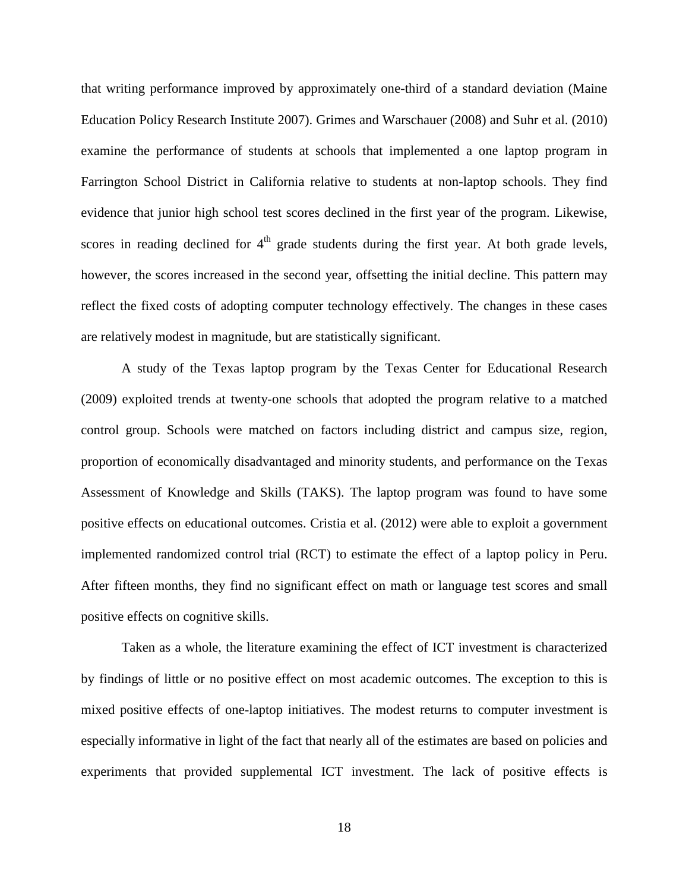that writing performance improved by approximately one-third of a standard deviation (Maine Education Policy Research Institute 2007). Grimes and Warschauer (2008) and Suhr et al. (2010) examine the performance of students at schools that implemented a one laptop program in Farrington School District in California relative to students at non-laptop schools. They find evidence that junior high school test scores declined in the first year of the program. Likewise, scores in reading declined for 4th grade students during the first year. At both grade levels, however, the scores increased in the second year, offsetting the initial decline. This pattern may reflect the fixed costs of adopting computer technology effectively. The changes in these cases are relatively modest in magnitude, but are statistically significant.

A study of the Texas laptop program by the Texas Center for Educational Research (2009) exploited trends at twenty-one schools that adopted the program relative to a matched control group. Schools were matched on factors including district and campus size, region, proportion of economically disadvantaged and minority students, and performance on the Texas Assessment of Knowledge and Skills (TAKS). The laptop program was found to have some positive effects on educational outcomes. Cristia et al. (2012) were able to exploit a government implemented randomized control trial (RCT) to estimate the effect of a laptop policy in Peru. After fifteen months, they find no significant effect on math or language test scores and small positive effects on cognitive skills.

Taken as a whole, the literature examining the effect of ICT investment is characterized by findings of little or no positive effect on most academic outcomes. The exception to this is mixed positive effects of one-laptop initiatives. The modest returns to computer investment is especially informative in light of the fact that nearly all of the estimates are based on policies and experiments that provided supplemental ICT investment. The lack of positive effects is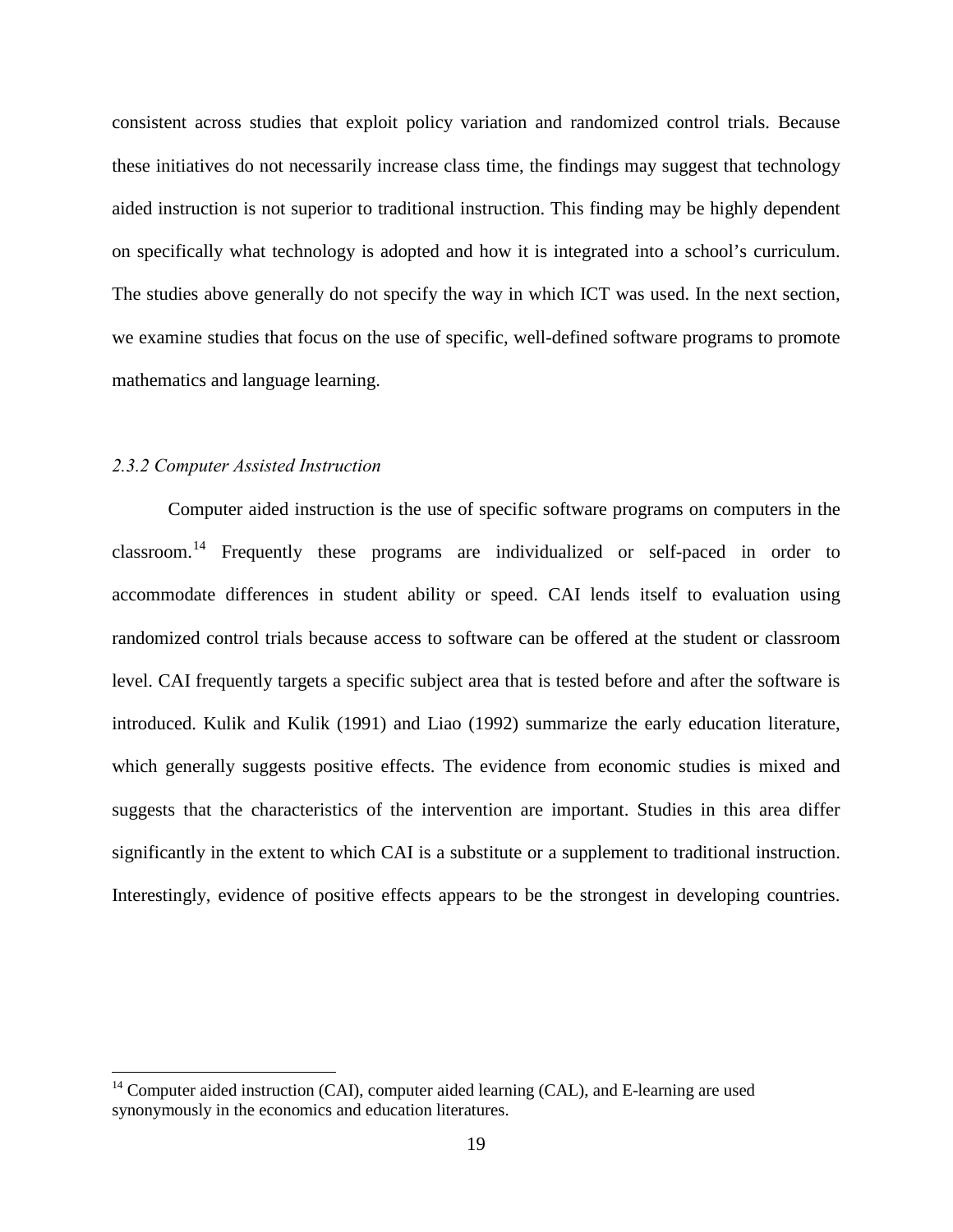consistent across studies that exploit policy variation and randomized control trials. Because these initiatives do not necessarily increase class time, the findings may suggest that technology aided instruction is not superior to traditional instruction. This finding may be highly dependent on specifically what technology is adopted and how it is integrated into a school's curriculum. The studies above generally do not specify the way in which ICT was used. In the next section, we examine studies that focus on the use of specific, well-defined software programs to promote mathematics and language learning.

### *2.3.2 Computer Assisted Instruction*

Computer aided instruction is the use of specific software programs on computers in the classroom.[14] Frequently these programs are individualized or self-paced in order to accommodate differences in student ability or speed. CAI lends itself to evaluation using randomized control trials because access to software can be offered at the student or classroom level. CAI frequently targets a specific subject area that is tested before and after the software is introduced. Kulik and Kulik (1991) and Liao (1992) summarize the early education literature, which generally suggests positive effects. The evidence from economic studies is mixed and suggests that the characteristics of the intervention are important. Studies in this area differ significantly in the extent to which CAI is a substitute or a supplement to traditional instruction. Interestingly, evidence of positive effects appears to be the strongest in developing countries.

[14] Computer aided instruction (CAI), computer aided learning (CAL), and E-learning are used synonymously in the economics and education literatures.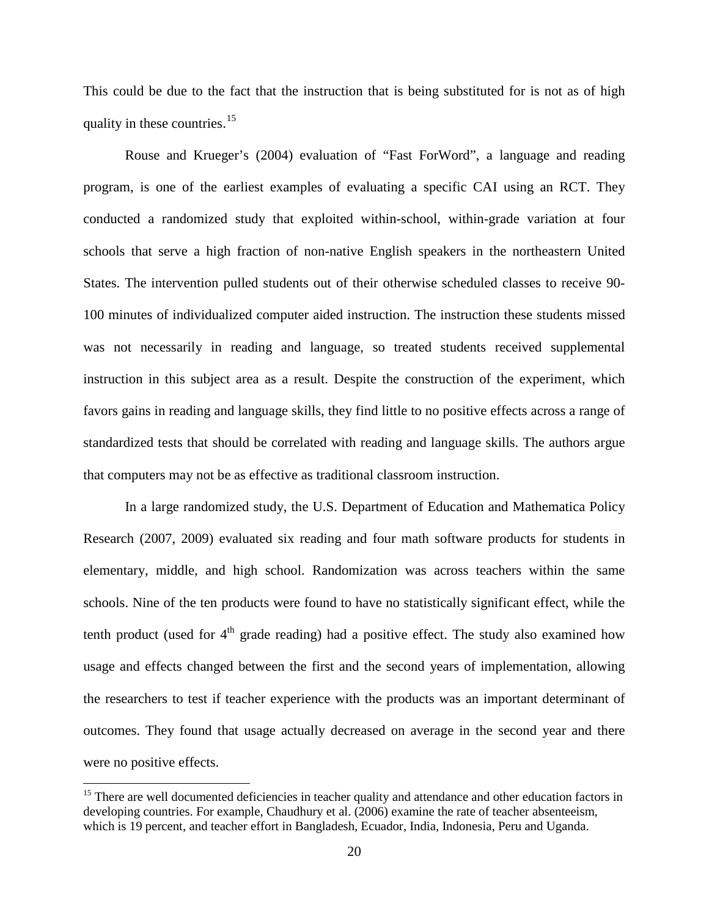This could be due to the fact that the instruction that is being substituted for is not as of high quality in these countries.[15]

Rouse and Krueger's (2004) evaluation of "Fast ForWord", a language and reading program, is one of the earliest examples of evaluating a specific CAI using an RCT. They conducted a randomized study that exploited within-school, within-grade variation at four schools that serve a high fraction of non-native English speakers in the northeastern United States. The intervention pulled students out of their otherwise scheduled classes to receive 90-100 minutes of individualized computer aided instruction. The instruction these students missed was not necessarily in reading and language, so treated students received supplemental instruction in this subject area as a result. Despite the construction of the experiment, which favors gains in reading and language skills, they find little to no positive effects across a range of standardized tests that should be correlated with reading and language skills. The authors argue that computers may not be as effective as traditional classroom instruction.

In a large randomized study, the U.S. Department of Education and Mathematica Policy Research (2007, 2009) evaluated six reading and four math software products for students in elementary, middle, and high school. Randomization was across teachers within the same schools. Nine of the ten products were found to have no statistically significant effect, while the tenth product (used for 4th grade reading) had a positive effect. The study also examined how usage and effects changed between the first and the second years of implementation, allowing the researchers to test if teacher experience with the products was an important determinant of outcomes. They found that usage actually decreased on average in the second year and there were no positive effects.

[15] There are well documented deficiencies in teacher quality and attendance and other education factors in developing countries. For example, Chaudhury et al. (2006) examine the rate of teacher absenteeism, which is 19 percent, and teacher effort in Bangladesh, Ecuador, India, Indonesia, Peru and Uganda.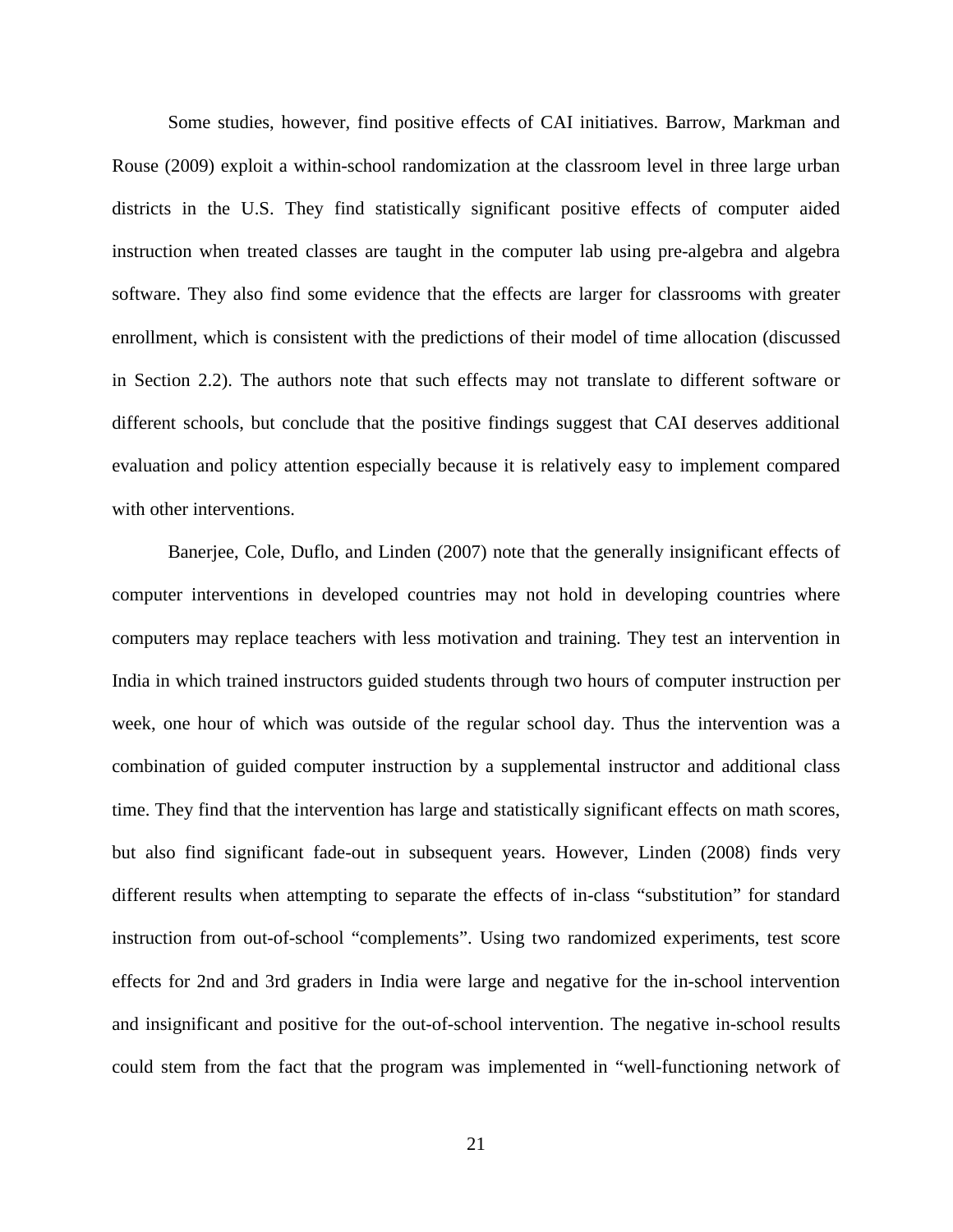Some studies, however, find positive effects of CAI initiatives. Barrow, Markman and Rouse (2009) exploit a within-school randomization at the classroom level in three large urban districts in the U.S. They find statistically significant positive effects of computer aided instruction when treated classes are taught in the computer lab using pre-algebra and algebra software. They also find some evidence that the effects are larger for classrooms with greater enrollment, which is consistent with the predictions of their model of time allocation (discussed in Section 2.2). The authors note that such effects may not translate to different software or different schools, but conclude that the positive findings suggest that CAI deserves additional evaluation and policy attention especially because it is relatively easy to implement compared with other interventions.

Banerjee, Cole, Duflo, and Linden (2007) note that the generally insignificant effects of computer interventions in developed countries may not hold in developing countries where computers may replace teachers with less motivation and training. They test an intervention in India in which trained instructors guided students through two hours of computer instruction per week, one hour of which was outside of the regular school day. Thus the intervention was a combination of guided computer instruction by a supplemental instructor and additional class time. They find that the intervention has large and statistically significant effects on math scores, but also find significant fade-out in subsequent years. However, Linden (2008) finds very different results when attempting to separate the effects of in-class "substitution" for standard instruction from out-of-school "complements". Using two randomized experiments, test score effects for 2nd and 3rd graders in India were large and negative for the in-school intervention and insignificant and positive for the out-of-school intervention. The negative in-school results could stem from the fact that the program was implemented in "well-functioning network of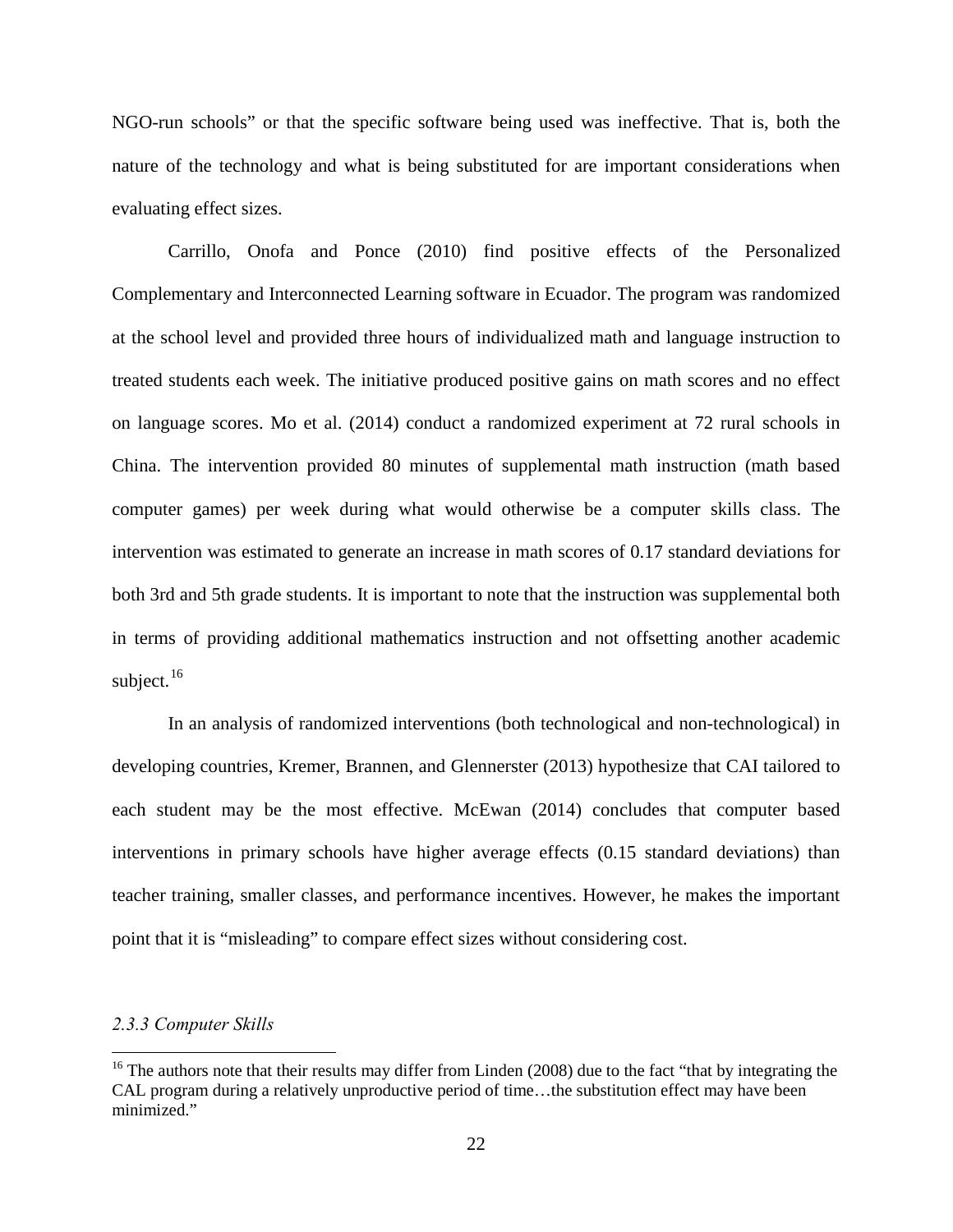NGO-run schools" or that the specific software being used was ineffective. That is, both the nature of the technology and what is being substituted for are important considerations when evaluating effect sizes.

Carrillo, Onofa and Ponce (2010) find positive effects of the Personalized Complementary and Interconnected Learning software in Ecuador. The program was randomized at the school level and provided three hours of individualized math and language instruction to treated students each week. The initiative produced positive gains on math scores and no effect on language scores. Mo et al. (2014) conduct a randomized experiment at 72 rural schools in China. The intervention provided 80 minutes of supplemental math instruction (math based computer games) per week during what would otherwise be a computer skills class. The intervention was estimated to generate an increase in math scores of 0.17 standard deviations for both 3rd and 5th grade students. It is important to note that the instruction was supplemental both in terms of providing additional mathematics instruction and not offsetting another academic subject.[16]

In an analysis of randomized interventions (both technological and non-technological) in developing countries, Kremer, Brannen, and Glennerster (2013) hypothesize that CAI tailored to each student may be the most effective. McEwan (2014) concludes that computer based interventions in primary schools have higher average effects (0.15 standard deviations) than teacher training, smaller classes, and performance incentives. However, he makes the important point that it is "misleading" to compare effect sizes without considering cost.

### *2.3.3 Computer Skills*

[16] The authors note that their results may differ from Linden (2008) due to the fact "that by integrating the CAL program during a relatively unproductive period of time…the substitution effect may have been minimized."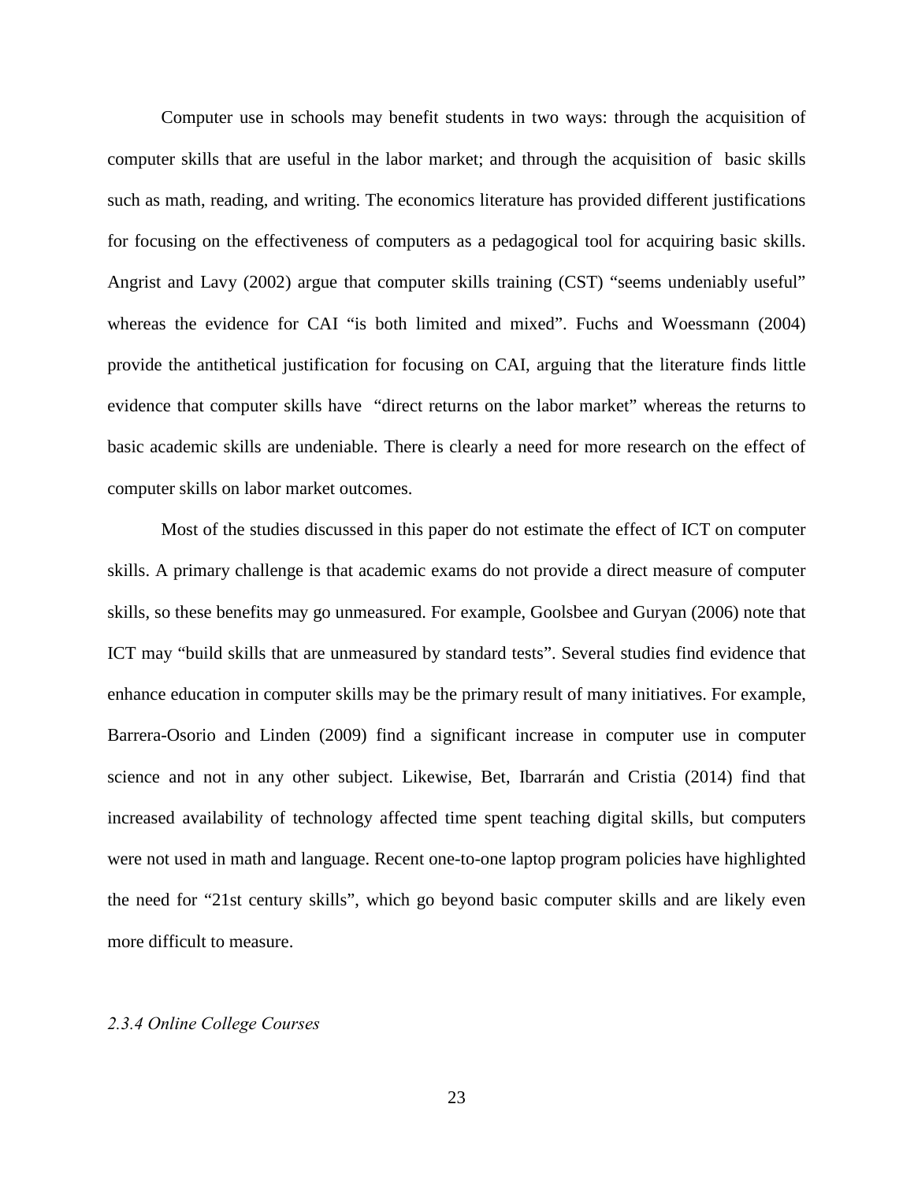Computer use in schools may benefit students in two ways: through the acquisition of computer skills that are useful in the labor market; and through the acquisition of basic skills such as math, reading, and writing. The economics literature has provided different justifications for focusing on the effectiveness of computers as a pedagogical tool for acquiring basic skills. Angrist and Lavy (2002) argue that computer skills training (CST) "seems undeniably useful" whereas the evidence for CAI "is both limited and mixed". Fuchs and Woessmann (2004) provide the antithetical justification for focusing on CAI, arguing that the literature finds little evidence that computer skills have "direct returns on the labor market" whereas the returns to basic academic skills are undeniable. There is clearly a need for more research on the effect of computer skills on labor market outcomes.

Most of the studies discussed in this paper do not estimate the effect of ICT on computer skills. A primary challenge is that academic exams do not provide a direct measure of computer skills, so these benefits may go unmeasured. For example, Goolsbee and Guryan (2006) note that ICT may "build skills that are unmeasured by standard tests". Several studies find evidence that enhance education in computer skills may be the primary result of many initiatives. For example, Barrera-Osorio and Linden (2009) find a significant increase in computer use in computer science and not in any other subject. Likewise, Bet, Ibarrarán and Cristia (2014) find that increased availability of technology affected time spent teaching digital skills, but computers were not used in math and language. Recent one-to-one laptop program policies have highlighted the need for "21st century skills", which go beyond basic computer skills and are likely even more difficult to measure.

*2.3.4 Online College Courses*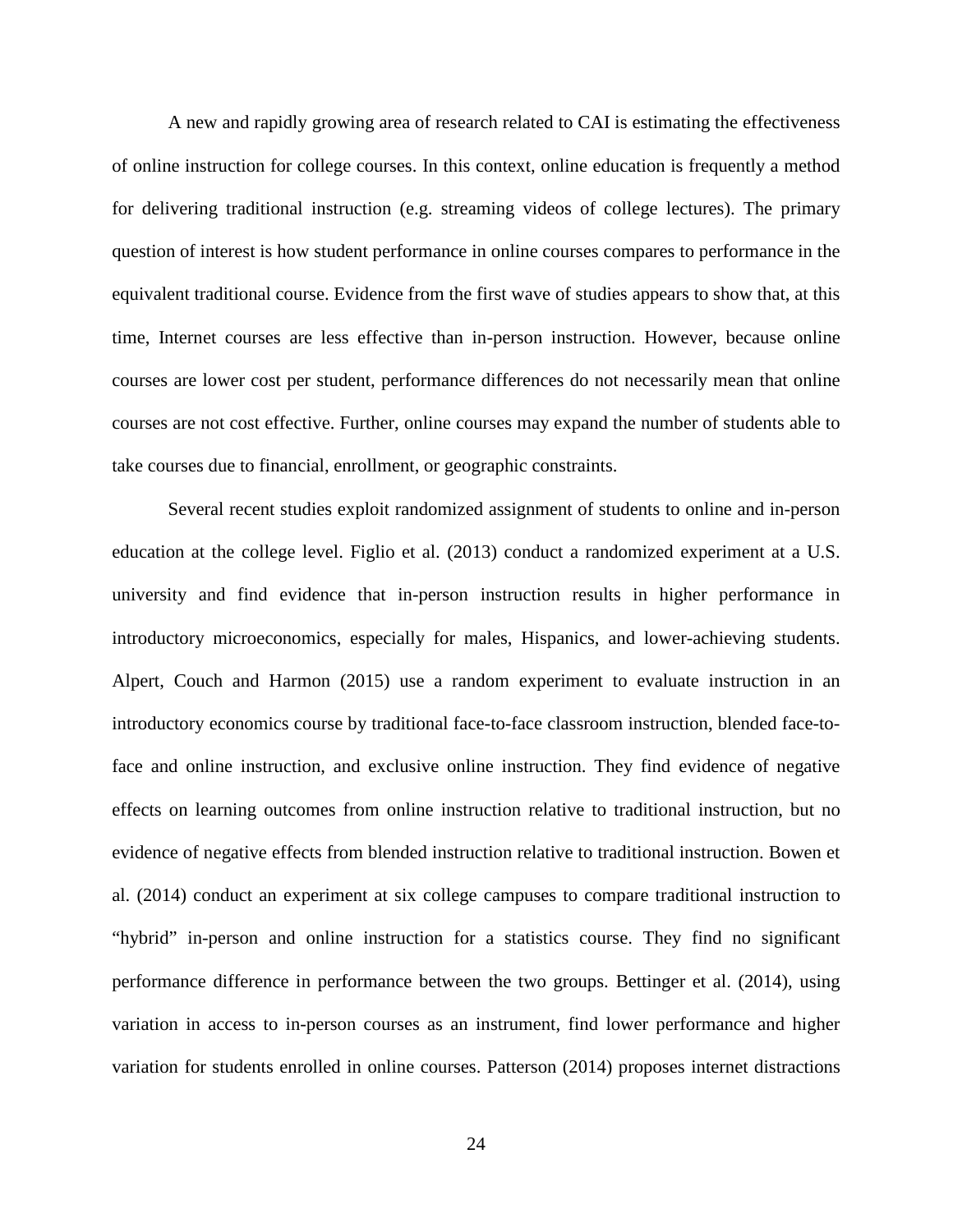A new and rapidly growing area of research related to CAI is estimating the effectiveness of online instruction for college courses. In this context, online education is frequently a method for delivering traditional instruction (e.g. streaming videos of college lectures). The primary question of interest is how student performance in online courses compares to performance in the equivalent traditional course. Evidence from the first wave of studies appears to show that, at this time, Internet courses are less effective than in-person instruction. However, because online courses are lower cost per student, performance differences do not necessarily mean that online courses are not cost effective. Further, online courses may expand the number of students able to take courses due to financial, enrollment, or geographic constraints.

Several recent studies exploit randomized assignment of students to online and in-person education at the college level. Figlio et al. (2013) conduct a randomized experiment at a U.S. university and find evidence that in-person instruction results in higher performance in introductory microeconomics, especially for males, Hispanics, and lower-achieving students. Alpert, Couch and Harmon (2015) use a random experiment to evaluate instruction in an introductory economics course by traditional face-to-face classroom instruction, blended face-to-face and online instruction, and exclusive online instruction. They find evidence of negative effects on learning outcomes from online instruction relative to traditional instruction, but no evidence of negative effects from blended instruction relative to traditional instruction. Bowen et al. (2014) conduct an experiment at six college campuses to compare traditional instruction to "hybrid" in-person and online instruction for a statistics course. They find no significant performance difference in performance between the two groups. Bettinger et al. (2014), using variation in access to in-person courses as an instrument, find lower performance and higher variation for students enrolled in online courses. Patterson (2014) proposes internet distractions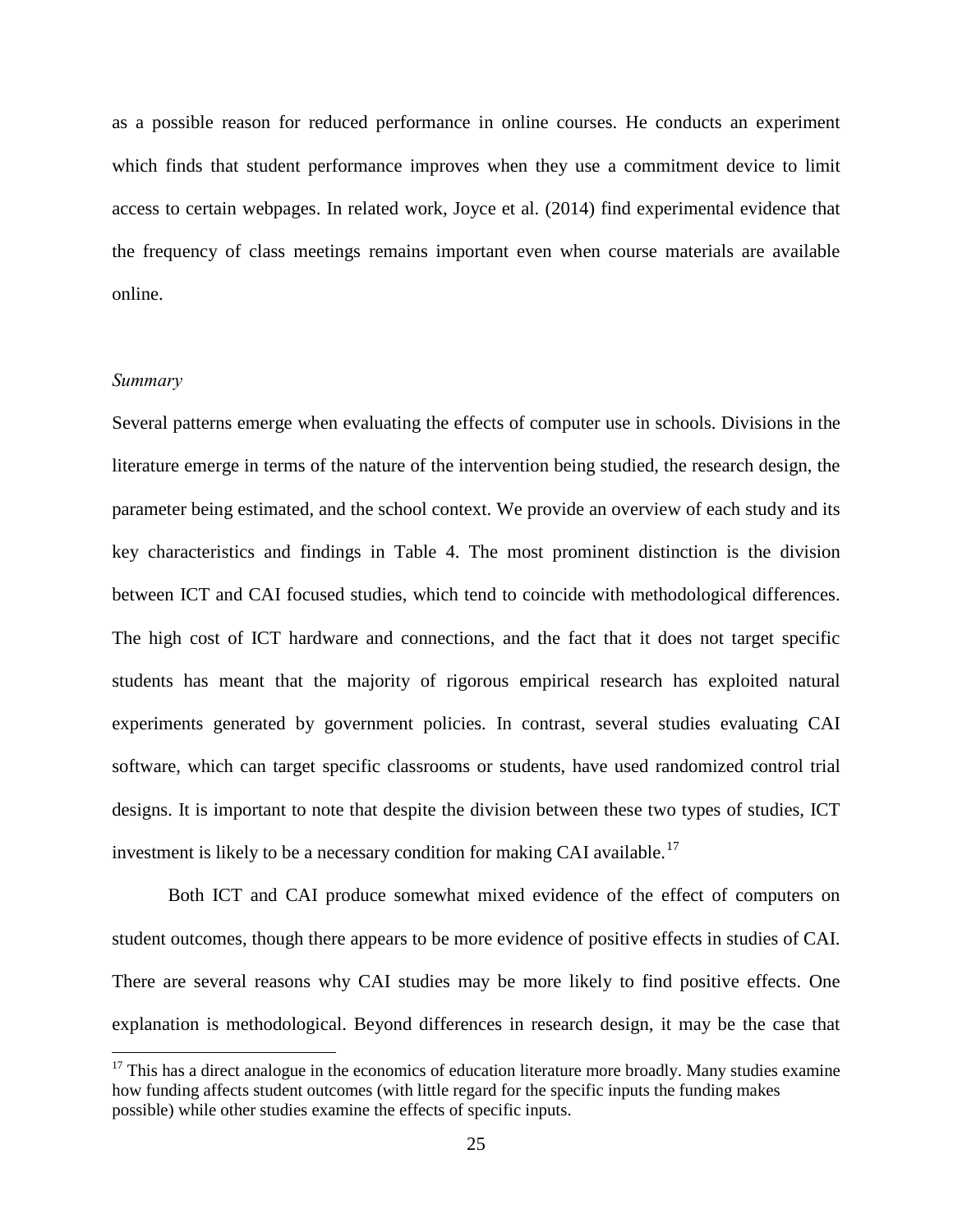as a possible reason for reduced performance in online courses. He conducts an experiment which finds that student performance improves when they use a commitment device to limit access to certain webpages. In related work, Joyce et al. (2014) find experimental evidence that the frequency of class meetings remains important even when course materials are available online.

### *Summary*

Several patterns emerge when evaluating the effects of computer use in schools. Divisions in the literature emerge in terms of the nature of the intervention being studied, the research design, the parameter being estimated, and the school context. We provide an overview of each study and its key characteristics and findings in Table 4. The most prominent distinction is the division between ICT and CAI focused studies, which tend to coincide with methodological differences. The high cost of ICT hardware and connections, and the fact that it does not target specific students has meant that the majority of rigorous empirical research has exploited natural experiments generated by government policies. In contrast, several studies evaluating CAI software, which can target specific classrooms or students, have used randomized control trial designs. It is important to note that despite the division between these two types of studies, ICT investment is likely to be a necessary condition for making CAI available.[17]

Both ICT and CAI produce somewhat mixed evidence of the effect of computers on student outcomes, though there appears to be more evidence of positive effects in studies of CAI. There are several reasons why CAI studies may be more likely to find positive effects. One explanation is methodological. Beyond differences in research design, it may be the case that

[17] This has a direct analogue in the economics of education literature more broadly. Many studies examine how funding affects student outcomes (with little regard for the specific inputs the funding makes possible) while other studies examine the effects of specific inputs.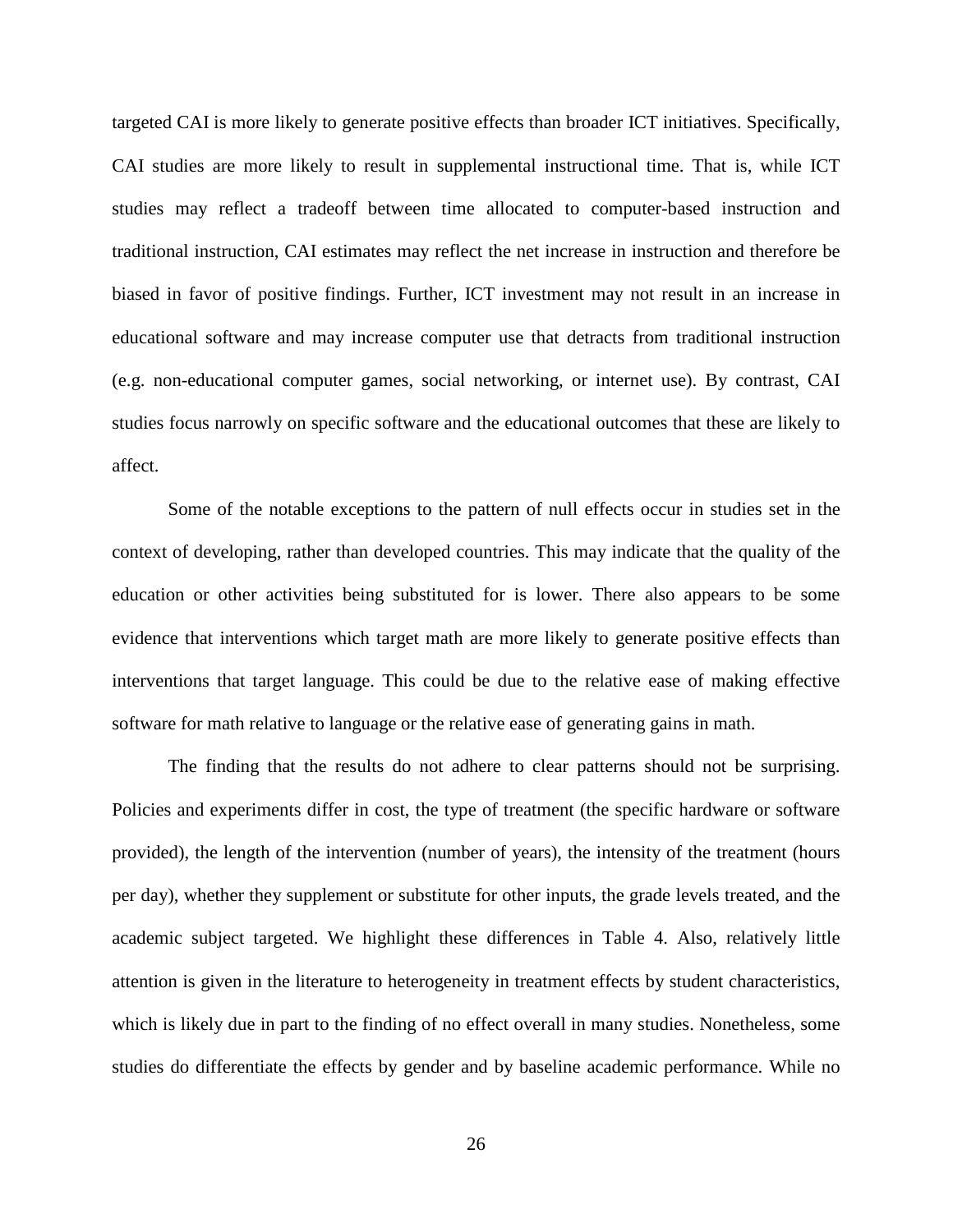targeted CAI is more likely to generate positive effects than broader ICT initiatives. Specifically, CAI studies are more likely to result in supplemental instructional time. That is, while ICT studies may reflect a tradeoff between time allocated to computer-based instruction and traditional instruction, CAI estimates may reflect the net increase in instruction and therefore be biased in favor of positive findings. Further, ICT investment may not result in an increase in educational software and may increase computer use that detracts from traditional instruction (e.g. non-educational computer games, social networking, or internet use). By contrast, CAI studies focus narrowly on specific software and the educational outcomes that these are likely to affect.

Some of the notable exceptions to the pattern of null effects occur in studies set in the context of developing, rather than developed countries. This may indicate that the quality of the education or other activities being substituted for is lower. There also appears to be some evidence that interventions which target math are more likely to generate positive effects than interventions that target language. This could be due to the relative ease of making effective software for math relative to language or the relative ease of generating gains in math.

The finding that the results do not adhere to clear patterns should not be surprising. Policies and experiments differ in cost, the type of treatment (the specific hardware or software provided), the length of the intervention (number of years), the intensity of the treatment (hours per day), whether they supplement or substitute for other inputs, the grade levels treated, and the academic subject targeted. We highlight these differences in Table 4. Also, relatively little attention is given in the literature to heterogeneity in treatment effects by student characteristics, which is likely due in part to the finding of no effect overall in many studies. Nonetheless, some studies do differentiate the effects by gender and by baseline academic performance. While no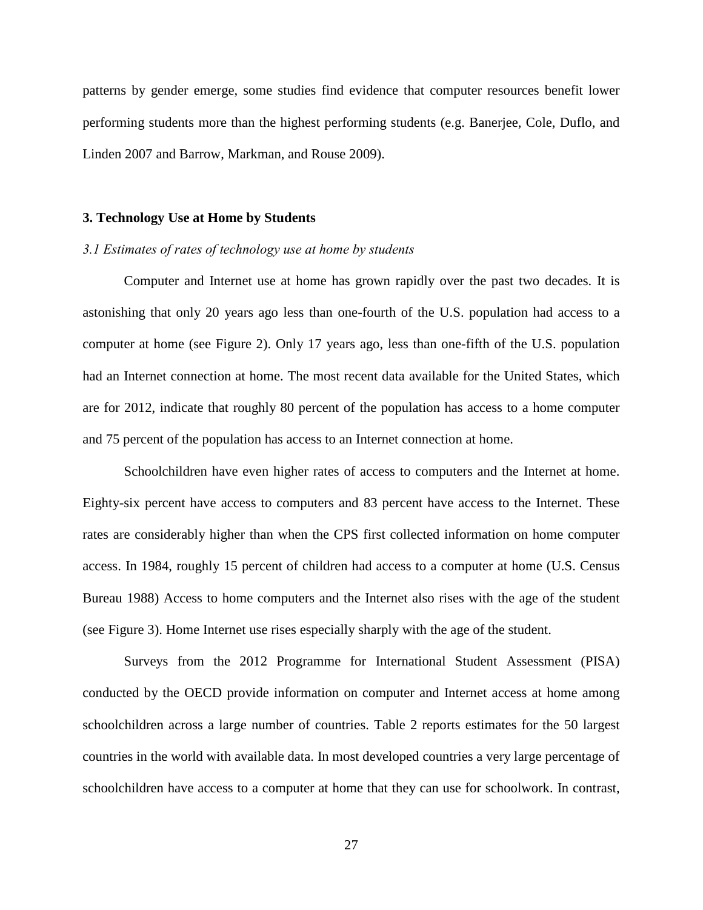patterns by gender emerge, some studies find evidence that computer resources benefit lower performing students more than the highest performing students (e.g. Banerjee, Cole, Duflo, and Linden 2007 and Barrow, Markman, and Rouse 2009).

## 3. Technology Use at Home by Students

### *3.1 Estimates of rates of technology use at home by students*

Computer and Internet use at home has grown rapidly over the past two decades. It is astonishing that only 20 years ago less than one-fourth of the U.S. population had access to a computer at home (see Figure 2). Only 17 years ago, less than one-fifth of the U.S. population had an Internet connection at home. The most recent data available for the United States, which are for 2012, indicate that roughly 80 percent of the population has access to a home computer and 75 percent of the population has access to an Internet connection at home.

Schoolchildren have even higher rates of access to computers and the Internet at home. Eighty-six percent have access to computers and 83 percent have access to the Internet. These rates are considerably higher than when the CPS first collected information on home computer access. In 1984, roughly 15 percent of children had access to a computer at home (U.S. Census Bureau 1988) Access to home computers and the Internet also rises with the age of the student (see Figure 3). Home Internet use rises especially sharply with the age of the student.

Surveys from the 2012 Programme for International Student Assessment (PISA) conducted by the OECD provide information on computer and Internet access at home among schoolchildren across a large number of countries. Table 2 reports estimates for the 50 largest countries in the world with available data. In most developed countries a very large percentage of schoolchildren have access to a computer at home that they can use for schoolwork. In contrast,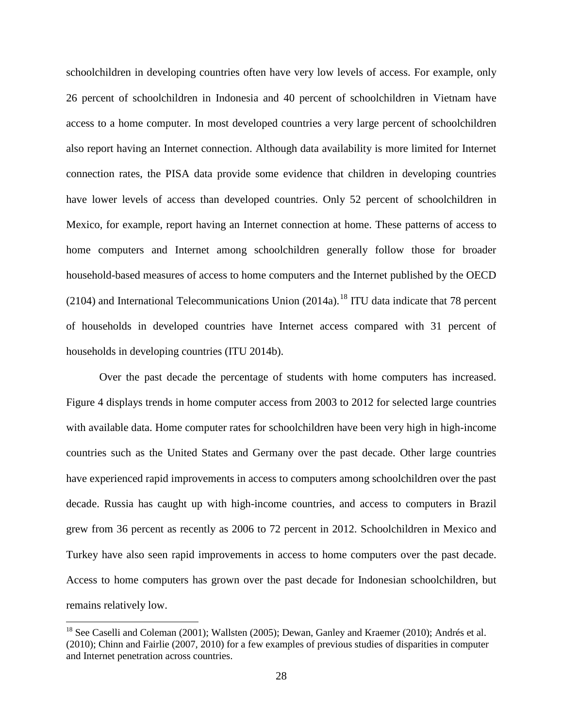schoolchildren in developing countries often have very low levels of access. For example, only 26 percent of schoolchildren in Indonesia and 40 percent of schoolchildren in Vietnam have access to a home computer. In most developed countries a very large percent of schoolchildren also report having an Internet connection. Although data availability is more limited for Internet connection rates, the PISA data provide some evidence that children in developing countries have lower levels of access than developed countries. Only 52 percent of schoolchildren in Mexico, for example, report having an Internet connection at home. These patterns of access to home computers and Internet among schoolchildren generally follow those for broader household-based measures of access to home computers and the Internet published by the OECD (2104) and International Telecommunications Union (2014a).[18] ITU data indicate that 78 percent of households in developed countries have Internet access compared with 31 percent of households in developing countries (ITU 2014b).

Over the past decade the percentage of students with home computers has increased. Figure 4 displays trends in home computer access from 2003 to 2012 for selected large countries with available data. Home computer rates for schoolchildren have been very high in high-income countries such as the United States and Germany over the past decade. Other large countries have experienced rapid improvements in access to computers among schoolchildren over the past decade. Russia has caught up with high-income countries, and access to computers in Brazil grew from 36 percent as recently as 2006 to 72 percent in 2012. Schoolchildren in Mexico and Turkey have also seen rapid improvements in access to home computers over the past decade. Access to home computers has grown over the past decade for Indonesian schoolchildren, but remains relatively low.

[18] See Caselli and Coleman (2001); Wallsten (2005); Dewan, Ganley and Kraemer (2010); Andrés et al. (2010); Chinn and Fairlie (2007, 2010) for a few examples of previous studies of disparities in computer and Internet penetration across countries.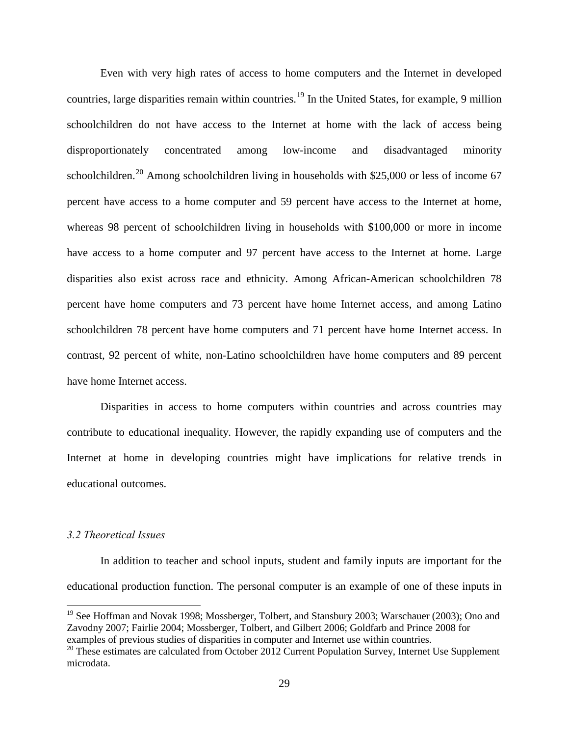Even with very high rates of access to home computers and the Internet in developed countries, large disparities remain within countries.[19] In the United States, for example, 9 million schoolchildren do not have access to the Internet at home with the lack of access being disproportionately concentrated among low-income and disadvantaged minority schoolchildren.[20] Among schoolchildren living in households with $25,000 or less of income 67 percent have access to a home computer and 59 percent have access to the Internet at home, whereas 98 percent of schoolchildren living in households with $100,000 or more in income have access to a home computer and 97 percent have access to the Internet at home. Large disparities also exist across race and ethnicity. Among African-American schoolchildren 78 percent have home computers and 73 percent have home Internet access, and among Latino schoolchildren 78 percent have home computers and 71 percent have home Internet access. In contrast, 92 percent of white, non-Latino schoolchildren have home computers and 89 percent have home Internet access.

Disparities in access to home computers within countries and across countries may contribute to educational inequality. However, the rapidly expanding use of computers and the Internet at home in developing countries might have implications for relative trends in educational outcomes.

### *3.2 Theoretical Issues*

In addition to teacher and school inputs, student and family inputs are important for the educational production function. The personal computer is an example of one of these inputs in

---

[19] See Hoffman and Novak 1998; Mossberger, Tolbert, and Stansbury 2003; Warschauer (2003); Ono and Zavodny 2007; Fairlie 2004; Mossberger, Tolbert, and Gilbert 2006; Goldfarb and Prince 2008 for examples of previous studies of disparities in computer and Internet use within countries.

[20] These estimates are calculated from October 2012 Current Population Survey, Internet Use Supplement microdata.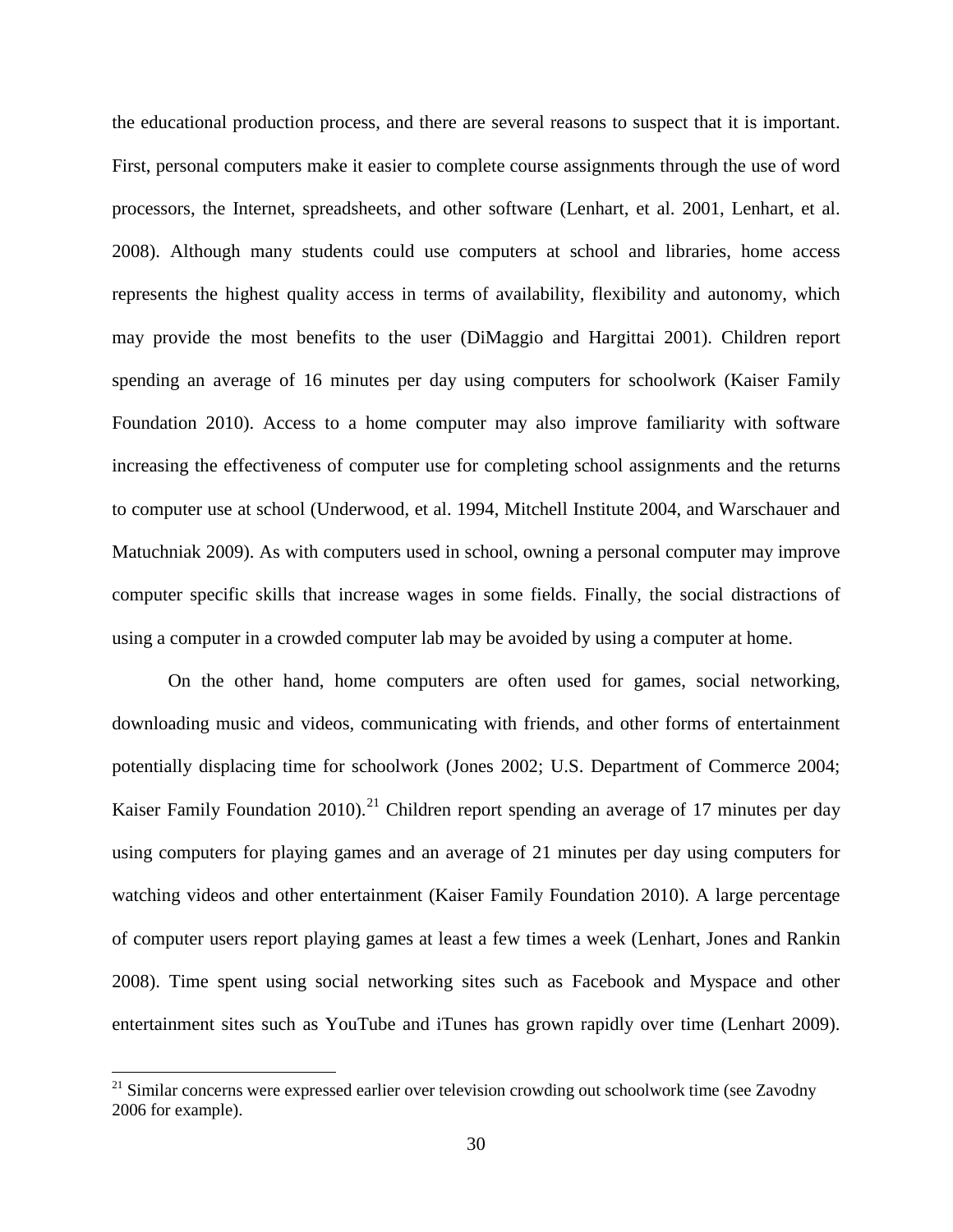the educational production process, and there are several reasons to suspect that it is important. First, personal computers make it easier to complete course assignments through the use of word processors, the Internet, spreadsheets, and other software (Lenhart, et al. 2001, Lenhart, et al. 2008). Although many students could use computers at school and libraries, home access represents the highest quality access in terms of availability, flexibility and autonomy, which may provide the most benefits to the user (DiMaggio and Hargittai 2001). Children report spending an average of 16 minutes per day using computers for schoolwork (Kaiser Family Foundation 2010). Access to a home computer may also improve familiarity with software increasing the effectiveness of computer use for completing school assignments and the returns to computer use at school (Underwood, et al. 1994, Mitchell Institute 2004, and Warschauer and Matuchniak 2009). As with computers used in school, owning a personal computer may improve computer specific skills that increase wages in some fields. Finally, the social distractions of using a computer in a crowded computer lab may be avoided by using a computer at home.

On the other hand, home computers are often used for games, social networking, downloading music and videos, communicating with friends, and other forms of entertainment potentially displacing time for schoolwork (Jones 2002; U.S. Department of Commerce 2004; Kaiser Family Foundation 2010).[21] Children report spending an average of 17 minutes per day using computers for playing games and an average of 21 minutes per day using computers for watching videos and other entertainment (Kaiser Family Foundation 2010). A large percentage of computer users report playing games at least a few times a week (Lenhart, Jones and Rankin 2008). Time spent using social networking sites such as Facebook and Myspace and other entertainment sites such as YouTube and iTunes has grown rapidly over time (Lenhart 2009).

[21] Similar concerns were expressed earlier over television crowding out schoolwork time (see Zavodny 2006 for example).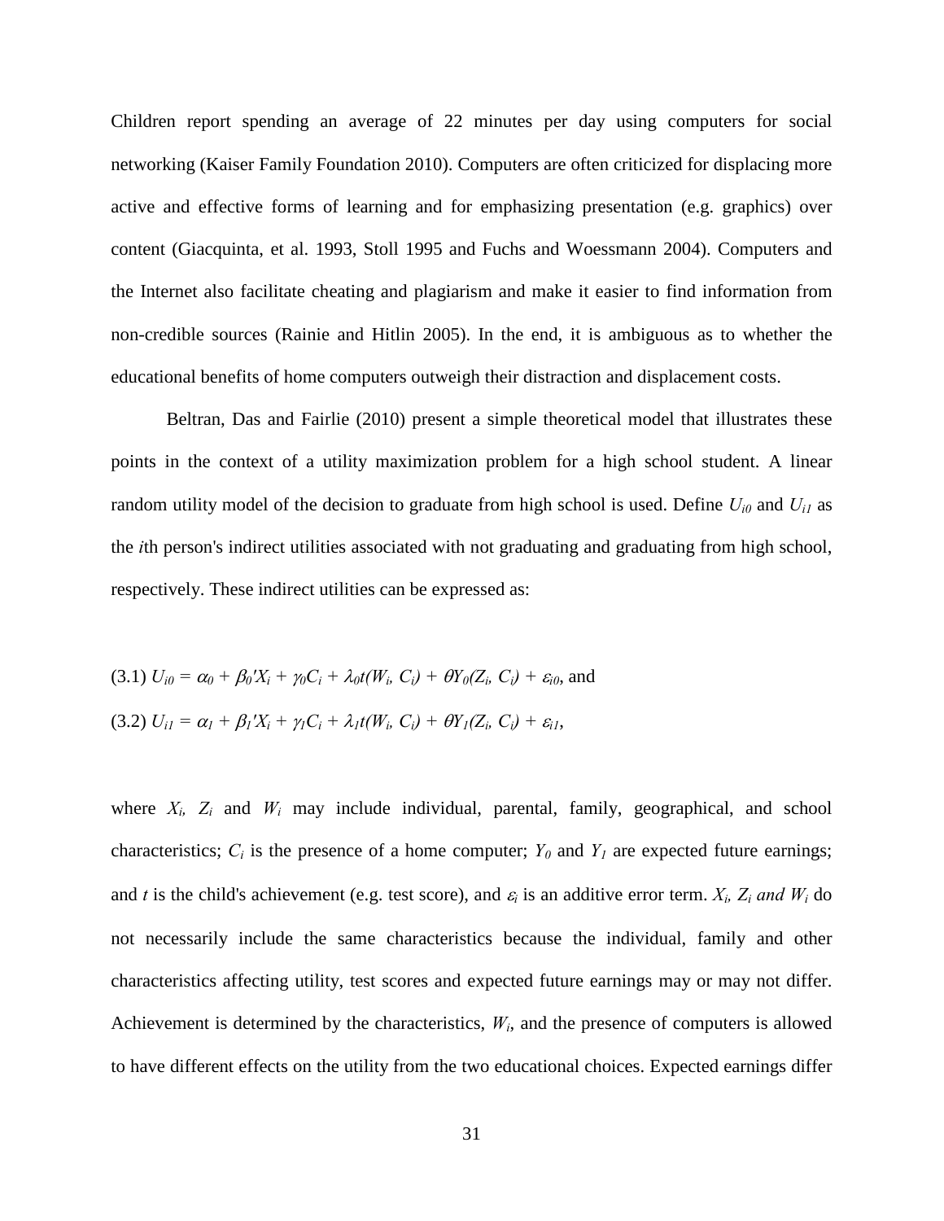Children report spending an average of 22 minutes per day using computers for social networking (Kaiser Family Foundation 2010). Computers are often criticized for displacing more active and effective forms of learning and for emphasizing presentation (e.g. graphics) over content (Giacquinta, et al. 1993, Stoll 1995 and Fuchs and Woessmann 2004). Computers and the Internet also facilitate cheating and plagiarism and make it easier to find information from non-credible sources (Rainie and Hitlin 2005). In the end, it is ambiguous as to whether the educational benefits of home computers outweigh their distraction and displacement costs.

Beltran, Das and Fairlie (2010) present a simple theoretical model that illustrates these points in the context of a utility maximization problem for a high school student. A linear random utility model of the decision to graduate from high school is used. Define $U_{i0}$ and $U_{i1}$ as the *i*th person's indirect utilities associated with not graduating and graduating from high school, respectively. These indirect utilities can be expressed as:

(3.1) $U_{i0} = \alpha_0 + \beta_0'X_i + \gamma_0 C_i + \lambda_0 t(W_i, C_i) + \theta Y_0(Z_i, C_i) + \varepsilon_{i0}$, and

(3.2) $U_{i1} = \alpha_1 + \beta_1'X_i + \gamma_1 C_i + \lambda_1 t(W_i, C_i) + \theta Y_1(Z_i, C_i) + \varepsilon_{i1}$,

where $X_i$, $Z_i$ and $W_i$ may include individual, parental, family, geographical, and school characteristics; $C_i$ is the presence of a home computer; $Y_0$ and $Y_1$ are expected future earnings; and $t$ is the child's achievement (e.g. test score), and $\varepsilon_i$ is an additive error term. $X_i$, $Z_i$ *and* $W_i$ do not necessarily include the same characteristics because the individual, family and other characteristics affecting utility, test scores and expected future earnings may or may not differ. Achievement is determined by the characteristics, $W_i$, and the presence of computers is allowed to have different effects on the utility from the two educational choices. Expected earnings differ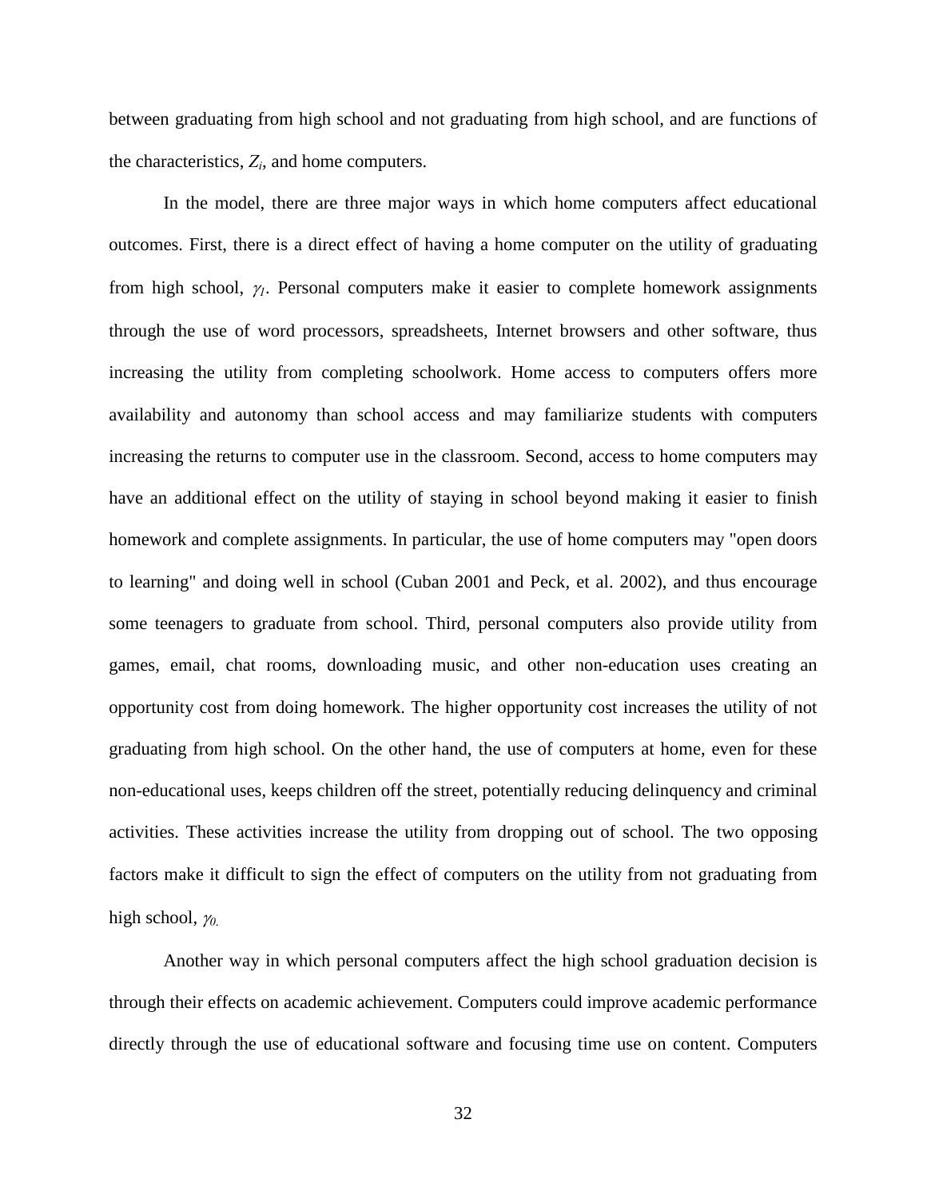between graduating from high school and not graduating from high school, and are functions of the characteristics, $Z_i$, and home computers.

In the model, there are three major ways in which home computers affect educational outcomes. First, there is a direct effect of having a home computer on the utility of graduating from high school, $\gamma_1$. Personal computers make it easier to complete homework assignments through the use of word processors, spreadsheets, Internet browsers and other software, thus increasing the utility from completing schoolwork. Home access to computers offers more availability and autonomy than school access and may familiarize students with computers increasing the returns to computer use in the classroom. Second, access to home computers may have an additional effect on the utility of staying in school beyond making it easier to finish homework and complete assignments. In particular, the use of home computers may "open doors to learning" and doing well in school (Cuban 2001 and Peck, et al. 2002), and thus encourage some teenagers to graduate from school. Third, personal computers also provide utility from games, email, chat rooms, downloading music, and other non-education uses creating an opportunity cost from doing homework. The higher opportunity cost increases the utility of not graduating from high school. On the other hand, the use of computers at home, even for these non-educational uses, keeps children off the street, potentially reducing delinquency and criminal activities. These activities increase the utility from dropping out of school. The two opposing factors make it difficult to sign the effect of computers on the utility from not graduating from high school, $\gamma_0$.

Another way in which personal computers affect the high school graduation decision is through their effects on academic achievement. Computers could improve academic performance directly through the use of educational software and focusing time use on content. Computers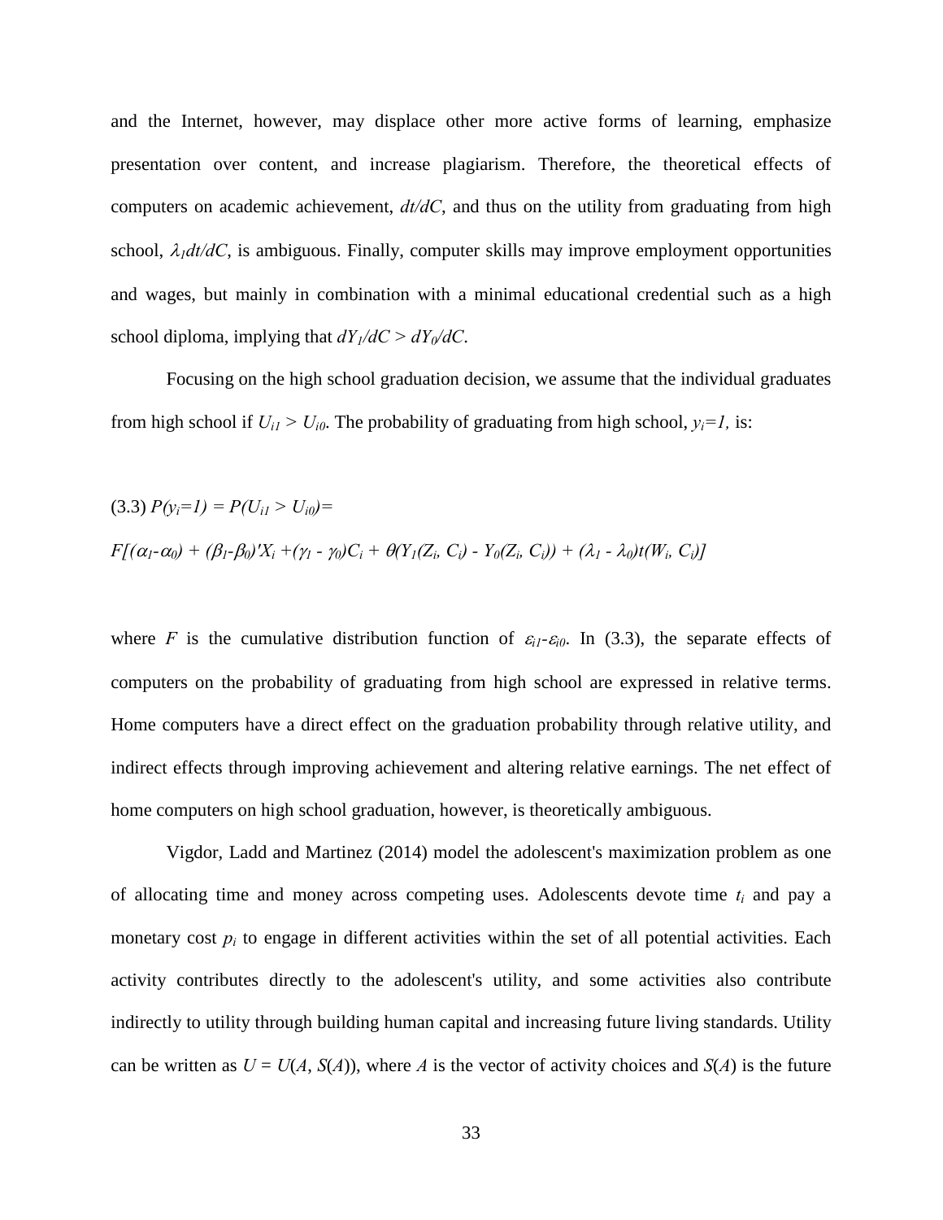and the Internet, however, may displace other more active forms of learning, emphasize presentation over content, and increase plagiarism. Therefore, the theoretical effects of computers on academic achievement, $dt/dC$, and thus on the utility from graduating from high school, $\lambda_1 dt/dC$, is ambiguous. Finally, computer skills may improve employment opportunities and wages, but mainly in combination with a minimal educational credential such as a high school diploma, implying that $dY_1/dC > dY_0/dC$.

Focusing on the high school graduation decision, we assume that the individual graduates from high school if $U_{i1} > U_{i0}$. The probability of graduating from high school, $y_i=1$, is:

$$(3.3)\ P(y_i=1) = P(U_{i1} > U_{i0}) =$$

$$F[(\alpha_1-\alpha_0) + (\beta_1-\beta_0)'X_i + (\gamma_1 - \gamma_0)C_i + \theta(Y_1(Z_i, C_i) - Y_0(Z_i, C_i)) + (\lambda_1 - \lambda_0)t(W_i, C_i)]$$

where $F$ is the cumulative distribution function of $\varepsilon_{i1}$-$\varepsilon_{i0}$. In (3.3), the separate effects of computers on the probability of graduating from high school are expressed in relative terms. Home computers have a direct effect on the graduation probability through relative utility, and indirect effects through improving achievement and altering relative earnings. The net effect of home computers on high school graduation, however, is theoretically ambiguous.

Vigdor, Ladd and Martinez (2014) model the adolescent's maximization problem as one of allocating time and money across competing uses. Adolescents devote time $t_i$ and pay a monetary cost $p_i$ to engage in different activities within the set of all potential activities. Each activity contributes directly to the adolescent's utility, and some activities also contribute indirectly to utility through building human capital and increasing future living standards. Utility can be written as $U = U(A, S(A))$, where $A$ is the vector of activity choices and $S(A)$ is the future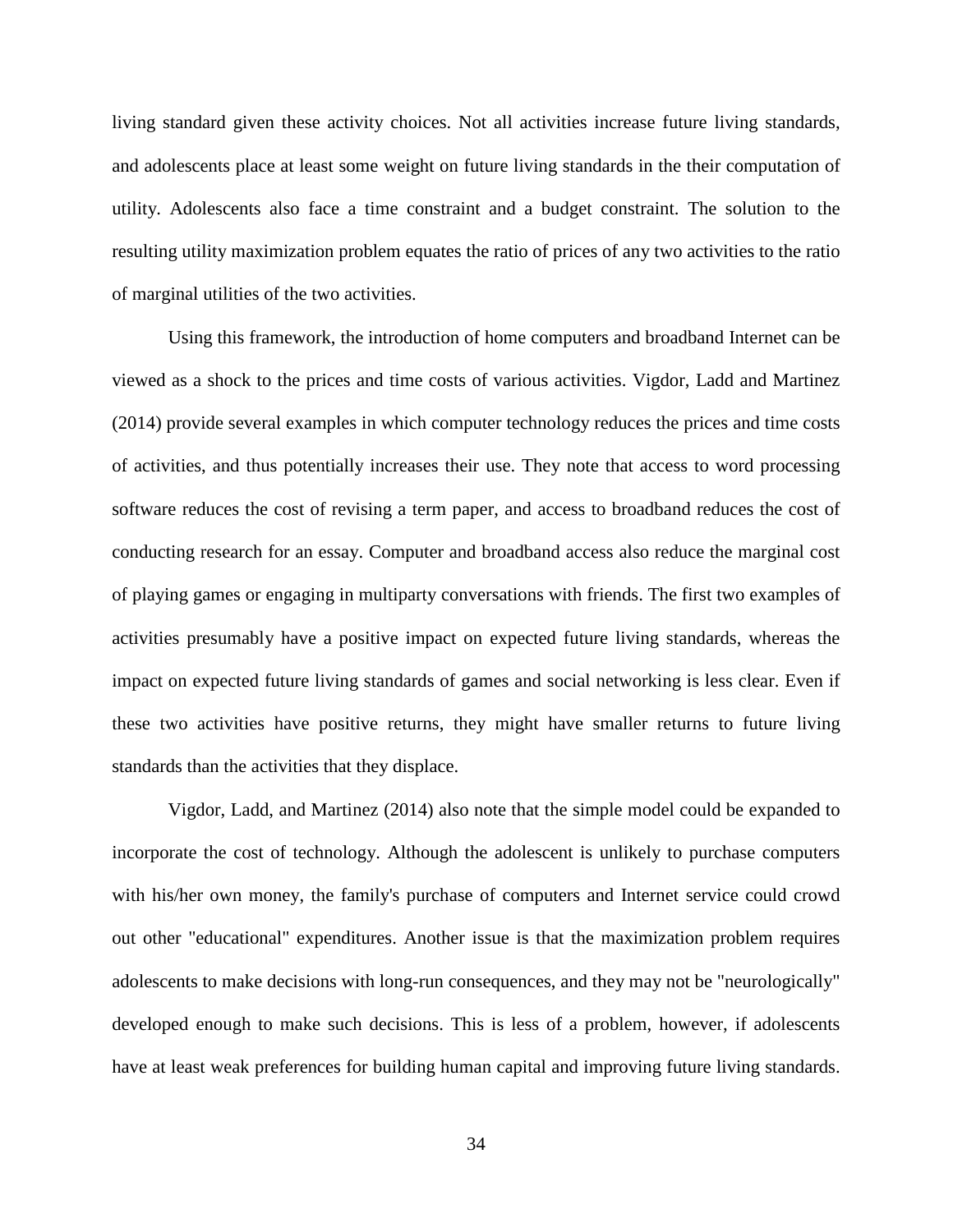living standard given these activity choices. Not all activities increase future living standards, and adolescents place at least some weight on future living standards in the their computation of utility. Adolescents also face a time constraint and a budget constraint. The solution to the resulting utility maximization problem equates the ratio of prices of any two activities to the ratio of marginal utilities of the two activities.

Using this framework, the introduction of home computers and broadband Internet can be viewed as a shock to the prices and time costs of various activities. Vigdor, Ladd and Martinez (2014) provide several examples in which computer technology reduces the prices and time costs of activities, and thus potentially increases their use. They note that access to word processing software reduces the cost of revising a term paper, and access to broadband reduces the cost of conducting research for an essay. Computer and broadband access also reduce the marginal cost of playing games or engaging in multiparty conversations with friends. The first two examples of activities presumably have a positive impact on expected future living standards, whereas the impact on expected future living standards of games and social networking is less clear. Even if these two activities have positive returns, they might have smaller returns to future living standards than the activities that they displace.

Vigdor, Ladd, and Martinez (2014) also note that the simple model could be expanded to incorporate the cost of technology. Although the adolescent is unlikely to purchase computers with his/her own money, the family's purchase of computers and Internet service could crowd out other "educational" expenditures. Another issue is that the maximization problem requires adolescents to make decisions with long-run consequences, and they may not be "neurologically" developed enough to make such decisions. This is less of a problem, however, if adolescents have at least weak preferences for building human capital and improving future living standards.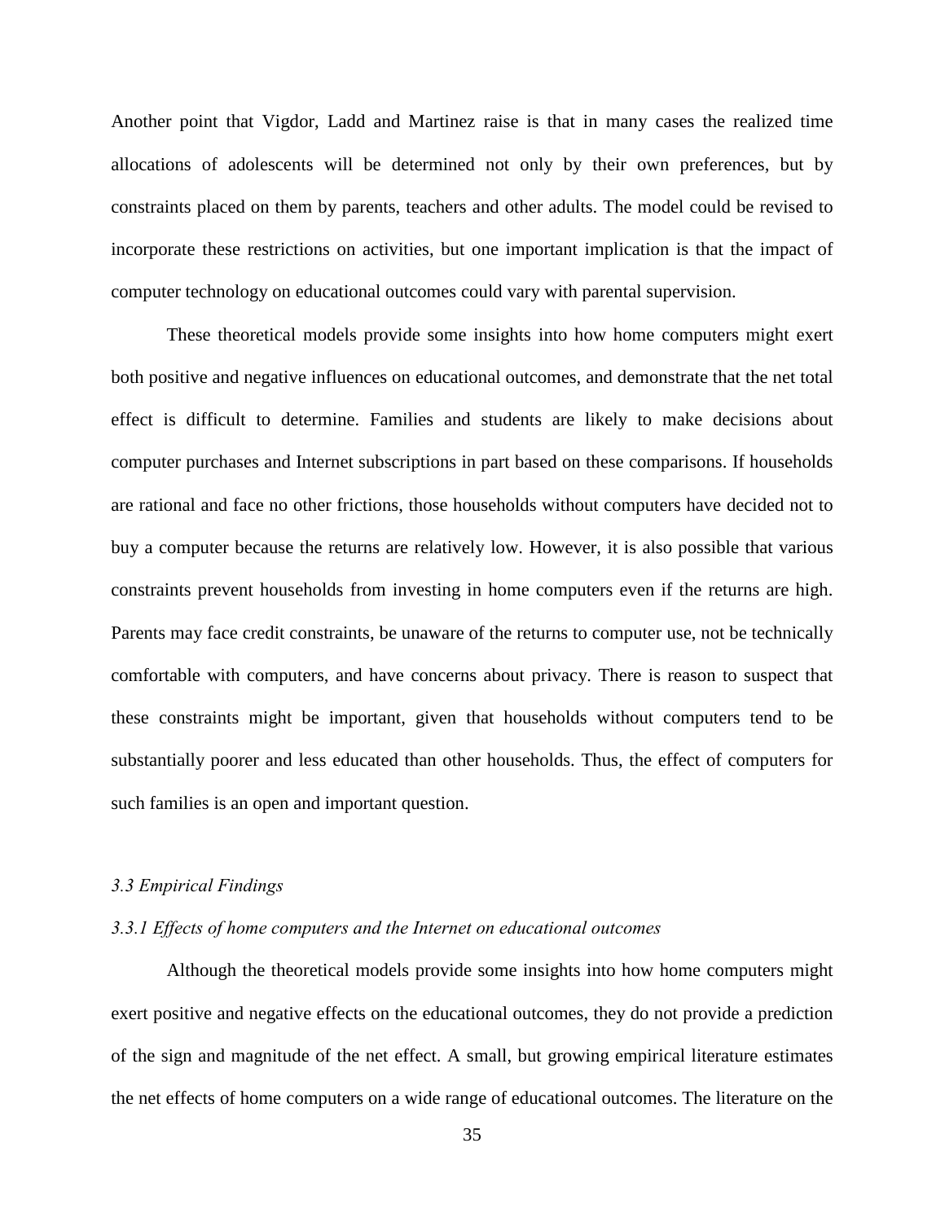Another point that Vigdor, Ladd and Martinez raise is that in many cases the realized time allocations of adolescents will be determined not only by their own preferences, but by constraints placed on them by parents, teachers and other adults. The model could be revised to incorporate these restrictions on activities, but one important implication is that the impact of computer technology on educational outcomes could vary with parental supervision.

These theoretical models provide some insights into how home computers might exert both positive and negative influences on educational outcomes, and demonstrate that the net total effect is difficult to determine. Families and students are likely to make decisions about computer purchases and Internet subscriptions in part based on these comparisons. If households are rational and face no other frictions, those households without computers have decided not to buy a computer because the returns are relatively low. However, it is also possible that various constraints prevent households from investing in home computers even if the returns are high. Parents may face credit constraints, be unaware of the returns to computer use, not be technically comfortable with computers, and have concerns about privacy. There is reason to suspect that these constraints might be important, given that households without computers tend to be substantially poorer and less educated than other households. Thus, the effect of computers for such families is an open and important question.

### *3.3 Empirical Findings*

#### *3.3.1 Effects of home computers and the Internet on educational outcomes*

Although the theoretical models provide some insights into how home computers might exert positive and negative effects on the educational outcomes, they do not provide a prediction of the sign and magnitude of the net effect. A small, but growing empirical literature estimates the net effects of home computers on a wide range of educational outcomes. The literature on the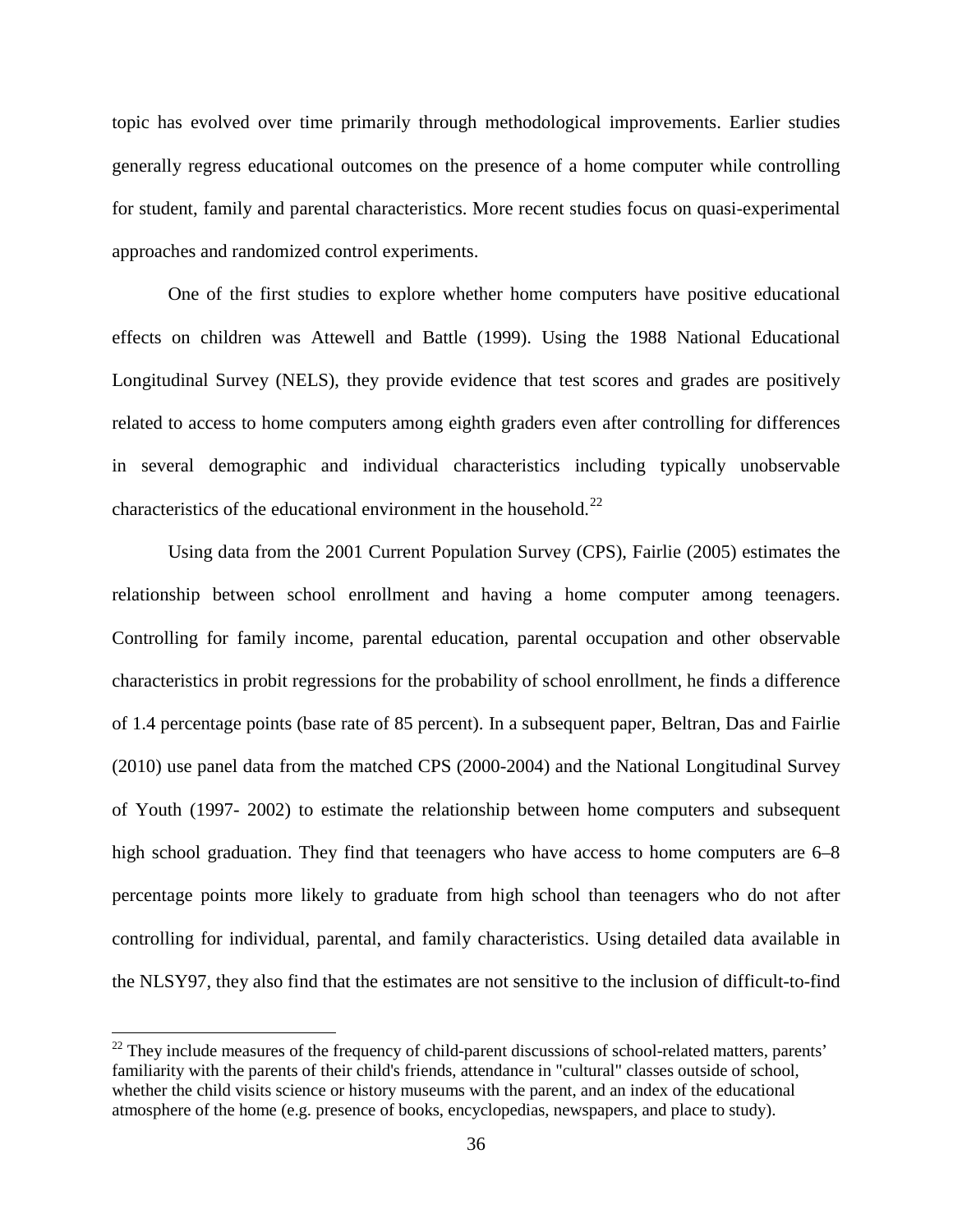topic has evolved over time primarily through methodological improvements. Earlier studies generally regress educational outcomes on the presence of a home computer while controlling for student, family and parental characteristics. More recent studies focus on quasi-experimental approaches and randomized control experiments.

One of the first studies to explore whether home computers have positive educational effects on children was Attewell and Battle (1999). Using the 1988 National Educational Longitudinal Survey (NELS), they provide evidence that test scores and grades are positively related to access to home computers among eighth graders even after controlling for differences in several demographic and individual characteristics including typically unobservable characteristics of the educational environment in the household.[22]

Using data from the 2001 Current Population Survey (CPS), Fairlie (2005) estimates the relationship between school enrollment and having a home computer among teenagers. Controlling for family income, parental education, parental occupation and other observable characteristics in probit regressions for the probability of school enrollment, he finds a difference of 1.4 percentage points (base rate of 85 percent). In a subsequent paper, Beltran, Das and Fairlie (2010) use panel data from the matched CPS (2000-2004) and the National Longitudinal Survey of Youth (1997- 2002) to estimate the relationship between home computers and subsequent high school graduation. They find that teenagers who have access to home computers are 6–8 percentage points more likely to graduate from high school than teenagers who do not after controlling for individual, parental, and family characteristics. Using detailed data available in the NLSY97, they also find that the estimates are not sensitive to the inclusion of difficult-to-find

[22] They include measures of the frequency of child-parent discussions of school-related matters, parents' familiarity with the parents of their child's friends, attendance in "cultural" classes outside of school, whether the child visits science or history museums with the parent, and an index of the educational atmosphere of the home (e.g. presence of books, encyclopedias, newspapers, and place to study).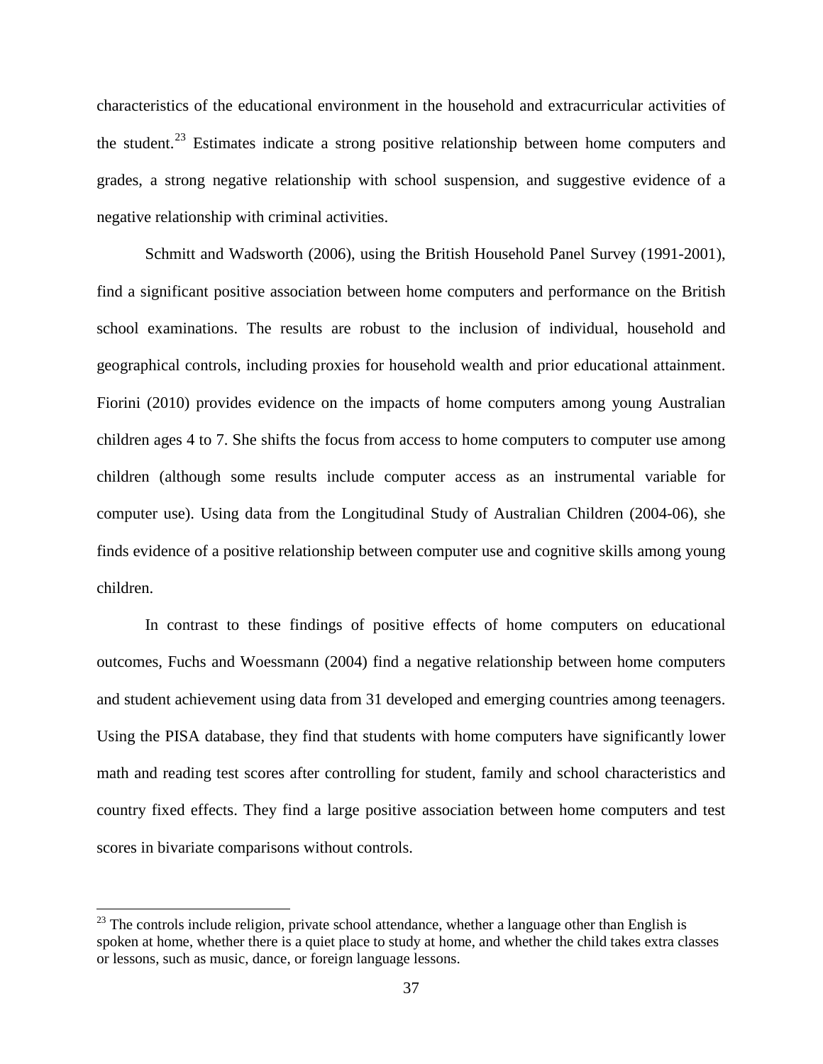characteristics of the educational environment in the household and extracurricular activities of the student.[23] Estimates indicate a strong positive relationship between home computers and grades, a strong negative relationship with school suspension, and suggestive evidence of a negative relationship with criminal activities.

Schmitt and Wadsworth (2006), using the British Household Panel Survey (1991-2001), find a significant positive association between home computers and performance on the British school examinations. The results are robust to the inclusion of individual, household and geographical controls, including proxies for household wealth and prior educational attainment. Fiorini (2010) provides evidence on the impacts of home computers among young Australian children ages 4 to 7. She shifts the focus from access to home computers to computer use among children (although some results include computer access as an instrumental variable for computer use). Using data from the Longitudinal Study of Australian Children (2004-06), she finds evidence of a positive relationship between computer use and cognitive skills among young children.

In contrast to these findings of positive effects of home computers on educational outcomes, Fuchs and Woessmann (2004) find a negative relationship between home computers and student achievement using data from 31 developed and emerging countries among teenagers. Using the PISA database, they find that students with home computers have significantly lower math and reading test scores after controlling for student, family and school characteristics and country fixed effects. They find a large positive association between home computers and test scores in bivariate comparisons without controls.

[23] The controls include religion, private school attendance, whether a language other than English is spoken at home, whether there is a quiet place to study at home, and whether the child takes extra classes or lessons, such as music, dance, or foreign language lessons.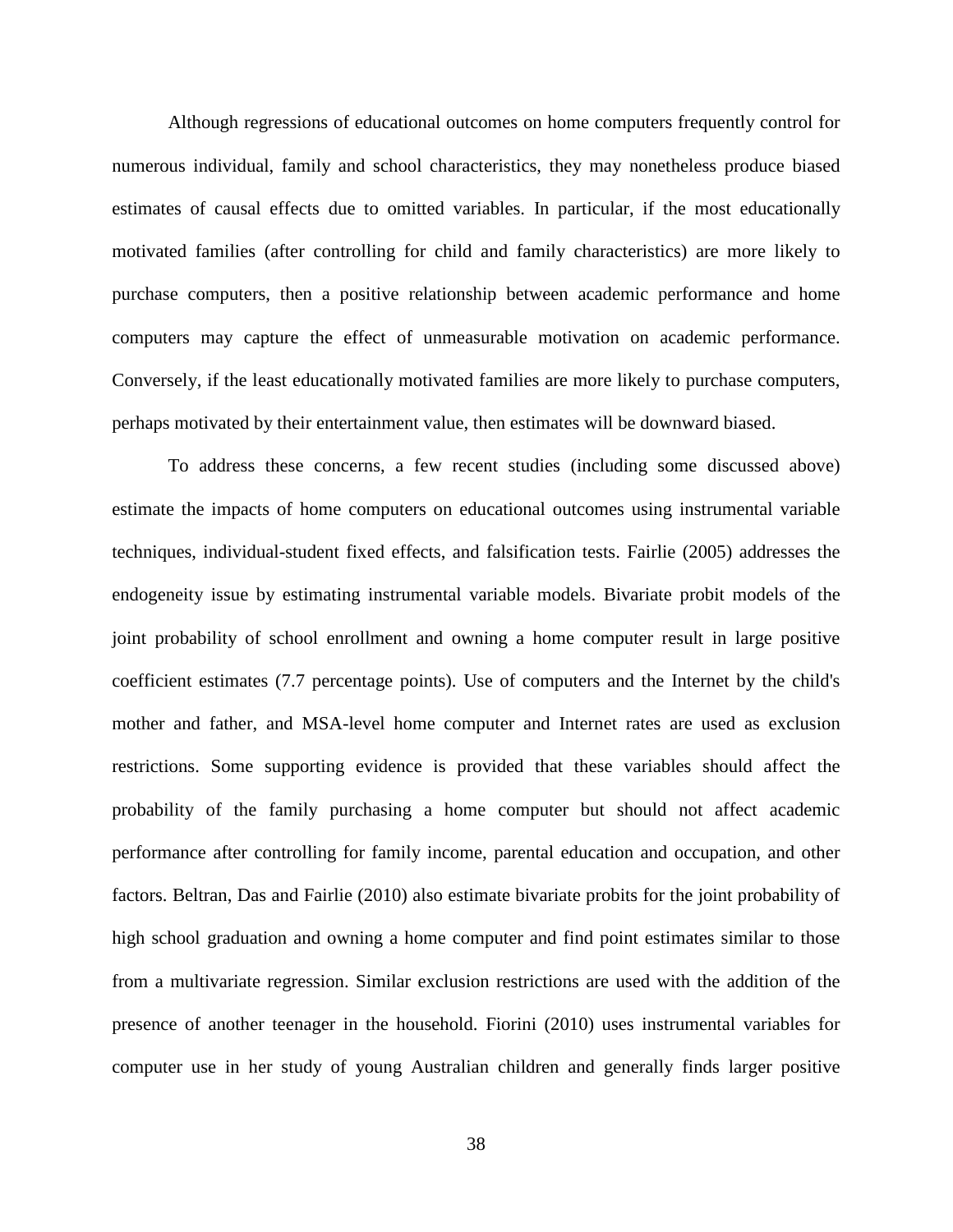Although regressions of educational outcomes on home computers frequently control for numerous individual, family and school characteristics, they may nonetheless produce biased estimates of causal effects due to omitted variables. In particular, if the most educationally motivated families (after controlling for child and family characteristics) are more likely to purchase computers, then a positive relationship between academic performance and home computers may capture the effect of unmeasurable motivation on academic performance. Conversely, if the least educationally motivated families are more likely to purchase computers, perhaps motivated by their entertainment value, then estimates will be downward biased.

To address these concerns, a few recent studies (including some discussed above) estimate the impacts of home computers on educational outcomes using instrumental variable techniques, individual-student fixed effects, and falsification tests. Fairlie (2005) addresses the endogeneity issue by estimating instrumental variable models. Bivariate probit models of the joint probability of school enrollment and owning a home computer result in large positive coefficient estimates (7.7 percentage points). Use of computers and the Internet by the child's mother and father, and MSA-level home computer and Internet rates are used as exclusion restrictions. Some supporting evidence is provided that these variables should affect the probability of the family purchasing a home computer but should not affect academic performance after controlling for family income, parental education and occupation, and other factors. Beltran, Das and Fairlie (2010) also estimate bivariate probits for the joint probability of high school graduation and owning a home computer and find point estimates similar to those from a multivariate regression. Similar exclusion restrictions are used with the addition of the presence of another teenager in the household. Fiorini (2010) uses instrumental variables for computer use in her study of young Australian children and generally finds larger positive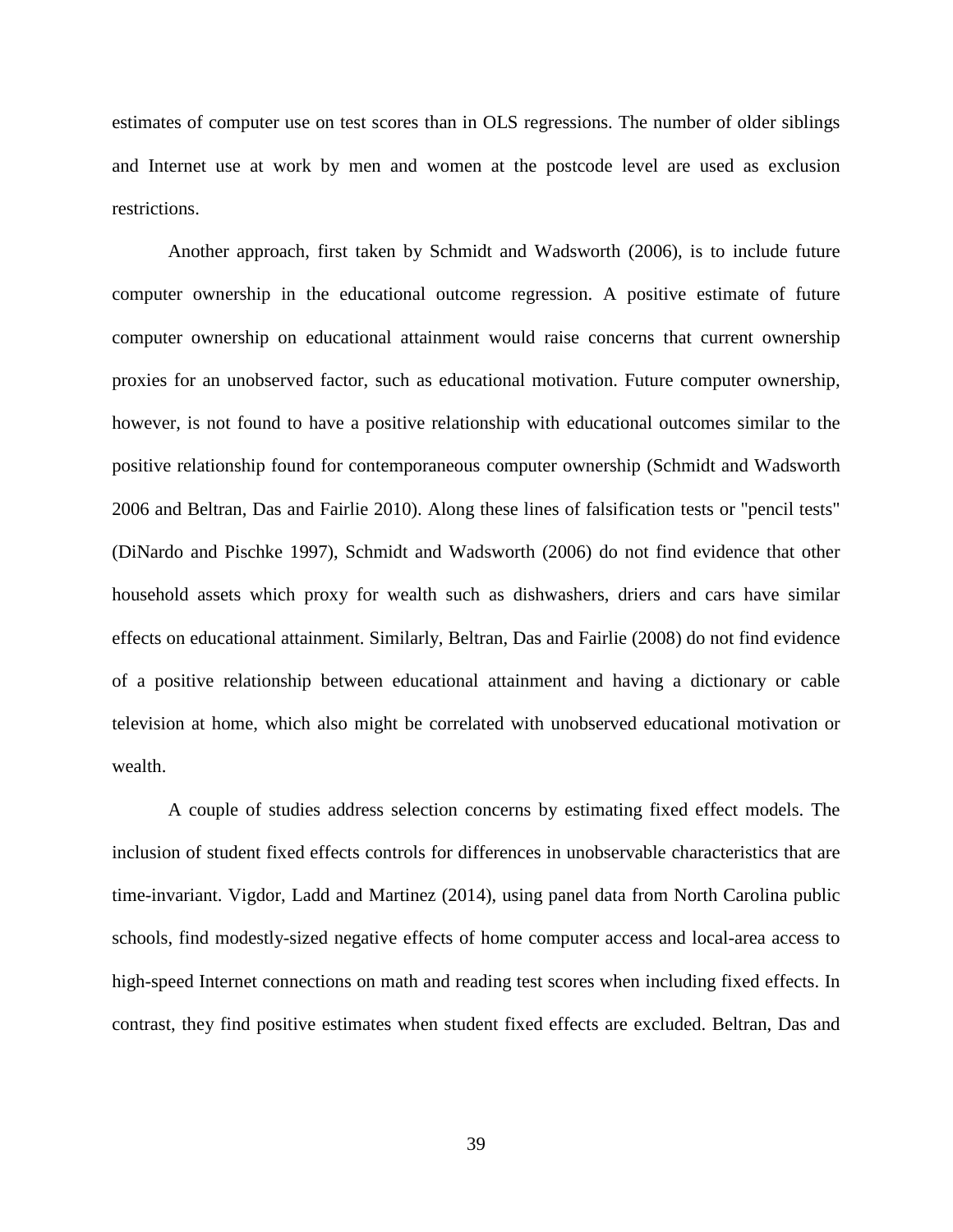estimates of computer use on test scores than in OLS regressions. The number of older siblings and Internet use at work by men and women at the postcode level are used as exclusion restrictions.

Another approach, first taken by Schmidt and Wadsworth (2006), is to include future computer ownership in the educational outcome regression. A positive estimate of future computer ownership on educational attainment would raise concerns that current ownership proxies for an unobserved factor, such as educational motivation. Future computer ownership, however, is not found to have a positive relationship with educational outcomes similar to the positive relationship found for contemporaneous computer ownership (Schmidt and Wadsworth 2006 and Beltran, Das and Fairlie 2010). Along these lines of falsification tests or "pencil tests" (DiNardo and Pischke 1997), Schmidt and Wadsworth (2006) do not find evidence that other household assets which proxy for wealth such as dishwashers, driers and cars have similar effects on educational attainment. Similarly, Beltran, Das and Fairlie (2008) do not find evidence of a positive relationship between educational attainment and having a dictionary or cable television at home, which also might be correlated with unobserved educational motivation or wealth.

A couple of studies address selection concerns by estimating fixed effect models. The inclusion of student fixed effects controls for differences in unobservable characteristics that are time-invariant. Vigdor, Ladd and Martinez (2014), using panel data from North Carolina public schools, find modestly-sized negative effects of home computer access and local-area access to high-speed Internet connections on math and reading test scores when including fixed effects. In contrast, they find positive estimates when student fixed effects are excluded. Beltran, Das and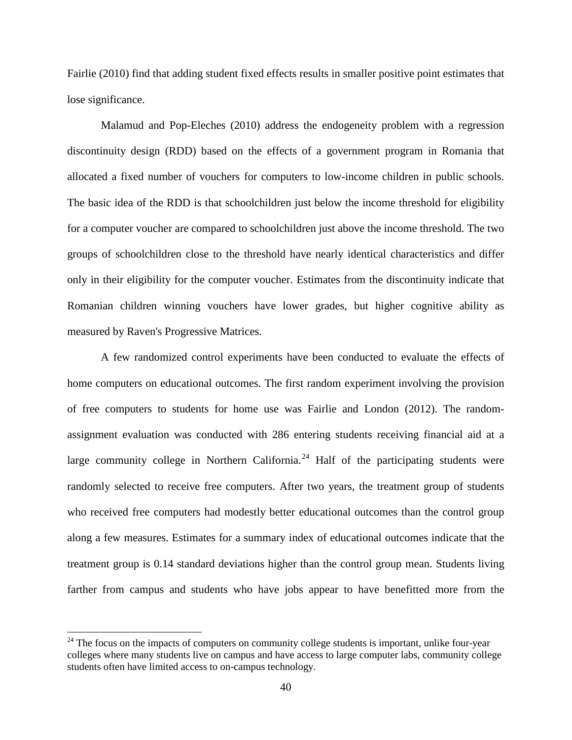Fairlie (2010) find that adding student fixed effects results in smaller positive point estimates that lose significance.

Malamud and Pop-Eleches (2010) address the endogeneity problem with a regression discontinuity design (RDD) based on the effects of a government program in Romania that allocated a fixed number of vouchers for computers to low-income children in public schools. The basic idea of the RDD is that schoolchildren just below the income threshold for eligibility for a computer voucher are compared to schoolchildren just above the income threshold. The two groups of schoolchildren close to the threshold have nearly identical characteristics and differ only in their eligibility for the computer voucher. Estimates from the discontinuity indicate that Romanian children winning vouchers have lower grades, but higher cognitive ability as measured by Raven's Progressive Matrices.

A few randomized control experiments have been conducted to evaluate the effects of home computers on educational outcomes. The first random experiment involving the provision of free computers to students for home use was Fairlie and London (2012). The random-assignment evaluation was conducted with 286 entering students receiving financial aid at a large community college in Northern California.[24] Half of the participating students were randomly selected to receive free computers. After two years, the treatment group of students who received free computers had modestly better educational outcomes than the control group along a few measures. Estimates for a summary index of educational outcomes indicate that the treatment group is 0.14 standard deviations higher than the control group mean. Students living farther from campus and students who have jobs appear to have benefitted more from the

[24] The focus on the impacts of computers on community college students is important, unlike four-year colleges where many students live on campus and have access to large computer labs, community college students often have limited access to on-campus technology.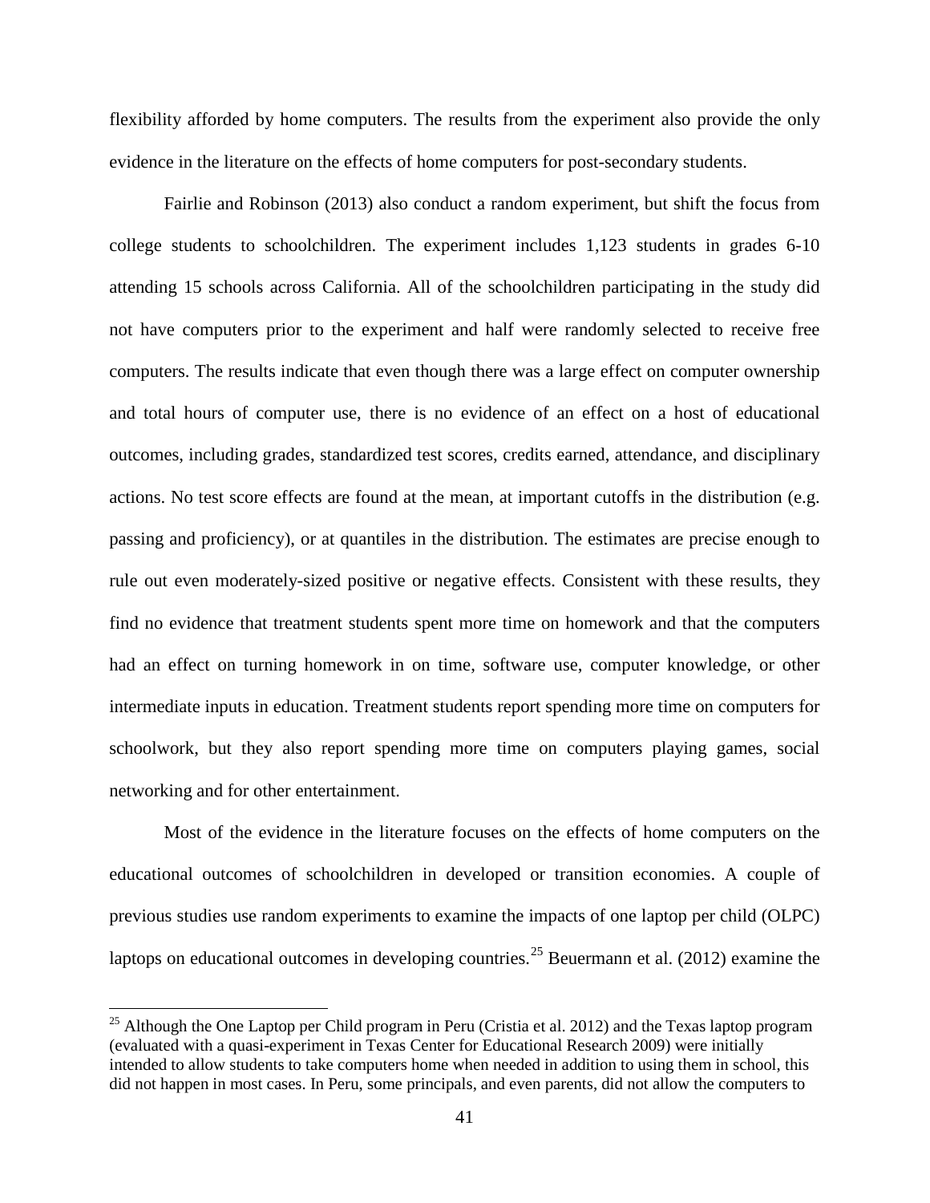flexibility afforded by home computers. The results from the experiment also provide the only evidence in the literature on the effects of home computers for post-secondary students.

Fairlie and Robinson (2013) also conduct a random experiment, but shift the focus from college students to schoolchildren. The experiment includes 1,123 students in grades 6-10 attending 15 schools across California. All of the schoolchildren participating in the study did not have computers prior to the experiment and half were randomly selected to receive free computers. The results indicate that even though there was a large effect on computer ownership and total hours of computer use, there is no evidence of an effect on a host of educational outcomes, including grades, standardized test scores, credits earned, attendance, and disciplinary actions. No test score effects are found at the mean, at important cutoffs in the distribution (e.g. passing and proficiency), or at quantiles in the distribution. The estimates are precise enough to rule out even moderately-sized positive or negative effects. Consistent with these results, they find no evidence that treatment students spent more time on homework and that the computers had an effect on turning homework in on time, software use, computer knowledge, or other intermediate inputs in education. Treatment students report spending more time on computers for schoolwork, but they also report spending more time on computers playing games, social networking and for other entertainment.

Most of the evidence in the literature focuses on the effects of home computers on the educational outcomes of schoolchildren in developed or transition economies. A couple of previous studies use random experiments to examine the impacts of one laptop per child (OLPC) laptops on educational outcomes in developing countries.[25] Beuermann et al. (2012) examine the

[25] Although the One Laptop per Child program in Peru (Cristia et al. 2012) and the Texas laptop program (evaluated with a quasi-experiment in Texas Center for Educational Research 2009) were initially intended to allow students to take computers home when needed in addition to using them in school, this did not happen in most cases. In Peru, some principals, and even parents, did not allow the computers to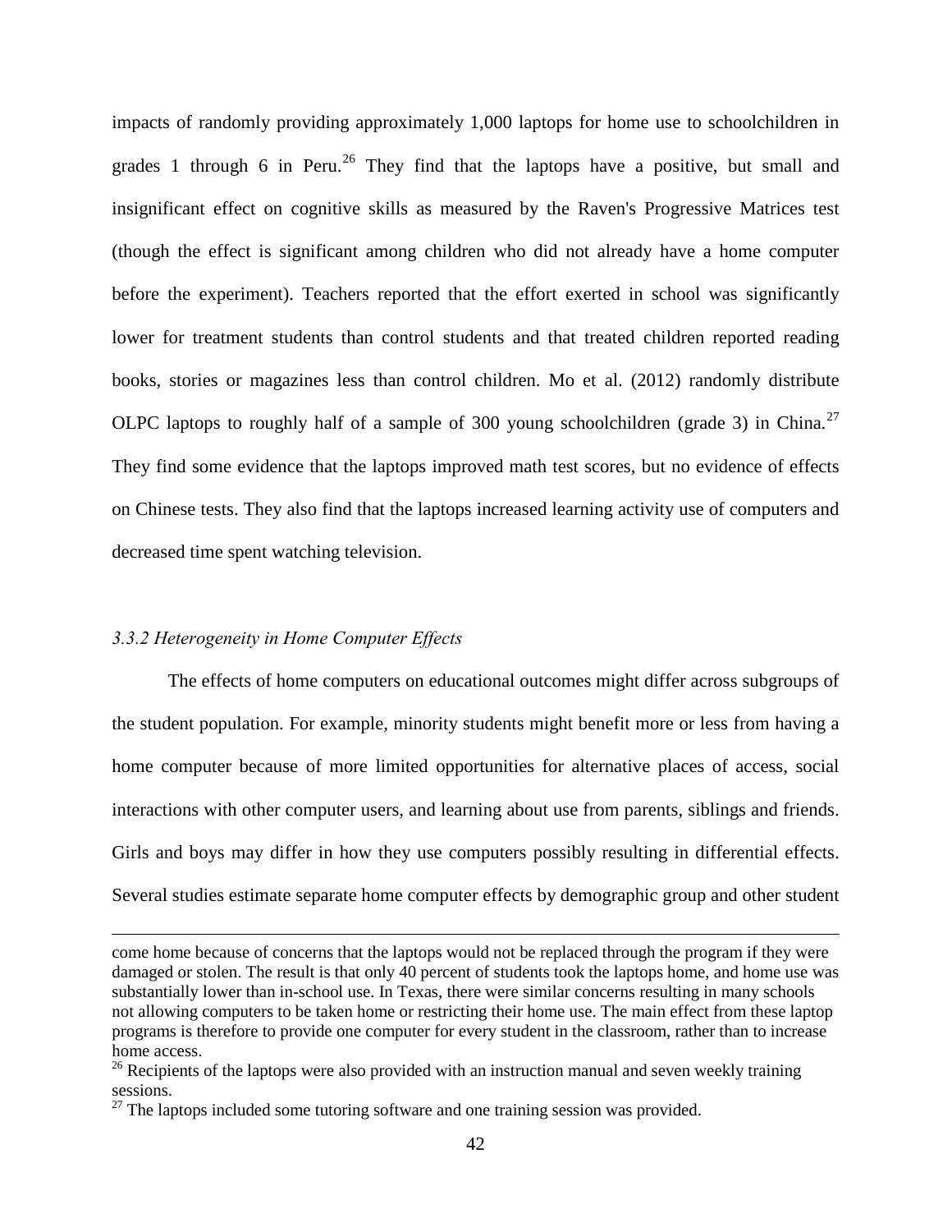impacts of randomly providing approximately 1,000 laptops for home use to schoolchildren in grades 1 through 6 in Peru.[26] They find that the laptops have a positive, but small and insignificant effect on cognitive skills as measured by the Raven's Progressive Matrices test (though the effect is significant among children who did not already have a home computer before the experiment). Teachers reported that the effort exerted in school was significantly lower for treatment students than control students and that treated children reported reading books, stories or magazines less than control children. Mo et al. (2012) randomly distribute OLPC laptops to roughly half of a sample of 300 young schoolchildren (grade 3) in China.[27] They find some evidence that the laptops improved math test scores, but no evidence of effects on Chinese tests. They also find that the laptops increased learning activity use of computers and decreased time spent watching television.

### *3.3.2 Heterogeneity in Home Computer Effects*

The effects of home computers on educational outcomes might differ across subgroups of the student population. For example, minority students might benefit more or less from having a home computer because of more limited opportunities for alternative places of access, social interactions with other computer users, and learning about use from parents, siblings and friends. Girls and boys may differ in how they use computers possibly resulting in differential effects. Several studies estimate separate home computer effects by demographic group and other student

---

come home because of concerns that the laptops would not be replaced through the program if they were damaged or stolen. The result is that only 40 percent of students took the laptops home, and home use was substantially lower than in-school use. In Texas, there were similar concerns resulting in many schools not allowing computers to be taken home or restricting their home use. The main effect from these laptop programs is therefore to provide one computer for every student in the classroom, rather than to increase home access.

[26] Recipients of the laptops were also provided with an instruction manual and seven weekly training sessions.

[27] The laptops included some tutoring software and one training session was provided.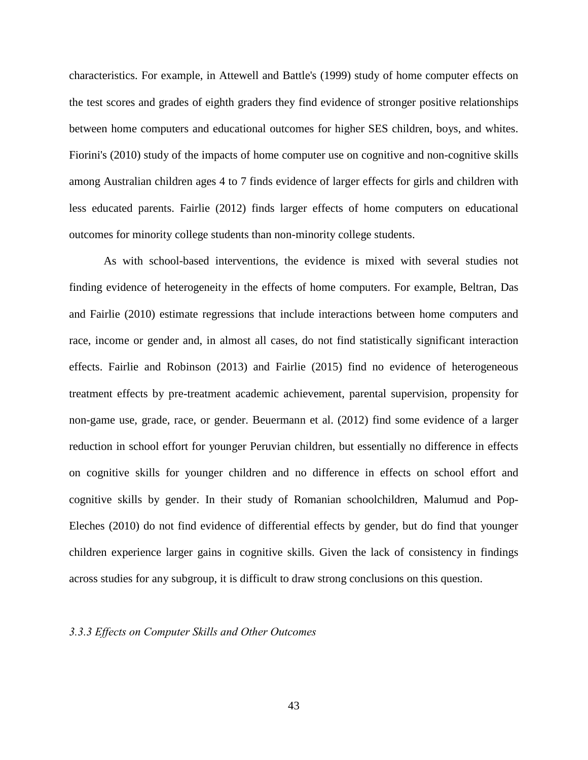characteristics. For example, in Attewell and Battle's (1999) study of home computer effects on the test scores and grades of eighth graders they find evidence of stronger positive relationships between home computers and educational outcomes for higher SES children, boys, and whites. Fiorini's (2010) study of the impacts of home computer use on cognitive and non-cognitive skills among Australian children ages 4 to 7 finds evidence of larger effects for girls and children with less educated parents. Fairlie (2012) finds larger effects of home computers on educational outcomes for minority college students than non-minority college students.

As with school-based interventions, the evidence is mixed with several studies not finding evidence of heterogeneity in the effects of home computers. For example, Beltran, Das and Fairlie (2010) estimate regressions that include interactions between home computers and race, income or gender and, in almost all cases, do not find statistically significant interaction effects. Fairlie and Robinson (2013) and Fairlie (2015) find no evidence of heterogeneous treatment effects by pre-treatment academic achievement, parental supervision, propensity for non-game use, grade, race, or gender. Beuermann et al. (2012) find some evidence of a larger reduction in school effort for younger Peruvian children, but essentially no difference in effects on cognitive skills for younger children and no difference in effects on school effort and cognitive skills by gender. In their study of Romanian schoolchildren, Malumud and Pop-Eleches (2010) do not find evidence of differential effects by gender, but do find that younger children experience larger gains in cognitive skills. Given the lack of consistency in findings across studies for any subgroup, it is difficult to draw strong conclusions on this question.

### *3.3.3 Effects on Computer Skills and Other Outcomes*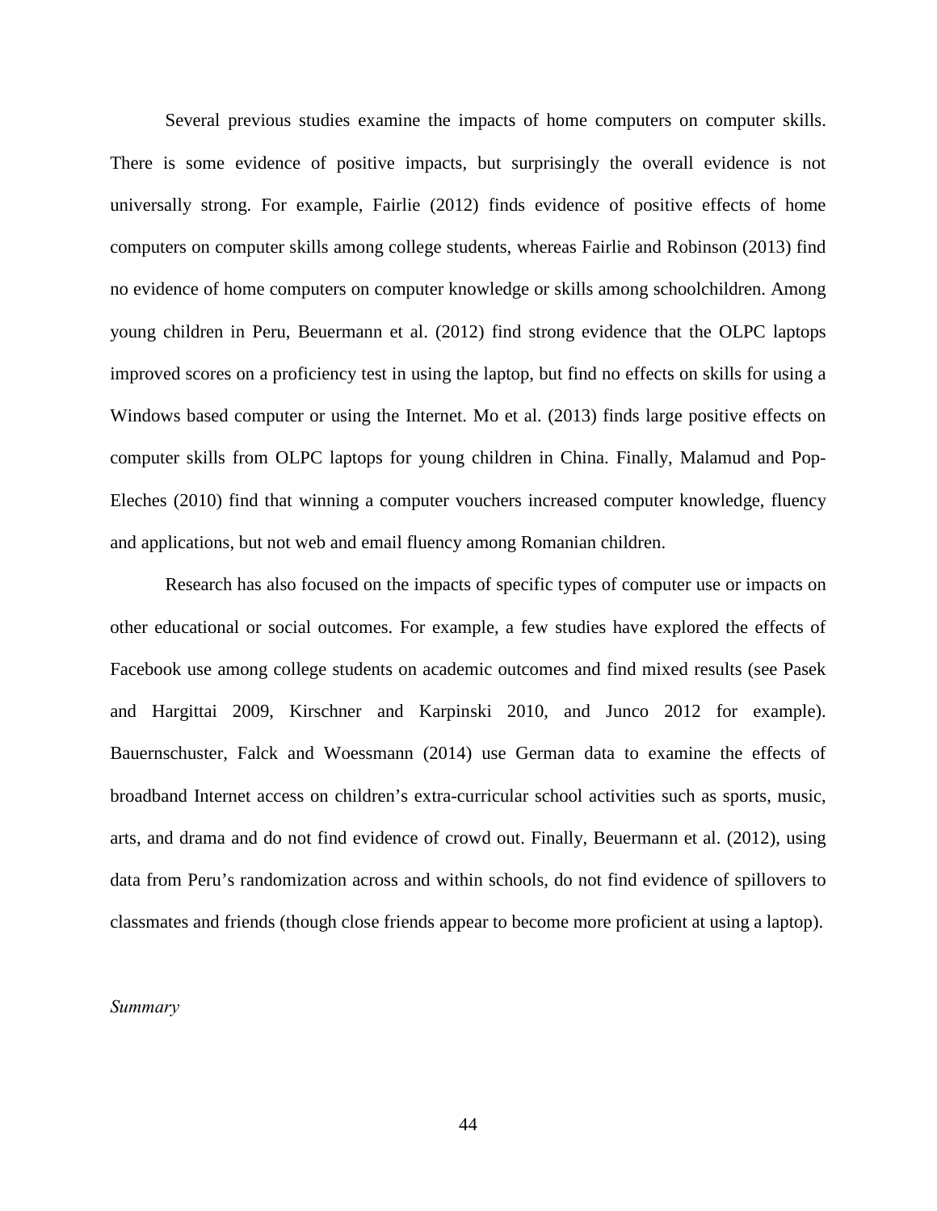Several previous studies examine the impacts of home computers on computer skills. There is some evidence of positive impacts, but surprisingly the overall evidence is not universally strong. For example, Fairlie (2012) finds evidence of positive effects of home computers on computer skills among college students, whereas Fairlie and Robinson (2013) find no evidence of home computers on computer knowledge or skills among schoolchildren. Among young children in Peru, Beuermann et al. (2012) find strong evidence that the OLPC laptops improved scores on a proficiency test in using the laptop, but find no effects on skills for using a Windows based computer or using the Internet. Mo et al. (2013) finds large positive effects on computer skills from OLPC laptops for young children in China. Finally, Malamud and Pop-Eleches (2010) find that winning a computer vouchers increased computer knowledge, fluency and applications, but not web and email fluency among Romanian children.

Research has also focused on the impacts of specific types of computer use or impacts on other educational or social outcomes. For example, a few studies have explored the effects of Facebook use among college students on academic outcomes and find mixed results (see Pasek and Hargittai 2009, Kirschner and Karpinski 2010, and Junco 2012 for example). Bauernschuster, Falck and Woessmann (2014) use German data to examine the effects of broadband Internet access on children's extra-curricular school activities such as sports, music, arts, and drama and do not find evidence of crowd out. Finally, Beuermann et al. (2012), using data from Peru's randomization across and within schools, do not find evidence of spillovers to classmates and friends (though close friends appear to become more proficient at using a laptop).

*Summary*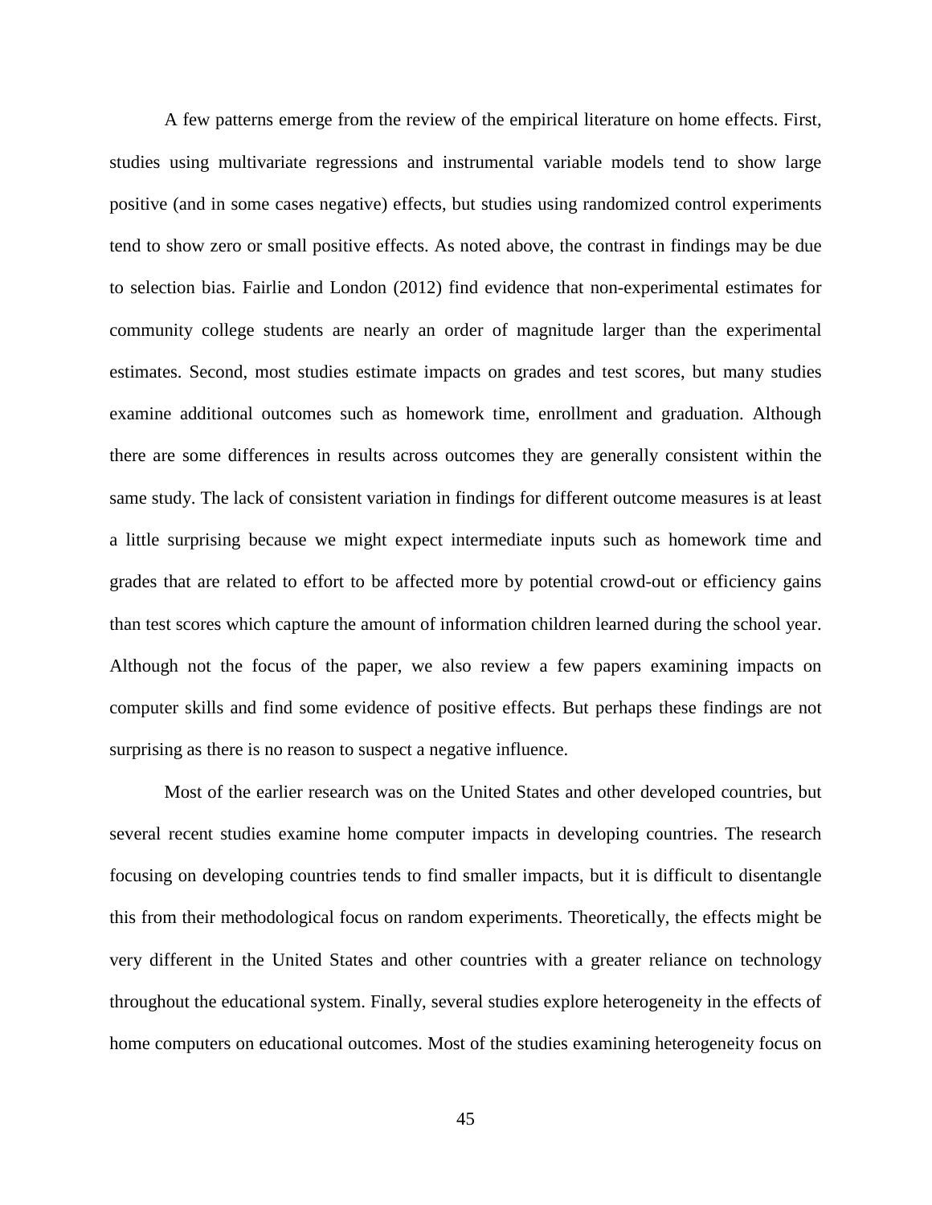A few patterns emerge from the review of the empirical literature on home effects. First, studies using multivariate regressions and instrumental variable models tend to show large positive (and in some cases negative) effects, but studies using randomized control experiments tend to show zero or small positive effects. As noted above, the contrast in findings may be due to selection bias. Fairlie and London (2012) find evidence that non-experimental estimates for community college students are nearly an order of magnitude larger than the experimental estimates. Second, most studies estimate impacts on grades and test scores, but many studies examine additional outcomes such as homework time, enrollment and graduation. Although there are some differences in results across outcomes they are generally consistent within the same study. The lack of consistent variation in findings for different outcome measures is at least a little surprising because we might expect intermediate inputs such as homework time and grades that are related to effort to be affected more by potential crowd-out or efficiency gains than test scores which capture the amount of information children learned during the school year. Although not the focus of the paper, we also review a few papers examining impacts on computer skills and find some evidence of positive effects. But perhaps these findings are not surprising as there is no reason to suspect a negative influence.

Most of the earlier research was on the United States and other developed countries, but several recent studies examine home computer impacts in developing countries. The research focusing on developing countries tends to find smaller impacts, but it is difficult to disentangle this from their methodological focus on random experiments. Theoretically, the effects might be very different in the United States and other countries with a greater reliance on technology throughout the educational system. Finally, several studies explore heterogeneity in the effects of home computers on educational outcomes. Most of the studies examining heterogeneity focus on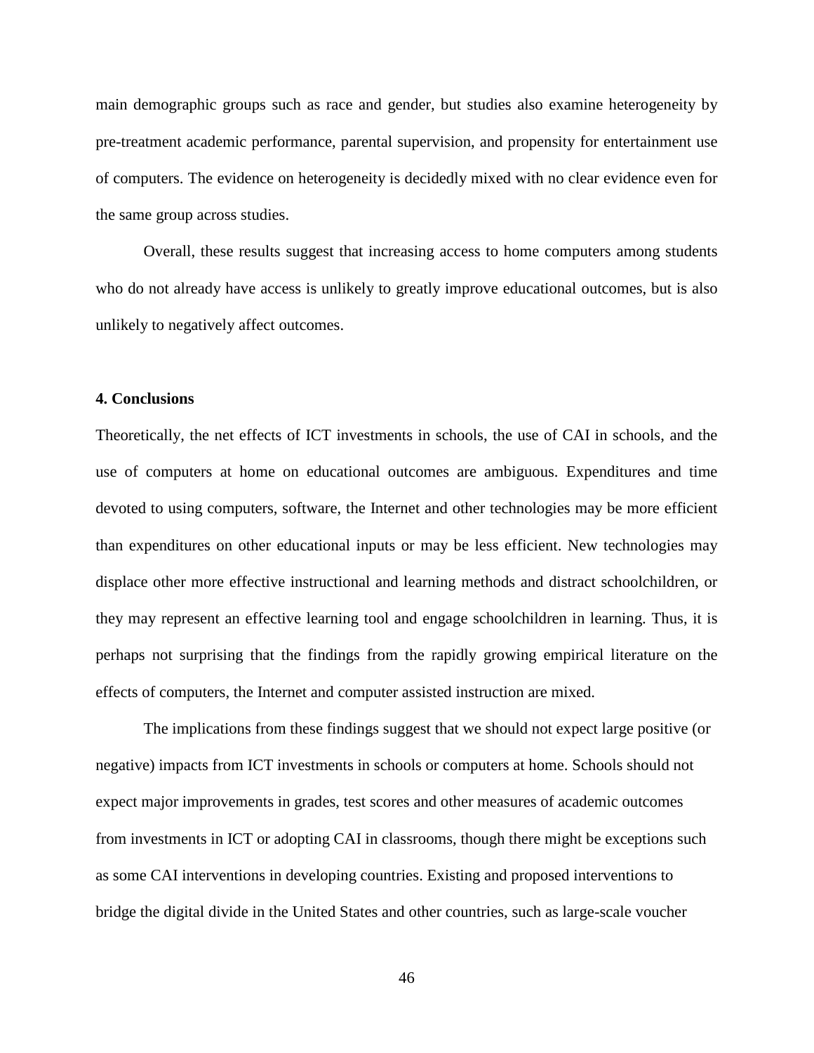main demographic groups such as race and gender, but studies also examine heterogeneity by pre-treatment academic performance, parental supervision, and propensity for entertainment use of computers. The evidence on heterogeneity is decidedly mixed with no clear evidence even for the same group across studies.

Overall, these results suggest that increasing access to home computers among students who do not already have access is unlikely to greatly improve educational outcomes, but is also unlikely to negatively affect outcomes.

## 4. Conclusions

Theoretically, the net effects of ICT investments in schools, the use of CAI in schools, and the use of computers at home on educational outcomes are ambiguous. Expenditures and time devoted to using computers, software, the Internet and other technologies may be more efficient than expenditures on other educational inputs or may be less efficient. New technologies may displace other more effective instructional and learning methods and distract schoolchildren, or they may represent an effective learning tool and engage schoolchildren in learning. Thus, it is perhaps not surprising that the findings from the rapidly growing empirical literature on the effects of computers, the Internet and computer assisted instruction are mixed.

The implications from these findings suggest that we should not expect large positive (or negative) impacts from ICT investments in schools or computers at home. Schools should not expect major improvements in grades, test scores and other measures of academic outcomes from investments in ICT or adopting CAI in classrooms, though there might be exceptions such as some CAI interventions in developing countries. Existing and proposed interventions to bridge the digital divide in the United States and other countries, such as large-scale voucher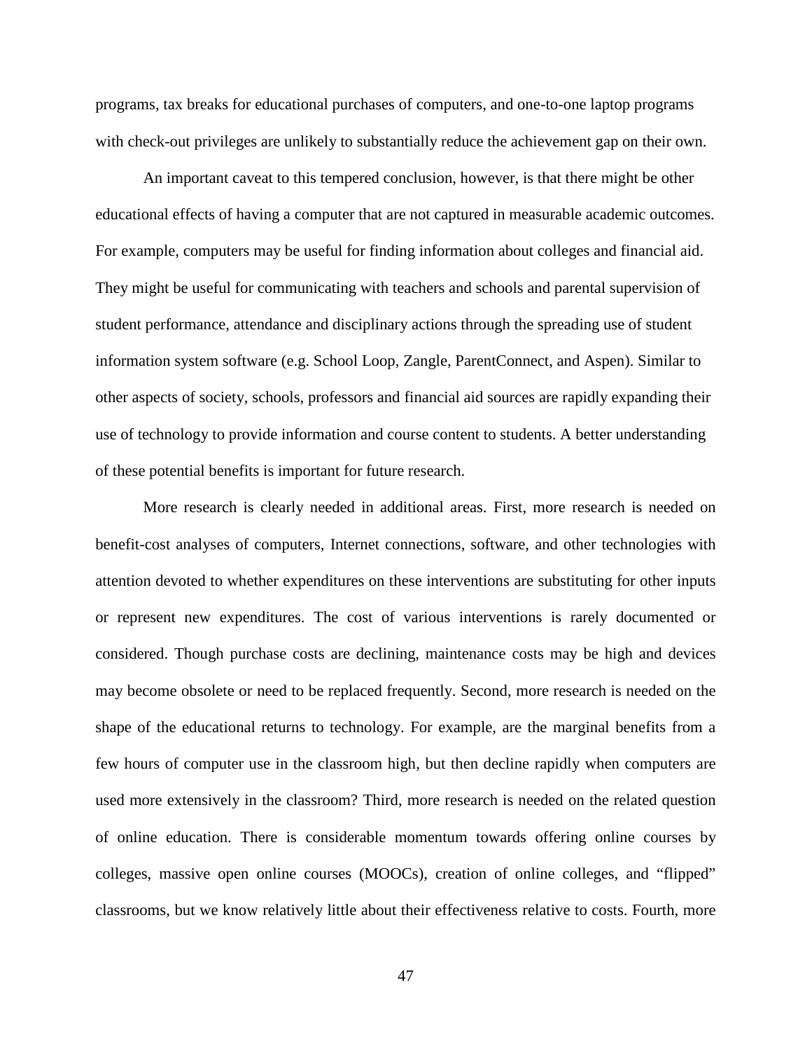programs, tax breaks for educational purchases of computers, and one-to-one laptop programs with check-out privileges are unlikely to substantially reduce the achievement gap on their own.

An important caveat to this tempered conclusion, however, is that there might be other educational effects of having a computer that are not captured in measurable academic outcomes. For example, computers may be useful for finding information about colleges and financial aid. They might be useful for communicating with teachers and schools and parental supervision of student performance, attendance and disciplinary actions through the spreading use of student information system software (e.g. School Loop, Zangle, ParentConnect, and Aspen). Similar to other aspects of society, schools, professors and financial aid sources are rapidly expanding their use of technology to provide information and course content to students. A better understanding of these potential benefits is important for future research.

More research is clearly needed in additional areas. First, more research is needed on benefit-cost analyses of computers, Internet connections, software, and other technologies with attention devoted to whether expenditures on these interventions are substituting for other inputs or represent new expenditures. The cost of various interventions is rarely documented or considered. Though purchase costs are declining, maintenance costs may be high and devices may become obsolete or need to be replaced frequently. Second, more research is needed on the shape of the educational returns to technology. For example, are the marginal benefits from a few hours of computer use in the classroom high, but then decline rapidly when computers are used more extensively in the classroom? Third, more research is needed on the related question of online education. There is considerable momentum towards offering online courses by colleges, massive open online courses (MOOCs), creation of online colleges, and "flipped" classrooms, but we know relatively little about their effectiveness relative to costs. Fourth, more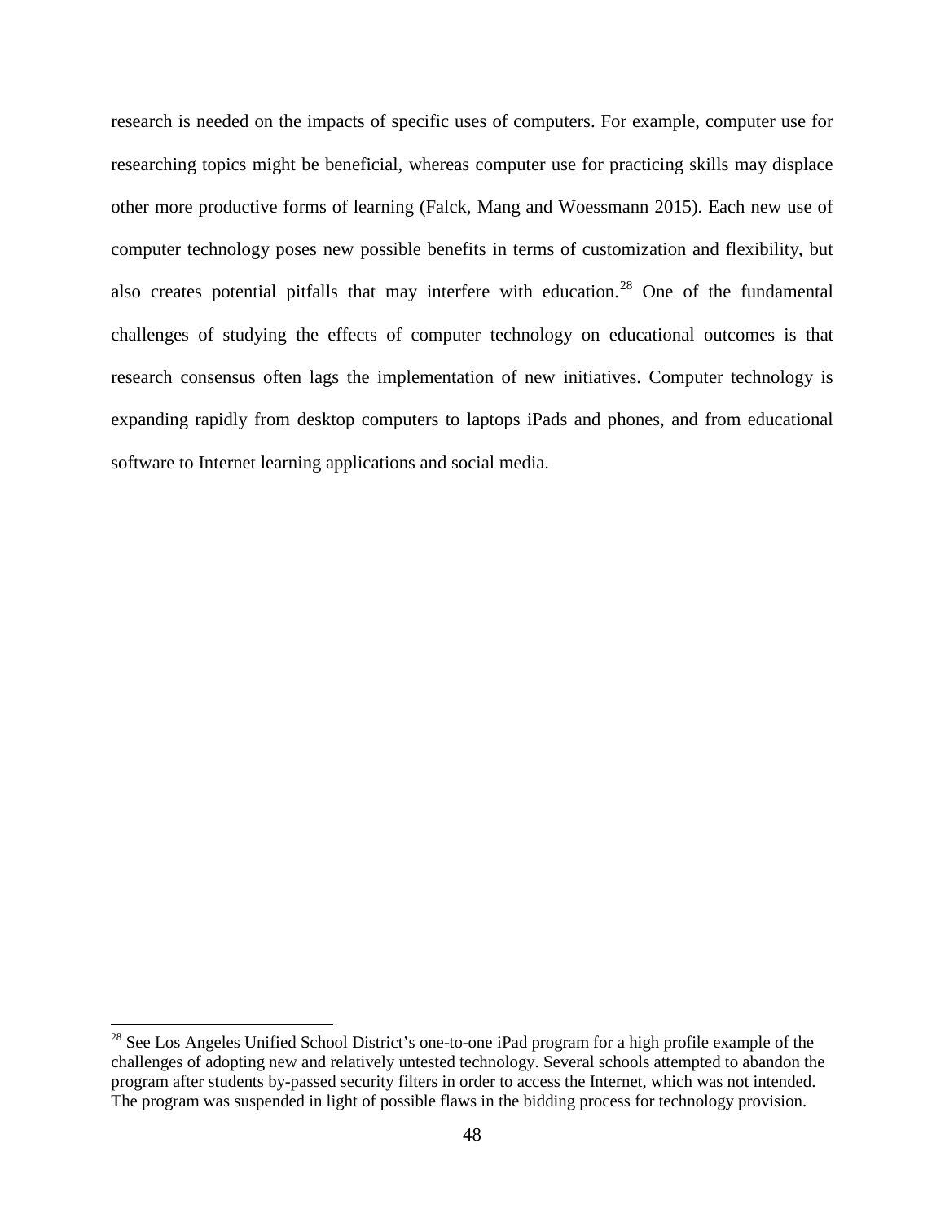research is needed on the impacts of specific uses of computers. For example, computer use for researching topics might be beneficial, whereas computer use for practicing skills may displace other more productive forms of learning (Falck, Mang and Woessmann 2015). Each new use of computer technology poses new possible benefits in terms of customization and flexibility, but also creates potential pitfalls that may interfere with education.[28] One of the fundamental challenges of studying the effects of computer technology on educational outcomes is that research consensus often lags the implementation of new initiatives. Computer technology is expanding rapidly from desktop computers to laptops iPads and phones, and from educational software to Internet learning applications and social media.

[28] See Los Angeles Unified School District's one-to-one iPad program for a high profile example of the challenges of adopting new and relatively untested technology. Several schools attempted to abandon the program after students by-passed security filters in order to access the Internet, which was not intended. The program was suspended in light of possible flaws in the bidding process for technology provision.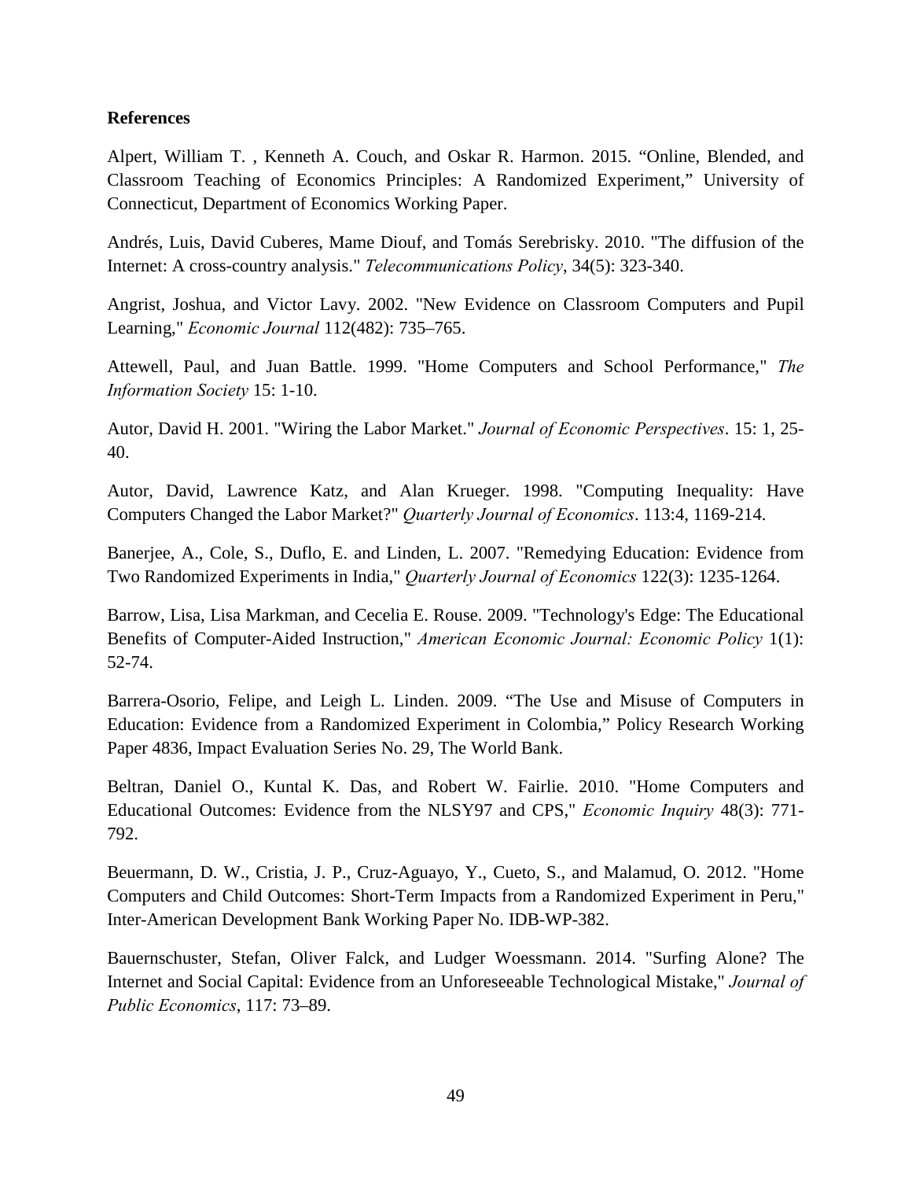**References**

Alpert, William T. , Kenneth A. Couch, and Oskar R. Harmon. 2015. “Online, Blended, and Classroom Teaching of Economics Principles: A Randomized Experiment,” University of Connecticut, Department of Economics Working Paper.

Andrés, Luis, David Cuberes, Mame Diouf, and Tomás Serebrisky. 2010. "The diffusion of the Internet: A cross-country analysis." *Telecommunications Policy*, 34(5): 323-340.

Angrist, Joshua, and Victor Lavy. 2002. "New Evidence on Classroom Computers and Pupil Learning," *Economic Journal* 112(482): 735–765.

Attewell, Paul, and Juan Battle. 1999. "Home Computers and School Performance," *The Information Society* 15: 1-10.

Autor, David H. 2001. "Wiring the Labor Market." *Journal of Economic Perspectives*. 15: 1, 25-40.

Autor, David, Lawrence Katz, and Alan Krueger. 1998. "Computing Inequality: Have Computers Changed the Labor Market?" *Quarterly Journal of Economics*. 113:4, 1169-214.

Banerjee, A., Cole, S., Duflo, E. and Linden, L. 2007. "Remedying Education: Evidence from Two Randomized Experiments in India," *Quarterly Journal of Economics* 122(3): 1235-1264.

Barrow, Lisa, Lisa Markman, and Cecelia E. Rouse. 2009. "Technology's Edge: The Educational Benefits of Computer-Aided Instruction," *American Economic Journal: Economic Policy* 1(1): 52-74.

Barrera-Osorio, Felipe, and Leigh L. Linden. 2009. “The Use and Misuse of Computers in Education: Evidence from a Randomized Experiment in Colombia,” Policy Research Working Paper 4836, Impact Evaluation Series No. 29, The World Bank.

Beltran, Daniel O., Kuntal K. Das, and Robert W. Fairlie. 2010. "Home Computers and Educational Outcomes: Evidence from the NLSY97 and CPS," *Economic Inquiry* 48(3): 771-792.

Beuermann, D. W., Cristia, J. P., Cruz-Aguayo, Y., Cueto, S., and Malamud, O. 2012. "Home Computers and Child Outcomes: Short-Term Impacts from a Randomized Experiment in Peru," Inter-American Development Bank Working Paper No. IDB-WP-382.

Bauernschuster, Stefan, Oliver Falck, and Ludger Woessmann. 2014. "Surfing Alone? The Internet and Social Capital: Evidence from an Unforeseeable Technological Mistake," *Journal of Public Economics*, 117: 73–89.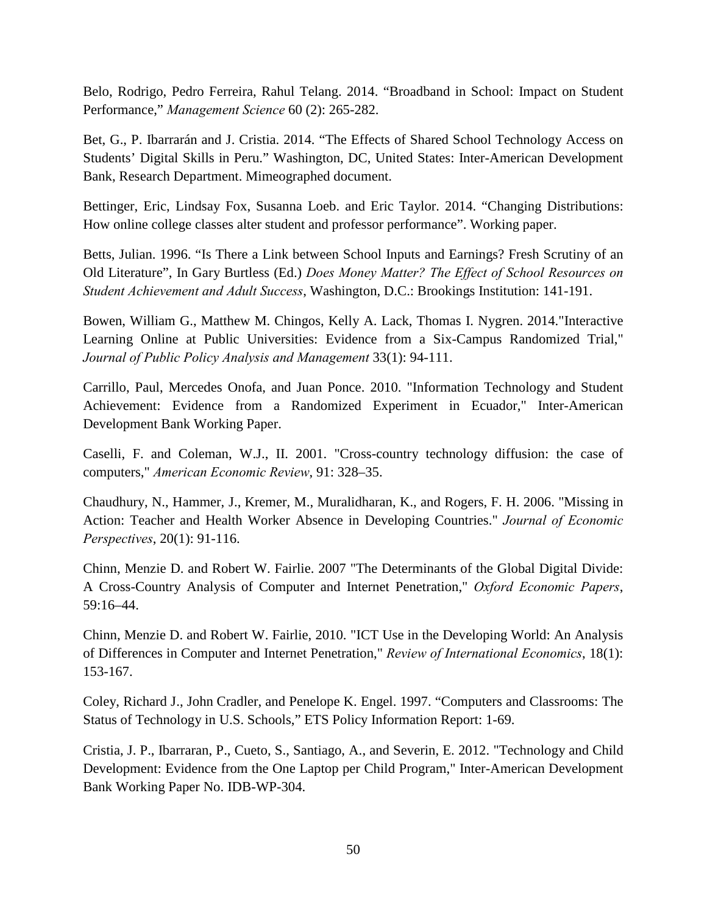Belo, Rodrigo, Pedro Ferreira, Rahul Telang. 2014. "Broadband in School: Impact on Student Performance," *Management Science* 60 (2): 265-282.

Bet, G., P. Ibarrarán and J. Cristia. 2014. "The Effects of Shared School Technology Access on Students' Digital Skills in Peru." Washington, DC, United States: Inter-American Development Bank, Research Department. Mimeographed document.

Bettinger, Eric, Lindsay Fox, Susanna Loeb. and Eric Taylor. 2014. "Changing Distributions: How online college classes alter student and professor performance". Working paper.

Betts, Julian. 1996. "Is There a Link between School Inputs and Earnings? Fresh Scrutiny of an Old Literature", In Gary Burtless (Ed.) *Does Money Matter? The Effect of School Resources on Student Achievement and Adult Success*, Washington, D.C.: Brookings Institution: 141-191.

Bowen, William G., Matthew M. Chingos, Kelly A. Lack, Thomas I. Nygren. 2014."Interactive Learning Online at Public Universities: Evidence from a Six-Campus Randomized Trial," *Journal of Public Policy Analysis and Management* 33(1): 94-111.

Carrillo, Paul, Mercedes Onofa, and Juan Ponce. 2010. "Information Technology and Student Achievement: Evidence from a Randomized Experiment in Ecuador," Inter-American Development Bank Working Paper.

Caselli, F. and Coleman, W.J., II. 2001. "Cross-country technology diffusion: the case of computers," *American Economic Review*, 91: 328–35.

Chaudhury, N., Hammer, J., Kremer, M., Muralidharan, K., and Rogers, F. H. 2006. "Missing in Action: Teacher and Health Worker Absence in Developing Countries." *Journal of Economic Perspectives*, 20(1): 91-116.

Chinn, Menzie D. and Robert W. Fairlie. 2007 "The Determinants of the Global Digital Divide: A Cross-Country Analysis of Computer and Internet Penetration," *Oxford Economic Papers*, 59:16–44.

Chinn, Menzie D. and Robert W. Fairlie, 2010. "ICT Use in the Developing World: An Analysis of Differences in Computer and Internet Penetration," *Review of International Economics*, 18(1): 153-167.

Coley, Richard J., John Cradler, and Penelope K. Engel. 1997. "Computers and Classrooms: The Status of Technology in U.S. Schools," ETS Policy Information Report: 1-69.

Cristia, J. P., Ibarraran, P., Cueto, S., Santiago, A., and Severin, E. 2012. "Technology and Child Development: Evidence from the One Laptop per Child Program," Inter-American Development Bank Working Paper No. IDB-WP-304.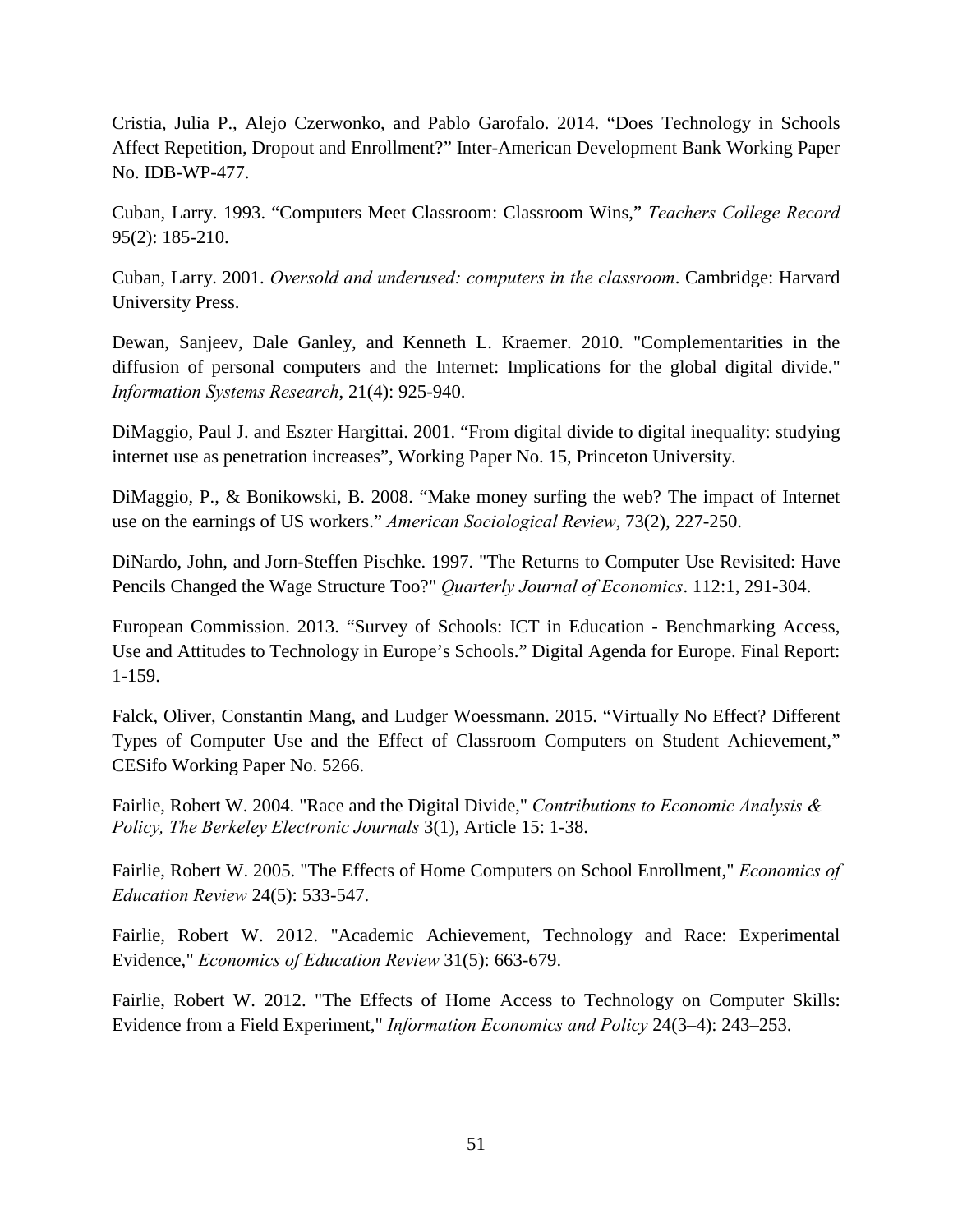Cristia, Julia P., Alejo Czerwonko, and Pablo Garofalo. 2014. "Does Technology in Schools Affect Repetition, Dropout and Enrollment?" Inter-American Development Bank Working Paper No. IDB-WP-477.

Cuban, Larry. 1993. "Computers Meet Classroom: Classroom Wins," *Teachers College Record* 95(2): 185-210.

Cuban, Larry. 2001. *Oversold and underused: computers in the classroom*. Cambridge: Harvard University Press.

Dewan, Sanjeev, Dale Ganley, and Kenneth L. Kraemer. 2010. "Complementarities in the diffusion of personal computers and the Internet: Implications for the global digital divide." *Information Systems Research*, 21(4): 925-940.

DiMaggio, Paul J. and Eszter Hargittai. 2001. "From digital divide to digital inequality: studying internet use as penetration increases", Working Paper No. 15, Princeton University.

DiMaggio, P., & Bonikowski, B. 2008. "Make money surfing the web? The impact of Internet use on the earnings of US workers." *American Sociological Review*, 73(2), 227-250.

DiNardo, John, and Jorn-Steffen Pischke. 1997. "The Returns to Computer Use Revisited: Have Pencils Changed the Wage Structure Too?" *Quarterly Journal of Economics*. 112:1, 291-304.

European Commission. 2013. "Survey of Schools: ICT in Education - Benchmarking Access, Use and Attitudes to Technology in Europe's Schools." Digital Agenda for Europe. Final Report: 1-159.

Falck, Oliver, Constantin Mang, and Ludger Woessmann. 2015. "Virtually No Effect? Different Types of Computer Use and the Effect of Classroom Computers on Student Achievement," CESifo Working Paper No. 5266.

Fairlie, Robert W. 2004. "Race and the Digital Divide," *Contributions to Economic Analysis & Policy, The Berkeley Electronic Journals* 3(1), Article 15: 1-38.

Fairlie, Robert W. 2005. "The Effects of Home Computers on School Enrollment," *Economics of Education Review* 24(5): 533-547.

Fairlie, Robert W. 2012. "Academic Achievement, Technology and Race: Experimental Evidence," *Economics of Education Review* 31(5): 663-679.

Fairlie, Robert W. 2012. "The Effects of Home Access to Technology on Computer Skills: Evidence from a Field Experiment," *Information Economics and Policy* 24(3–4): 243–253.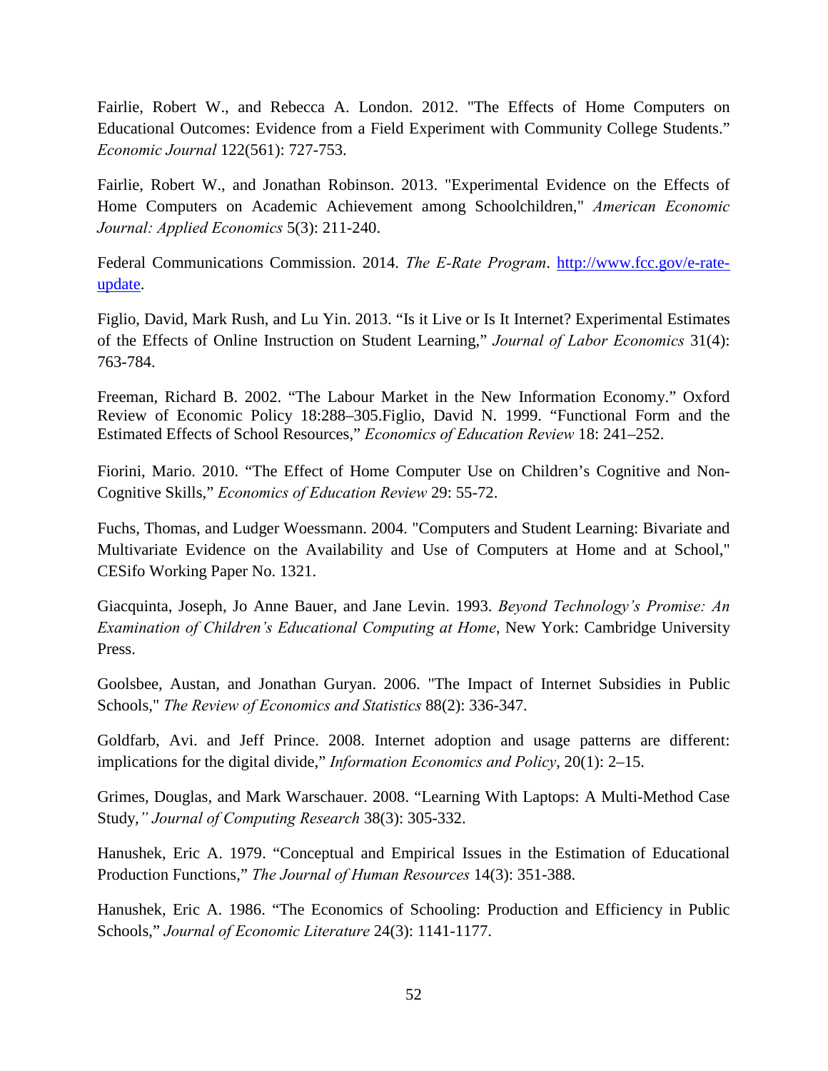Fairlie, Robert W., and Rebecca A. London. 2012. "The Effects of Home Computers on Educational Outcomes: Evidence from a Field Experiment with Community College Students." *Economic Journal* 122(561): 727-753.

Fairlie, Robert W., and Jonathan Robinson. 2013. "Experimental Evidence on the Effects of Home Computers on Academic Achievement among Schoolchildren," *American Economic Journal: Applied Economics* 5(3): 211-240.

Federal Communications Commission. 2014. *The E-Rate Program*. http://www.fcc.gov/e-rate-update.

Figlio, David, Mark Rush, and Lu Yin. 2013. "Is it Live or Is It Internet? Experimental Estimates of the Effects of Online Instruction on Student Learning," *Journal of Labor Economics* 31(4): 763-784.

Freeman, Richard B. 2002. "The Labour Market in the New Information Economy." Oxford Review of Economic Policy 18:288–305.Figlio, David N. 1999. "Functional Form and the Estimated Effects of School Resources," *Economics of Education Review* 18: 241–252.

Fiorini, Mario. 2010. "The Effect of Home Computer Use on Children's Cognitive and Non-Cognitive Skills," *Economics of Education Review* 29: 55-72.

Fuchs, Thomas, and Ludger Woessmann. 2004. "Computers and Student Learning: Bivariate and Multivariate Evidence on the Availability and Use of Computers at Home and at School," CESifo Working Paper No. 1321.

Giacquinta, Joseph, Jo Anne Bauer, and Jane Levin. 1993. *Beyond Technology's Promise: An Examination of Children's Educational Computing at Home*, New York: Cambridge University Press.

Goolsbee, Austan, and Jonathan Guryan. 2006. "The Impact of Internet Subsidies in Public Schools," *The Review of Economics and Statistics* 88(2): 336-347.

Goldfarb, Avi. and Jeff Prince. 2008. Internet adoption and usage patterns are different: implications for the digital divide," *Information Economics and Policy*, 20(1): 2–15.

Grimes, Douglas, and Mark Warschauer. 2008. "Learning With Laptops: A Multi-Method Case Study,*" Journal of Computing Research* 38(3): 305-332.

Hanushek, Eric A. 1979. "Conceptual and Empirical Issues in the Estimation of Educational Production Functions," *The Journal of Human Resources* 14(3): 351-388.

Hanushek, Eric A. 1986. "The Economics of Schooling: Production and Efficiency in Public Schools," *Journal of Economic Literature* 24(3): 1141-1177.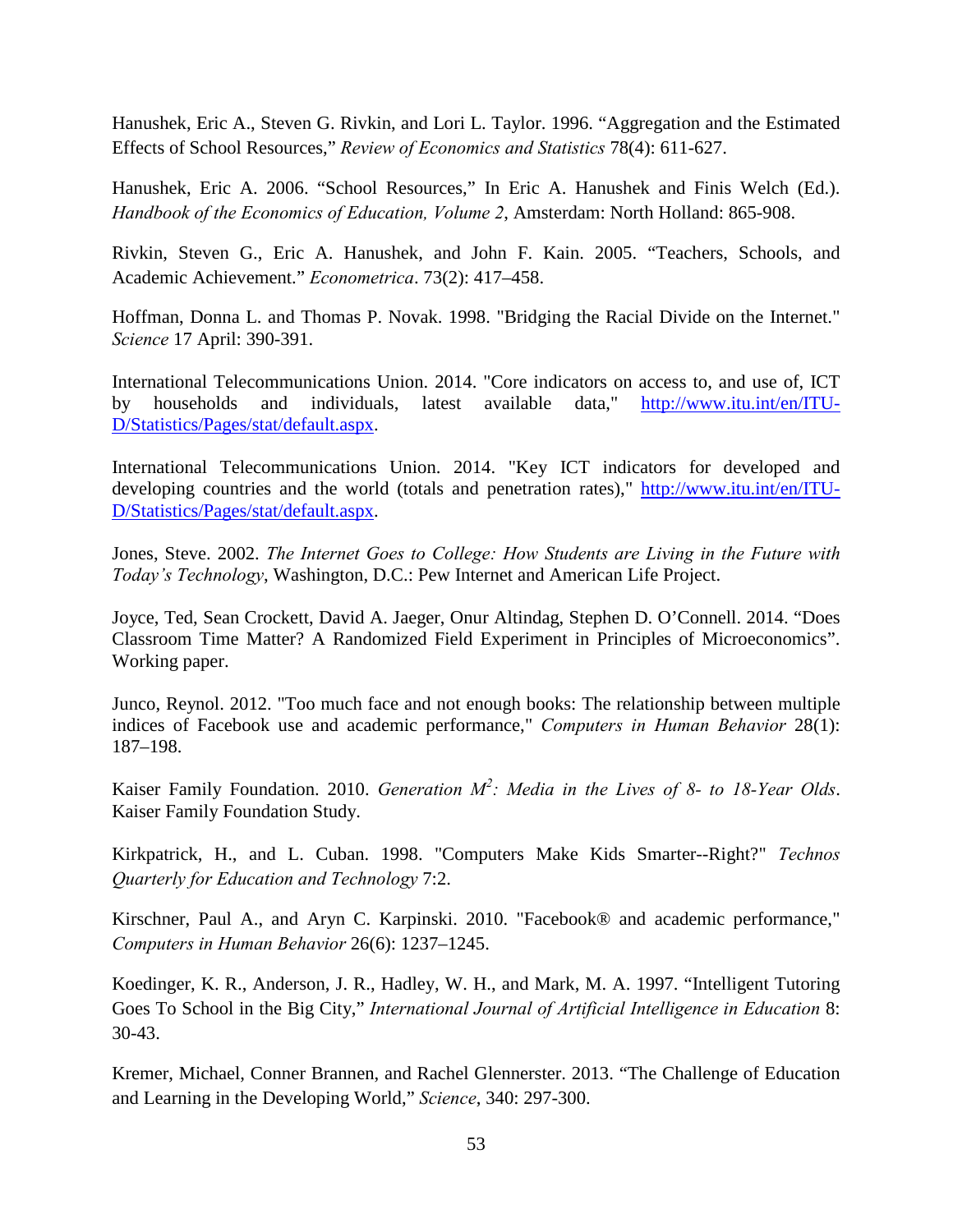Hanushek, Eric A., Steven G. Rivkin, and Lori L. Taylor. 1996. "Aggregation and the Estimated Effects of School Resources," *Review of Economics and Statistics* 78(4): 611-627.

Hanushek, Eric A. 2006. "School Resources," In Eric A. Hanushek and Finis Welch (Ed.). *Handbook of the Economics of Education, Volume 2*, Amsterdam: North Holland: 865-908.

Rivkin, Steven G., Eric A. Hanushek, and John F. Kain. 2005. "Teachers, Schools, and Academic Achievement." *Econometrica*. 73(2): 417–458.

Hoffman, Donna L. and Thomas P. Novak. 1998. "Bridging the Racial Divide on the Internet." *Science* 17 April: 390-391.

International Telecommunications Union. 2014. "Core indicators on access to, and use of, ICT by households and individuals, latest available data," http://www.itu.int/en/ITU-D/Statistics/Pages/stat/default.aspx.

International Telecommunications Union. 2014. "Key ICT indicators for developed and developing countries and the world (totals and penetration rates)," http://www.itu.int/en/ITU-D/Statistics/Pages/stat/default.aspx.

Jones, Steve. 2002. *The Internet Goes to College: How Students are Living in the Future with Today's Technology*, Washington, D.C.: Pew Internet and American Life Project.

Joyce, Ted, Sean Crockett, David A. Jaeger, Onur Altindag, Stephen D. O'Connell. 2014. "Does Classroom Time Matter? A Randomized Field Experiment in Principles of Microeconomics". Working paper.

Junco, Reynol. 2012. "Too much face and not enough books: The relationship between multiple indices of Facebook use and academic performance," *Computers in Human Behavior* 28(1): 187–198.

Kaiser Family Foundation. 2010. *Generation $M^2$: Media in the Lives of 8- to 18-Year Olds*. Kaiser Family Foundation Study.

Kirkpatrick, H., and L. Cuban. 1998. "Computers Make Kids Smarter--Right?" *Technos Quarterly for Education and Technology* 7:2.

Kirschner, Paul A., and Aryn C. Karpinski. 2010. "Facebook® and academic performance," *Computers in Human Behavior* 26(6): 1237–1245.

Koedinger, K. R., Anderson, J. R., Hadley, W. H., and Mark, M. A. 1997. "Intelligent Tutoring Goes To School in the Big City," *International Journal of Artificial Intelligence in Education* 8: 30-43.

Kremer, Michael, Conner Brannen, and Rachel Glennerster. 2013. "The Challenge of Education and Learning in the Developing World," *Science*, 340: 297-300.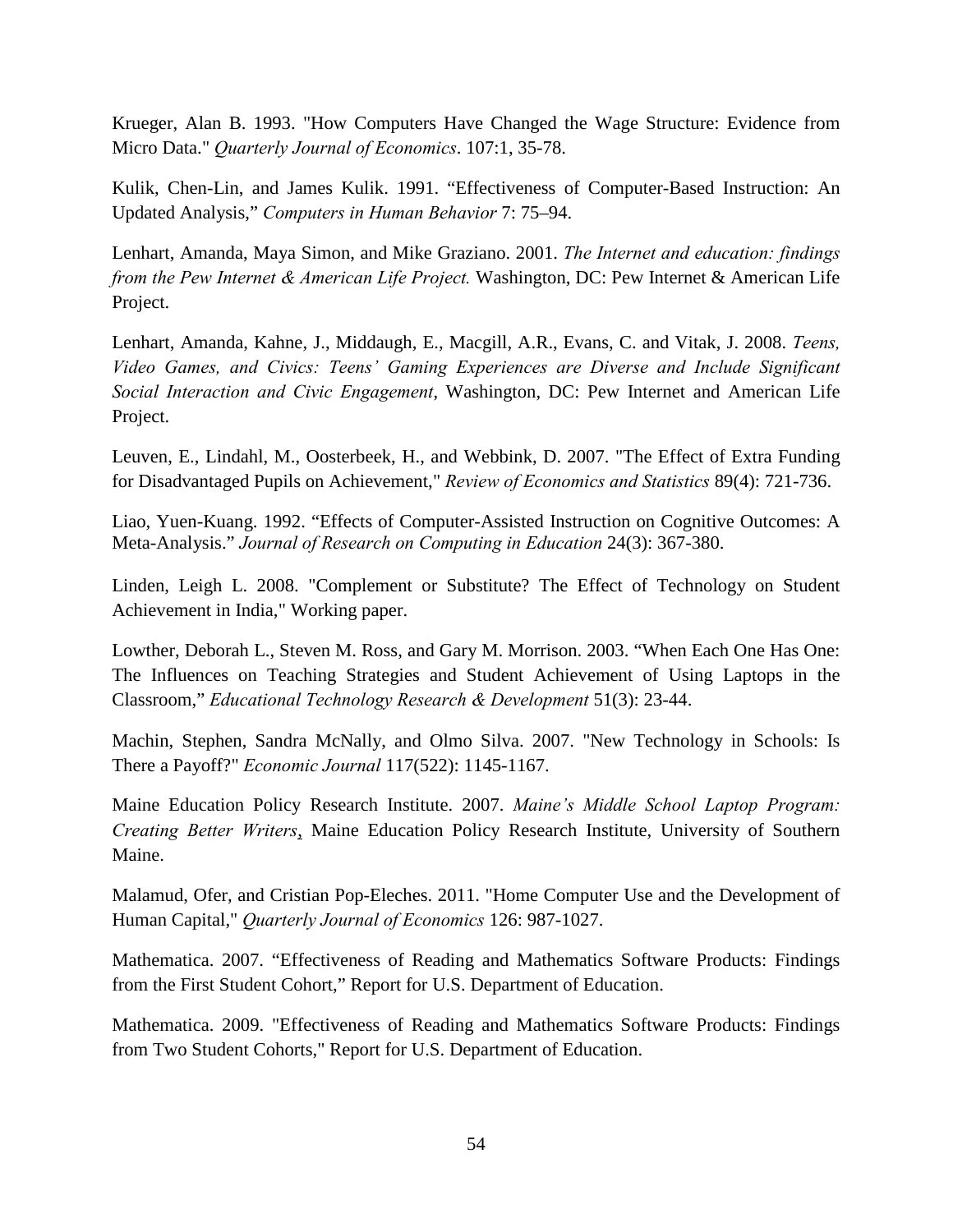Krueger, Alan B. 1993. "How Computers Have Changed the Wage Structure: Evidence from Micro Data." *Quarterly Journal of Economics*. 107:1, 35-78.

Kulik, Chen-Lin, and James Kulik. 1991. "Effectiveness of Computer-Based Instruction: An Updated Analysis," *Computers in Human Behavior* 7: 75–94.

Lenhart, Amanda, Maya Simon, and Mike Graziano. 2001. *The Internet and education: findings from the Pew Internet & American Life Project.* Washington, DC: Pew Internet & American Life Project.

Lenhart, Amanda, Kahne, J., Middaugh, E., Macgill, A.R., Evans, C. and Vitak, J. 2008. *Teens, Video Games, and Civics: Teens' Gaming Experiences are Diverse and Include Significant Social Interaction and Civic Engagement*, Washington, DC: Pew Internet and American Life Project.

Leuven, E., Lindahl, M., Oosterbeek, H., and Webbink, D. 2007. "The Effect of Extra Funding for Disadvantaged Pupils on Achievement," *Review of Economics and Statistics* 89(4): 721-736.

Liao, Yuen-Kuang. 1992. "Effects of Computer-Assisted Instruction on Cognitive Outcomes: A Meta-Analysis." *Journal of Research on Computing in Education* 24(3): 367-380.

Linden, Leigh L. 2008. "Complement or Substitute? The Effect of Technology on Student Achievement in India," Working paper.

Lowther, Deborah L., Steven M. Ross, and Gary M. Morrison. 2003. "When Each One Has One: The Influences on Teaching Strategies and Student Achievement of Using Laptops in the Classroom," *Educational Technology Research & Development* 51(3): 23-44.

Machin, Stephen, Sandra McNally, and Olmo Silva. 2007. "New Technology in Schools: Is There a Payoff?" *Economic Journal* 117(522): 1145-1167.

Maine Education Policy Research Institute. 2007. *Maine's Middle School Laptop Program: Creating Better Writers*, Maine Education Policy Research Institute, University of Southern Maine.

Malamud, Ofer, and Cristian Pop-Eleches. 2011. "Home Computer Use and the Development of Human Capital," *Quarterly Journal of Economics* 126: 987-1027.

Mathematica. 2007. "Effectiveness of Reading and Mathematics Software Products: Findings from the First Student Cohort," Report for U.S. Department of Education.

Mathematica. 2009. "Effectiveness of Reading and Mathematics Software Products: Findings from Two Student Cohorts," Report for U.S. Department of Education.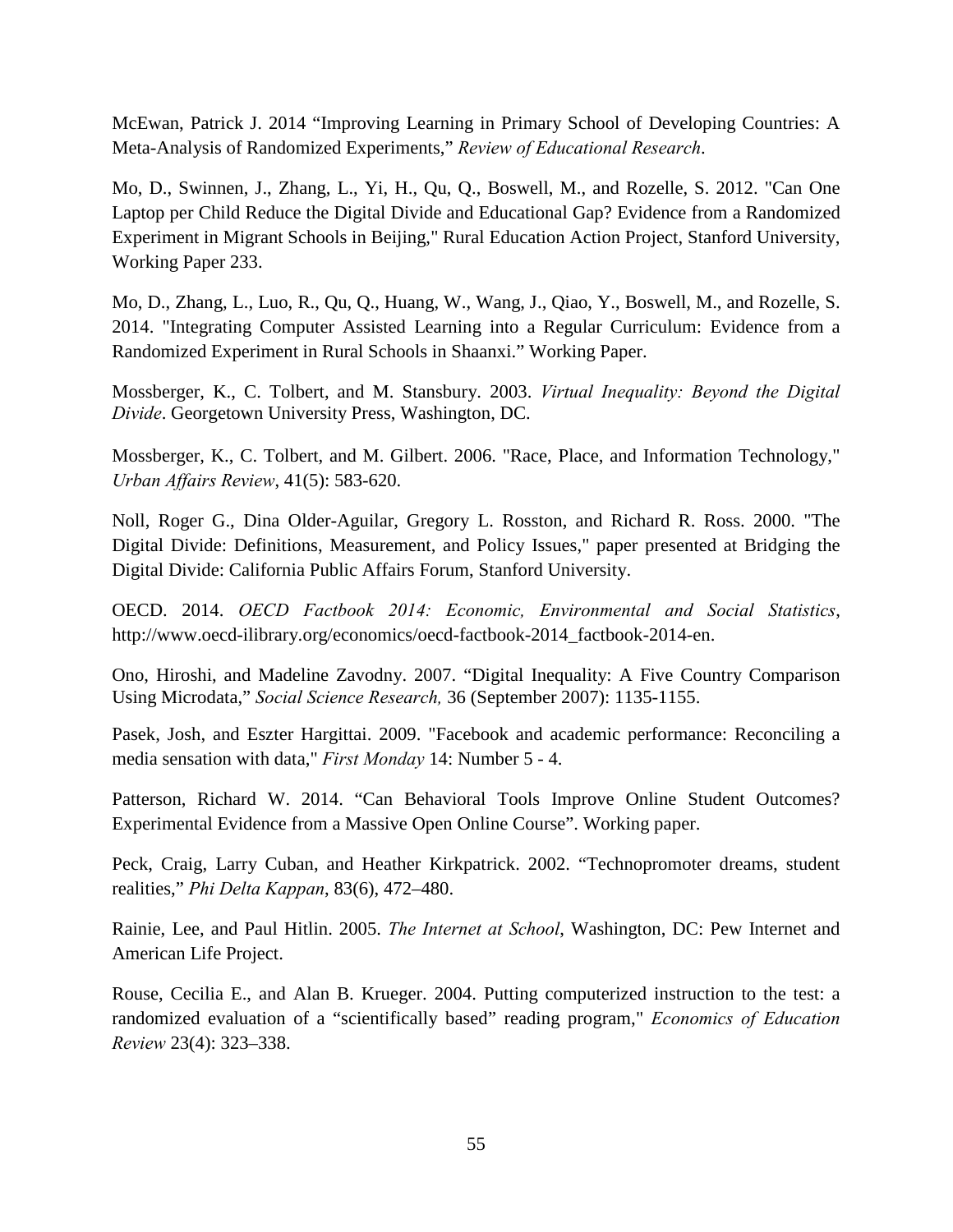McEwan, Patrick J. 2014 “Improving Learning in Primary School of Developing Countries: A Meta-Analysis of Randomized Experiments,” *Review of Educational Research*.

Mo, D., Swinnen, J., Zhang, L., Yi, H., Qu, Q., Boswell, M., and Rozelle, S. 2012. "Can One Laptop per Child Reduce the Digital Divide and Educational Gap? Evidence from a Randomized Experiment in Migrant Schools in Beijing," Rural Education Action Project, Stanford University, Working Paper 233.

Mo, D., Zhang, L., Luo, R., Qu, Q., Huang, W., Wang, J., Qiao, Y., Boswell, M., and Rozelle, S. 2014. "Integrating Computer Assisted Learning into a Regular Curriculum: Evidence from a Randomized Experiment in Rural Schools in Shaanxi." Working Paper.

Mossberger, K., C. Tolbert, and M. Stansbury. 2003. *Virtual Inequality: Beyond the Digital Divide*. Georgetown University Press, Washington, DC.

Mossberger, K., C. Tolbert, and M. Gilbert. 2006. "Race, Place, and Information Technology," *Urban Affairs Review*, 41(5): 583-620.

Noll, Roger G., Dina Older-Aguilar, Gregory L. Rosston, and Richard R. Ross. 2000. "The Digital Divide: Definitions, Measurement, and Policy Issues," paper presented at Bridging the Digital Divide: California Public Affairs Forum, Stanford University.

OECD. 2014. *OECD Factbook 2014: Economic, Environmental and Social Statistics*, http://www.oecd-ilibrary.org/economics/oecd-factbook-2014_factbook-2014-en.

Ono, Hiroshi, and Madeline Zavodny. 2007. “Digital Inequality: A Five Country Comparison Using Microdata,” *Social Science Research,* 36 (September 2007): 1135-1155.

Pasek, Josh, and Eszter Hargittai. 2009. "Facebook and academic performance: Reconciling a media sensation with data," *First Monday* 14: Number 5 - 4.

Patterson, Richard W. 2014. “Can Behavioral Tools Improve Online Student Outcomes? Experimental Evidence from a Massive Open Online Course”. Working paper.

Peck, Craig, Larry Cuban, and Heather Kirkpatrick. 2002. “Technopromoter dreams, student realities,” *Phi Delta Kappan*, 83(6), 472–480.

Rainie, Lee, and Paul Hitlin. 2005. *The Internet at School*, Washington, DC: Pew Internet and American Life Project.

Rouse, Cecilia E., and Alan B. Krueger. 2004. Putting computerized instruction to the test: a randomized evaluation of a “scientifically based” reading program," *Economics of Education Review* 23(4): 323–338.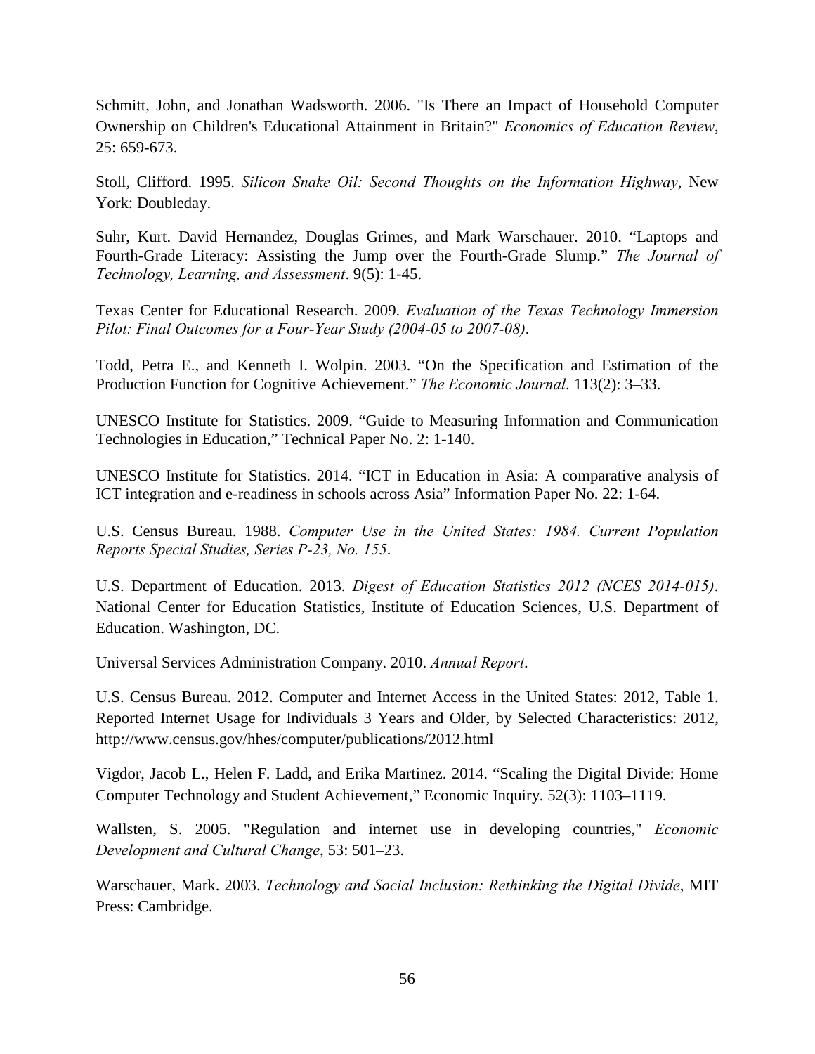Schmitt, John, and Jonathan Wadsworth. 2006. "Is There an Impact of Household Computer Ownership on Children's Educational Attainment in Britain?" *Economics of Education Review*, 25: 659-673.

Stoll, Clifford. 1995. *Silicon Snake Oil: Second Thoughts on the Information Highway*, New York: Doubleday.

Suhr, Kurt. David Hernandez, Douglas Grimes, and Mark Warschauer. 2010. "Laptops and Fourth-Grade Literacy: Assisting the Jump over the Fourth-Grade Slump." *The Journal of Technology, Learning, and Assessment*. 9(5): 1-45.

Texas Center for Educational Research. 2009. *Evaluation of the Texas Technology Immersion Pilot: Final Outcomes for a Four-Year Study (2004-05 to 2007-08)*.

Todd, Petra E., and Kenneth I. Wolpin. 2003. "On the Specification and Estimation of the Production Function for Cognitive Achievement." *The Economic Journal*. 113(2): 3–33.

UNESCO Institute for Statistics. 2009. "Guide to Measuring Information and Communication Technologies in Education," Technical Paper No. 2: 1-140.

UNESCO Institute for Statistics. 2014. "ICT in Education in Asia: A comparative analysis of ICT integration and e-readiness in schools across Asia" Information Paper No. 22: 1-64.

U.S. Census Bureau. 1988. *Computer Use in the United States: 1984. Current Population Reports Special Studies, Series P-23, No. 155*.

U.S. Department of Education. 2013. *Digest of Education Statistics 2012 (NCES 2014-015)*. National Center for Education Statistics, Institute of Education Sciences, U.S. Department of Education. Washington, DC.

Universal Services Administration Company. 2010. *Annual Report*.

U.S. Census Bureau. 2012. Computer and Internet Access in the United States: 2012, Table 1. Reported Internet Usage for Individuals 3 Years and Older, by Selected Characteristics: 2012, http://www.census.gov/hhes/computer/publications/2012.html

Vigdor, Jacob L., Helen F. Ladd, and Erika Martinez. 2014. "Scaling the Digital Divide: Home Computer Technology and Student Achievement," Economic Inquiry. 52(3): 1103–1119.

Wallsten, S. 2005. "Regulation and internet use in developing countries," *Economic Development and Cultural Change*, 53: 501–23.

Warschauer, Mark. 2003. *Technology and Social Inclusion: Rethinking the Digital Divide*, MIT Press: Cambridge.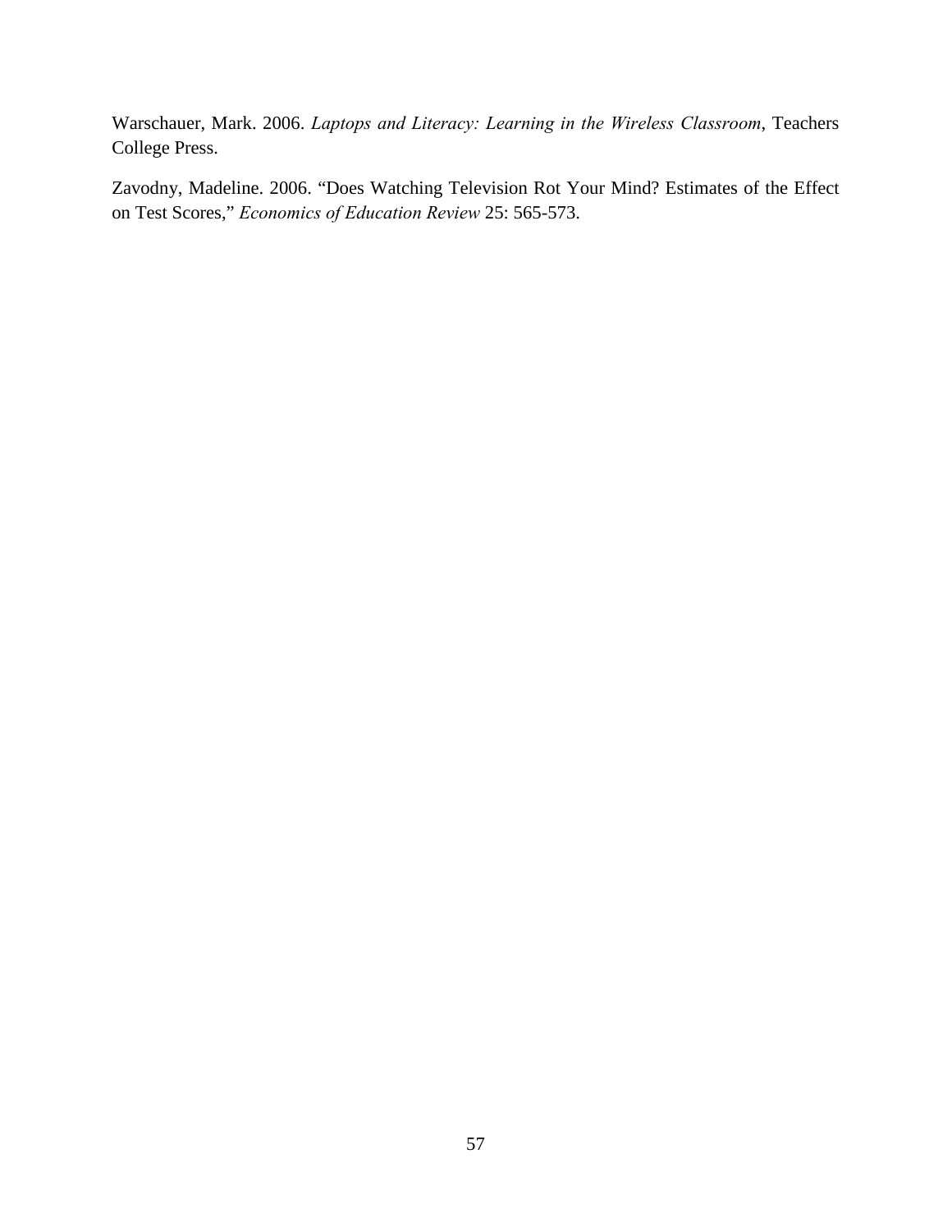Warschauer, Mark. 2006. *Laptops and Literacy: Learning in the Wireless Classroom*, Teachers College Press.

Zavodny, Madeline. 2006. "Does Watching Television Rot Your Mind? Estimates of the Effect on Test Scores," *Economics of Education Review* 25: 565-573.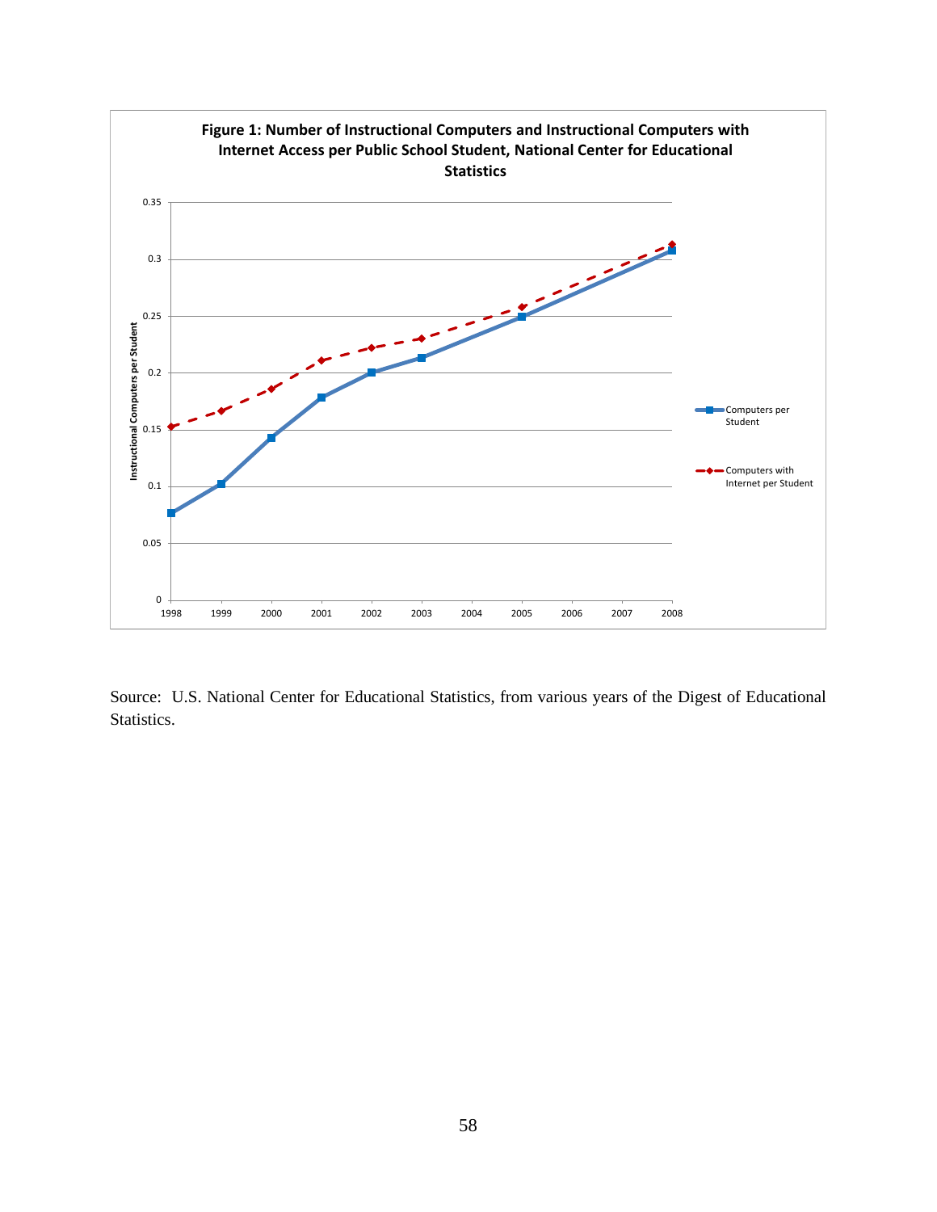**Figure 1: Number of Instructional Computers and Instructional Computers with Internet Access per Public School Student, National Center for Educational Statistics**

Source: U.S. National Center for Educational Statistics, from various years of the Digest of Educational Statistics.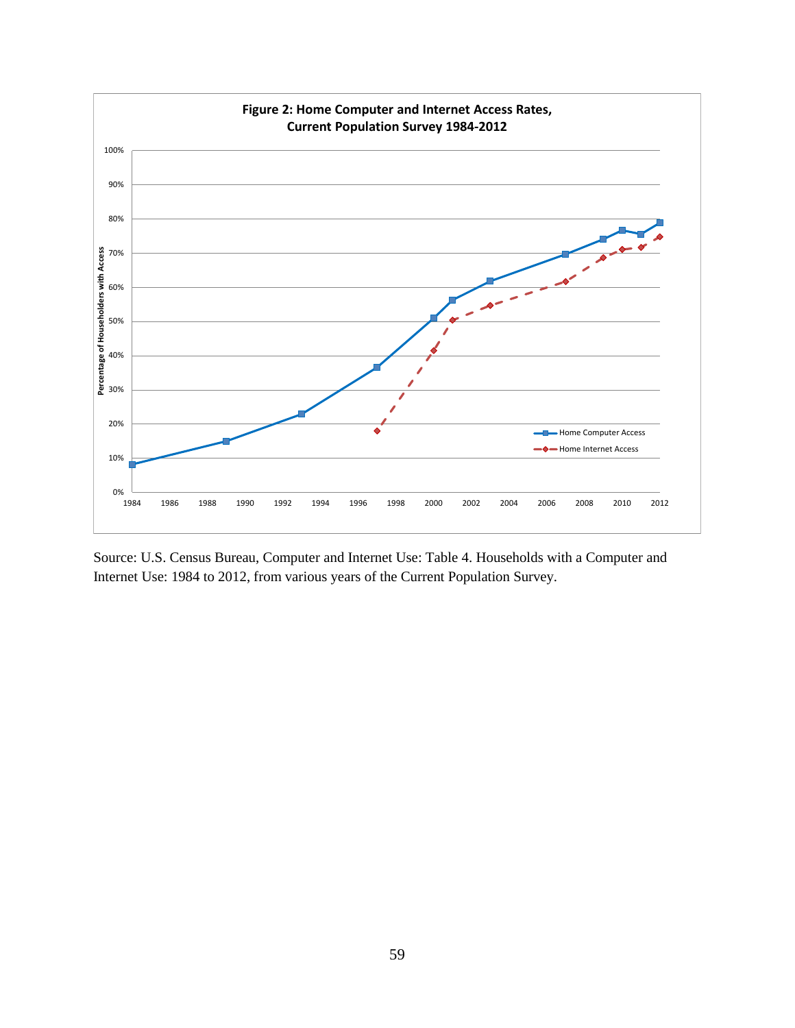**Figure 2: Home Computer and Internet Access Rates, Current Population Survey 1984-2012**

Source: U.S. Census Bureau, Computer and Internet Use: Table 4. Households with a Computer and Internet Use: 1984 to 2012, from various years of the Current Population Survey.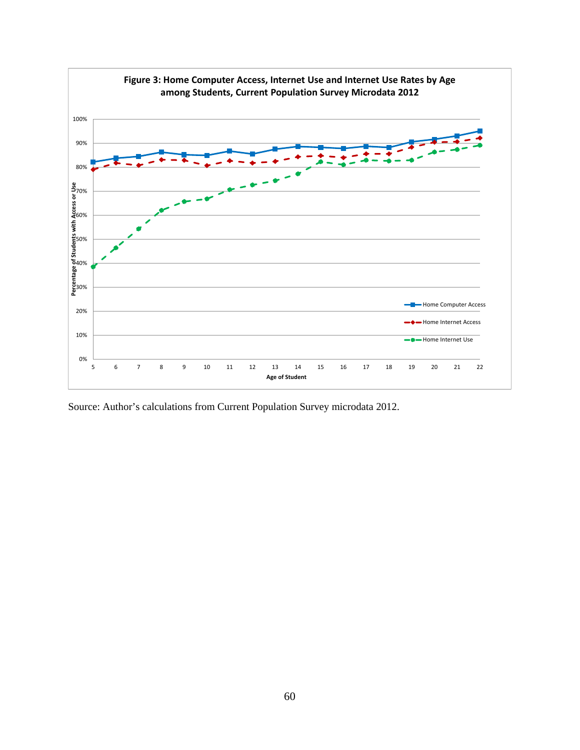**Figure 3: Home Computer Access, Internet Use and Internet Use Rates by Age among Students, Current Population Survey Microdata 2012**

Source: Author's calculations from Current Population Survey microdata 2012.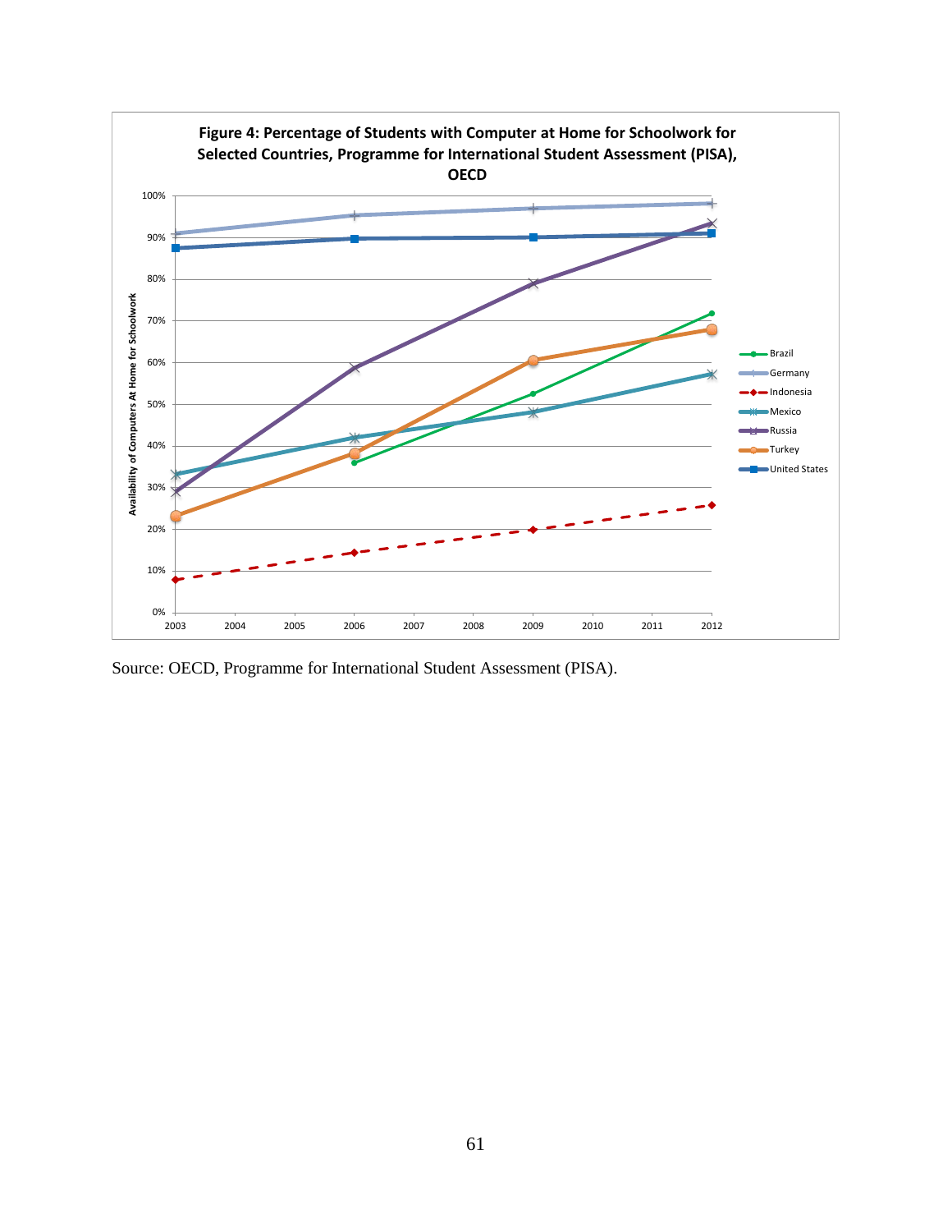**Figure 4: Percentage of Students with Computer at Home for Schoolwork for Selected Countries, Programme for International Student Assessment (PISA), OECD**

Source: OECD, Programme for International Student Assessment (PISA).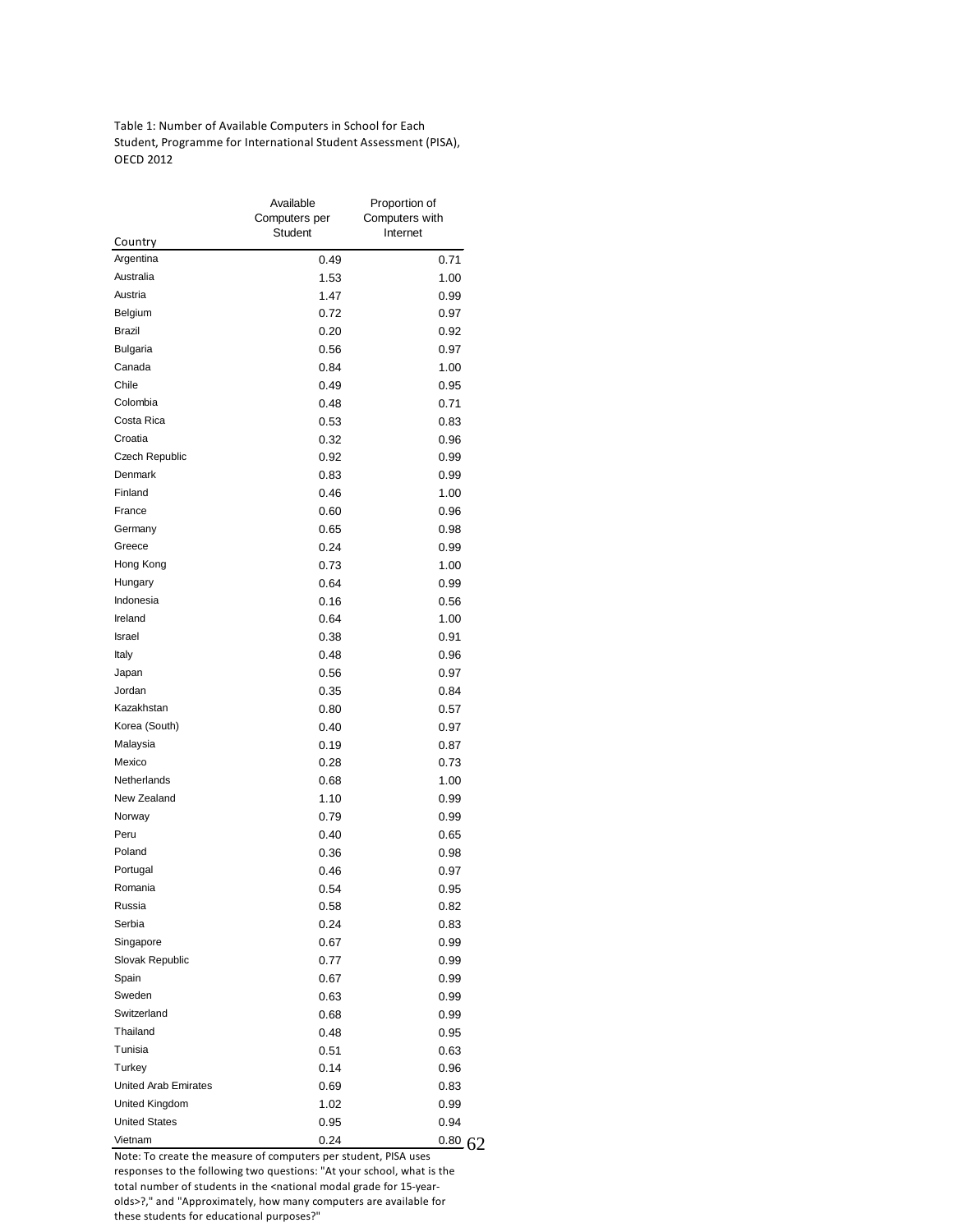Table 1: Number of Available Computers in School for Each Student, Programme for International Student Assessment (PISA), OECD 2012

| Country | Available Computers per Student | Proportion of Computers with Internet |
|---|---|---|
| Argentina | 0.49 | 0.71 |
| Australia | 1.53 | 1.00 |
| Austria | 1.47 | 0.99 |
| Belgium | 0.72 | 0.97 |
| Brazil | 0.20 | 0.92 |
| Bulgaria | 0.56 | 0.97 |
| Canada | 0.84 | 1.00 |
| Chile | 0.49 | 0.95 |
| Colombia | 0.48 | 0.71 |
| Costa Rica | 0.53 | 0.83 |
| Croatia | 0.32 | 0.96 |
| Czech Republic | 0.92 | 0.99 |
| Denmark | 0.83 | 0.99 |
| Finland | 0.46 | 1.00 |
| France | 0.60 | 0.96 |
| Germany | 0.65 | 0.98 |
| Greece | 0.24 | 0.99 |
| Hong Kong | 0.73 | 1.00 |
| Hungary | 0.64 | 0.99 |
| Indonesia | 0.16 | 0.56 |
| Ireland | 0.64 | 1.00 |
| Israel | 0.38 | 0.91 |
| Italy | 0.48 | 0.96 |
| Japan | 0.56 | 0.97 |
| Jordan | 0.35 | 0.84 |
| Kazakhstan | 0.80 | 0.57 |
| Korea (South) | 0.40 | 0.97 |
| Malaysia | 0.19 | 0.87 |
| Mexico | 0.28 | 0.73 |
| Netherlands | 0.68 | 1.00 |
| New Zealand | 1.10 | 0.99 |
| Norway | 0.79 | 0.99 |
| Peru | 0.40 | 0.65 |
| Poland | 0.36 | 0.98 |
| Portugal | 0.46 | 0.97 |
| Romania | 0.54 | 0.95 |
| Russia | 0.58 | 0.82 |
| Serbia | 0.24 | 0.83 |
| Singapore | 0.67 | 0.99 |
| Slovak Republic | 0.77 | 0.99 |
| Spain | 0.67 | 0.99 |
| Sweden | 0.63 | 0.99 |
| Switzerland | 0.68 | 0.99 |
| Thailand | 0.48 | 0.95 |
| Tunisia | 0.51 | 0.63 |
| Turkey | 0.14 | 0.96 |
| United Arab Emirates | 0.69 | 0.83 |
| United Kingdom | 1.02 | 0.99 |
| United States | 0.95 | 0.94 |
| Vietnam | 0.24 | 0.80 |

Note: To create the measure of computers per student, PISA uses responses to the following two questions: "At your school, what is the total number of students in the <national modal grade for 15-year-olds>?," and "Approximately, how many computers are available for these students for educational purposes?"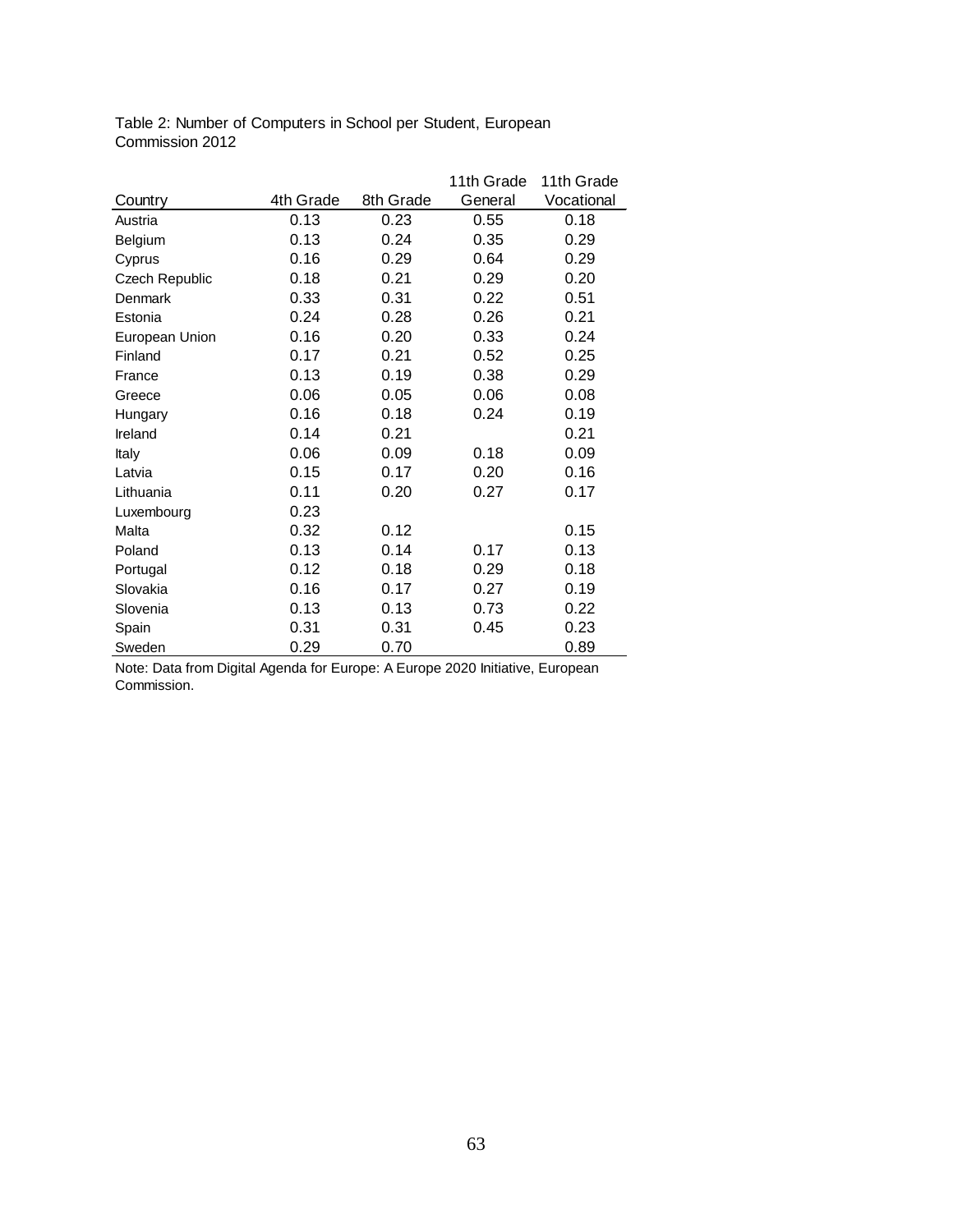Table 2: Number of Computers in School per Student, European Commission 2012

| Country | 4th Grade | 8th Grade | 11th Grade General | 11th Grade Vocational |
|---|---|---|---|---|
| Austria | 0.13 | 0.23 | 0.55 | 0.18 |
| Belgium | 0.13 | 0.24 | 0.35 | 0.29 |
| Cyprus | 0.16 | 0.29 | 0.64 | 0.29 |
| Czech Republic | 0.18 | 0.21 | 0.29 | 0.20 |
| Denmark | 0.33 | 0.31 | 0.22 | 0.51 |
| Estonia | 0.24 | 0.28 | 0.26 | 0.21 |
| European Union | 0.16 | 0.20 | 0.33 | 0.24 |
| Finland | 0.17 | 0.21 | 0.52 | 0.25 |
| France | 0.13 | 0.19 | 0.38 | 0.29 |
| Greece | 0.06 | 0.05 | 0.06 | 0.08 |
| Hungary | 0.16 | 0.18 | 0.24 | 0.19 |
| Ireland | 0.14 | 0.21 | | 0.21 |
| Italy | 0.06 | 0.09 | 0.18 | 0.09 |
| Latvia | 0.15 | 0.17 | 0.20 | 0.16 |
| Lithuania | 0.11 | 0.20 | 0.27 | 0.17 |
| Luxembourg | 0.23 | | | |
| Malta | 0.32 | 0.12 | | 0.15 |
| Poland | 0.13 | 0.14 | 0.17 | 0.13 |
| Portugal | 0.12 | 0.18 | 0.29 | 0.18 |
| Slovakia | 0.16 | 0.17 | 0.27 | 0.19 |
| Slovenia | 0.13 | 0.13 | 0.73 | 0.22 |
| Spain | 0.31 | 0.31 | 0.45 | 0.23 |
| Sweden | 0.29 | 0.70 | | 0.89 |

Note: Data from Digital Agenda for Europe: A Europe 2020 Initiative, European Commission.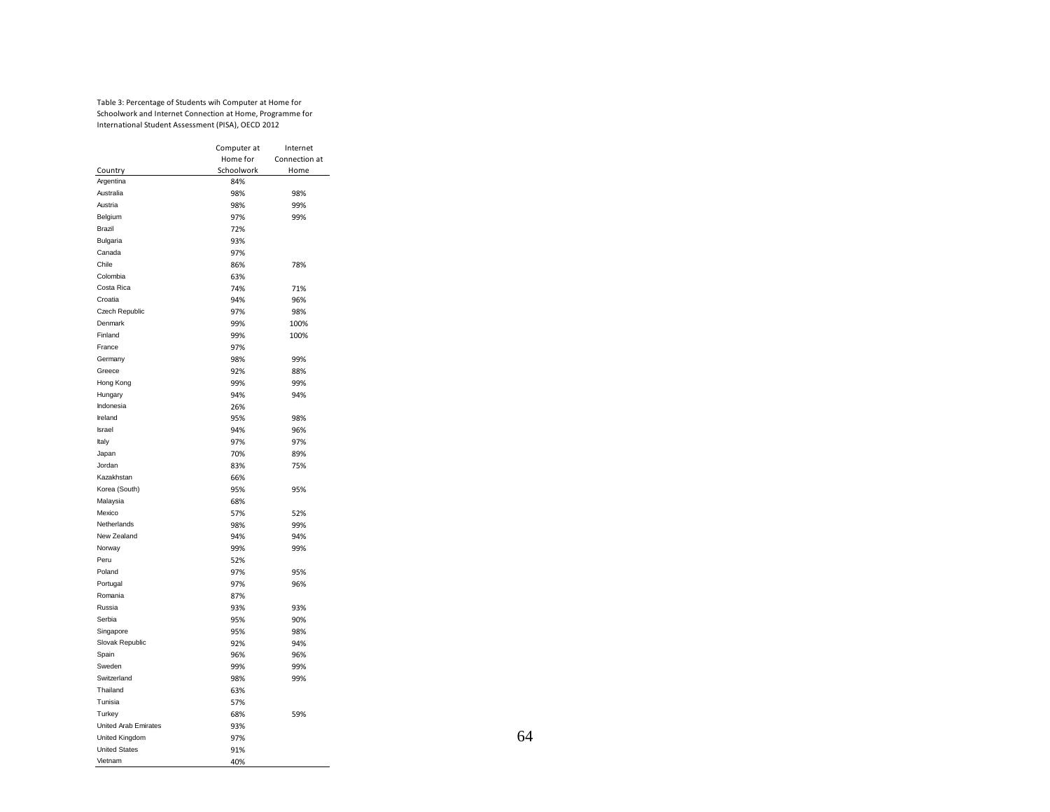Table 3: Percentage of Students wih Computer at Home for Schoolwork and Internet Connection at Home, Programme for International Student Assessment (PISA), OECD 2012

| Country | Computer at Home for Schoolwork | Internet Connection at Home |
|---|---|---|
| Argentina | 84% | |
| Australia | 98% | 98% |
| Austria | 98% | 99% |
| Belgium | 97% | 99% |
| Brazil | 72% | |
| Bulgaria | 93% | |
| Canada | 97% | |
| Chile | 86% | 78% |
| Colombia | 63% | |
| Costa Rica | 74% | 71% |
| Croatia | 94% | 96% |
| Czech Republic | 97% | 98% |
| Denmark | 99% | 100% |
| Finland | 99% | 100% |
| France | 97% | |
| Germany | 98% | 99% |
| Greece | 92% | 88% |
| Hong Kong | 99% | 99% |
| Hungary | 94% | 94% |
| Indonesia | 26% | |
| Ireland | 95% | 98% |
| Israel | 94% | 96% |
| Italy | 97% | 97% |
| Japan | 70% | 89% |
| Jordan | 83% | 75% |
| Kazakhstan | 66% | |
| Korea (South) | 95% | 95% |
| Malaysia | 68% | |
| Mexico | 57% | 52% |
| Netherlands | 98% | 99% |
| New Zealand | 94% | 94% |
| Norway | 99% | 99% |
| Peru | 52% | |
| Poland | 97% | 95% |
| Portugal | 97% | 96% |
| Romania | 87% | |
| Russia | 93% | 93% |
| Serbia | 95% | 90% |
| Singapore | 95% | 98% |
| Slovak Republic | 92% | 94% |
| Spain | 96% | 96% |
| Sweden | 99% | 99% |
| Switzerland | 98% | 99% |
| Thailand | 63% | |
| Tunisia | 57% | |
| Turkey | 68% | 59% |
| United Arab Emirates | 93% | |
| United Kingdom | 97% | |
| United States | 91% | |
| Vietnam | 40% | |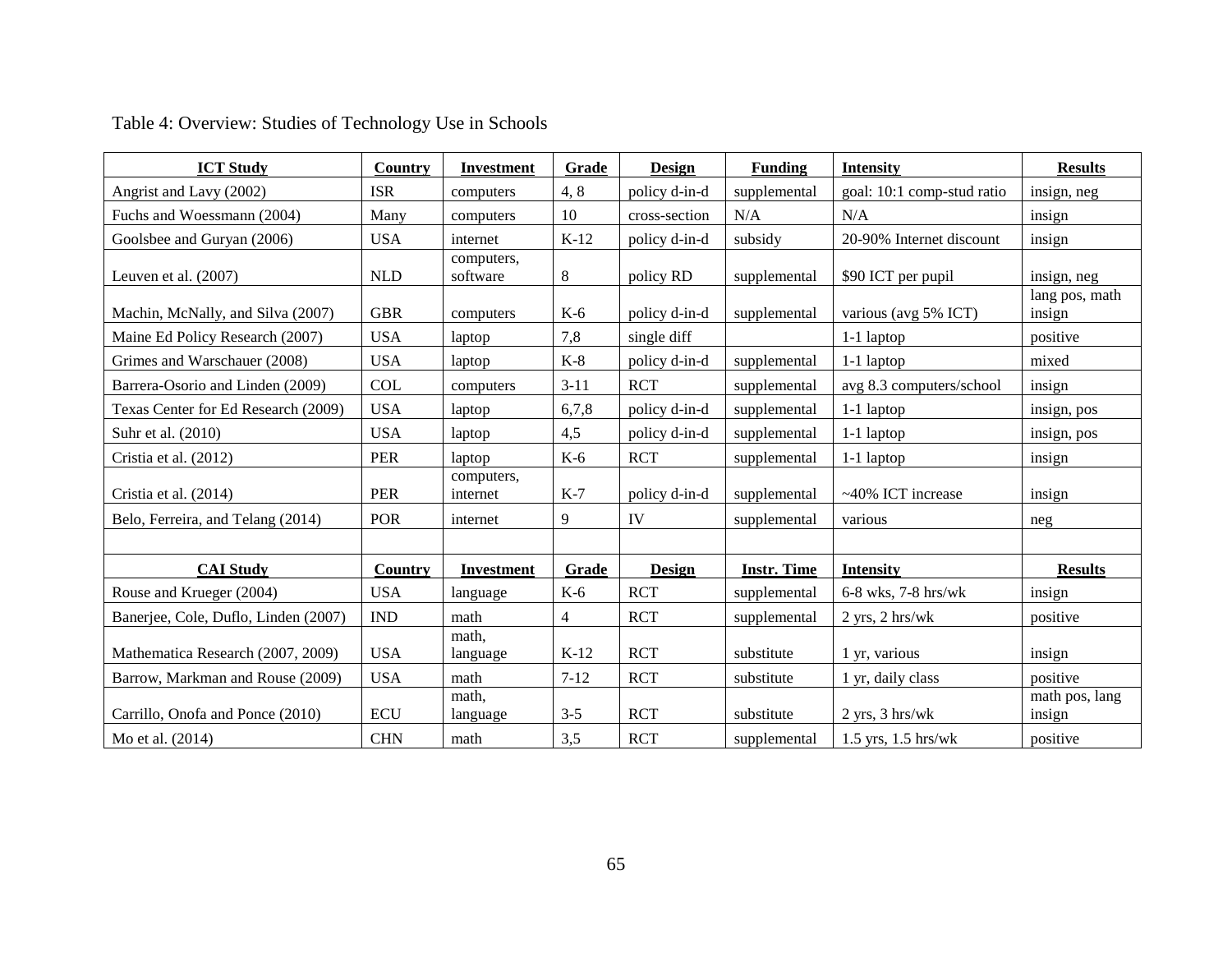Table 4: Overview: Studies of Technology Use in Schools

| ICT Study | Country | Investment | Grade | Design | Funding | Intensity | Results |
|---|---|---|---|---|---|---|---|
| Angrist and Lavy (2002) | ISR | computers | 4, 8 | policy d-in-d | supplemental | goal: 10:1 comp-stud ratio | insign, neg |
| Fuchs and Woessmann (2004) | Many | computers | 10 | cross-section | N/A | N/A | insign |
| Goolsbee and Guryan (2006) | USA | internet | K-12 | policy d-in-d | subsidy | 20-90% Internet discount | insign |
| Leuven et al. (2007) | NLD | computers, software | 8 | policy RD | supplemental | $90 ICT per pupil | insign, neg |
| Machin, McNally, and Silva (2007) | GBR | computers | K-6 | policy d-in-d | supplemental | various (avg 5% ICT) | lang pos, math insign |
| Maine Ed Policy Research (2007) | USA | laptop | 7,8 | single diff | | 1-1 laptop | positive |
| Grimes and Warschauer (2008) | USA | laptop | K-8 | policy d-in-d | supplemental | 1-1 laptop | mixed |
| Barrera-Osorio and Linden (2009) | COL | computers | 3-11 | RCT | supplemental | avg 8.3 computers/school | insign |
| Texas Center for Ed Research (2009) | USA | laptop | 6,7,8 | policy d-in-d | supplemental | 1-1 laptop | insign, pos |
| Suhr et al. (2010) | USA | laptop | 4,5 | policy d-in-d | supplemental | 1-1 laptop | insign, pos |
| Cristia et al. (2012) | PER | laptop | K-6 | RCT | supplemental | 1-1 laptop | insign |
| Cristia et al. (2014) | PER | computers, internet | K-7 | policy d-in-d | supplemental | ~40% ICT increase | insign |
| Belo, Ferreira, and Telang (2014) | POR | internet | 9 | IV | supplemental | various | neg |
| | | | | | | | |
| **CAI Study** | **Country** | **Investment** | **Grade** | **Design** | **Instr. Time** | **Intensity** | **Results** |
| Rouse and Krueger (2004) | USA | language | K-6 | RCT | supplemental | 6-8 wks, 7-8 hrs/wk | insign |
| Banerjee, Cole, Duflo, Linden (2007) | IND | math | 4 | RCT | supplemental | 2 yrs, 2 hrs/wk | positive |
| Mathematica Research (2007, 2009) | USA | math, language | K-12 | RCT | substitute | 1 yr, various | insign |
| Barrow, Markman and Rouse (2009) | USA | math | 7-12 | RCT | substitute | 1 yr, daily class | positive |
| Carrillo, Onofa and Ponce (2010) | ECU | math, language | 3-5 | RCT | substitute | 2 yrs, 3 hrs/wk | math pos, lang insign |
| Mo et al. (2014) | CHN | math | 3,5 | RCT | supplemental | 1.5 yrs, 1.5 hrs/wk | positive |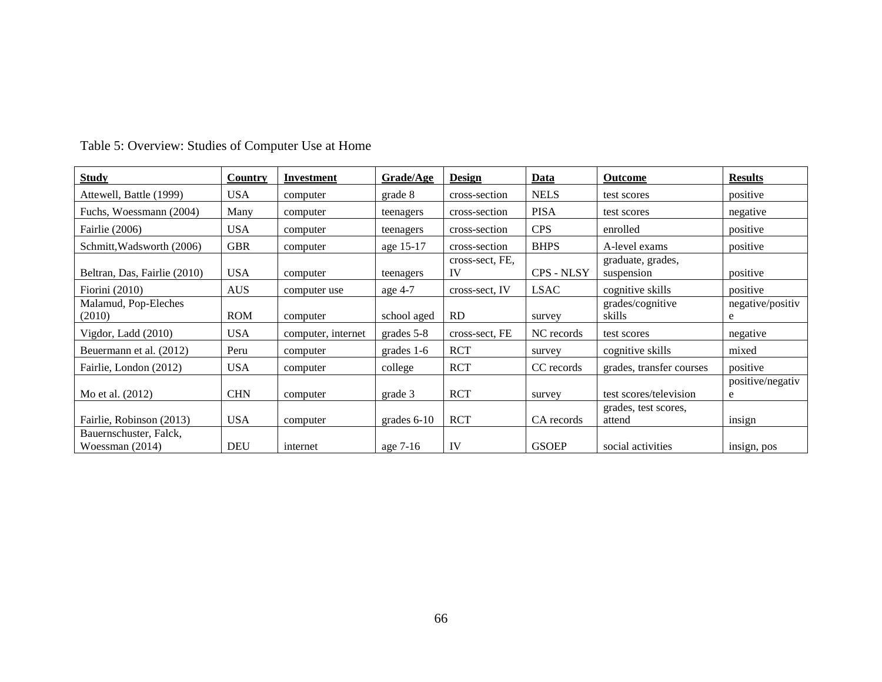Table 5: Overview: Studies of Computer Use at Home

| Study | Country | Investment | Grade/Age | Design | Data | Outcome | Results |
|---|---|---|---|---|---|---|---|
| Attewell, Battle (1999) | USA | computer | grade 8 | cross-section | NELS | test scores | positive |
| Fuchs, Woessmann (2004) | Many | computer | teenagers | cross-section | PISA | test scores | negative |
| Fairlie (2006) | USA | computer | teenagers | cross-section | CPS | enrolled | positive |
| Schmitt,Wadsworth (2006) | GBR | computer | age 15-17 | cross-section | BHPS | A-level exams | positive |
| Beltran, Das, Fairlie (2010) | USA | computer | teenagers | cross-sect, FE, IV | CPS - NLSY | graduate, grades, suspension | positive |
| Fiorini (2010) | AUS | computer use | age 4-7 | cross-sect, IV | LSAC | cognitive skills | positive |
| Malamud, Pop-Eleches (2010) | ROM | computer | school aged | RD | survey | grades/cognitive skills | negative/positive |
| Vigdor, Ladd (2010) | USA | computer, internet | grades 5-8 | cross-sect, FE | NC records | test scores | negative |
| Beuermann et al. (2012) | Peru | computer | grades 1-6 | RCT | survey | cognitive skills | mixed |
| Fairlie, London (2012) | USA | computer | college | RCT | CC records | grades, transfer courses | positive |
| Mo et al. (2012) | CHN | computer | grade 3 | RCT | survey | test scores/television | positive/negative |
| Fairlie, Robinson (2013) | USA | computer | grades 6-10 | RCT | CA records | grades, test scores, attend | insign |
| Bauernschuster, Falck, Woessman (2014) | DEU | internet | age 7-16 | IV | GSOEP | social activities | insign, pos |